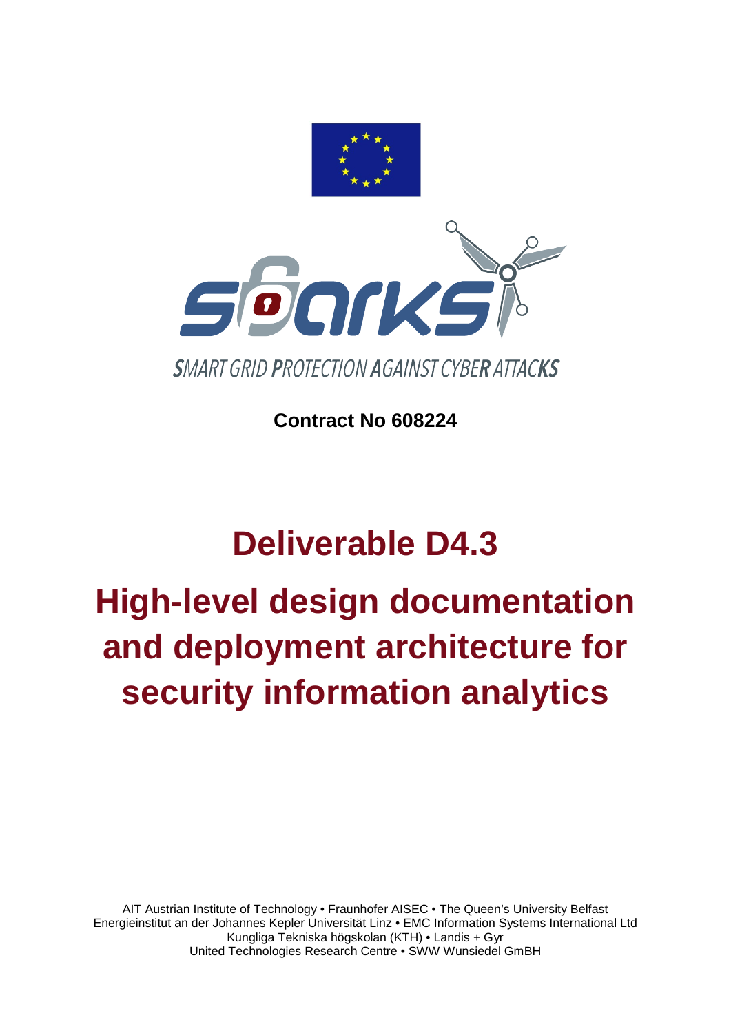SMART GRID PROTECTION AGAINST CYBER ATTACKS

**Contract No 608224**

# Deliverable D4.3

# High-level design documentation and deployment architecture for security information analytics

AIT Austrian Institute of Technology • Fraunhofer AISEC • The Queen's University Belfast
Energieinstitut an der Johannes Kepler Universität Linz • EMC Information Systems International Ltd
Kungliga Tekniska högskolan (KTH) • Landis + Gyr
United Technologies Research Centre • SWW Wunsiedel GmBH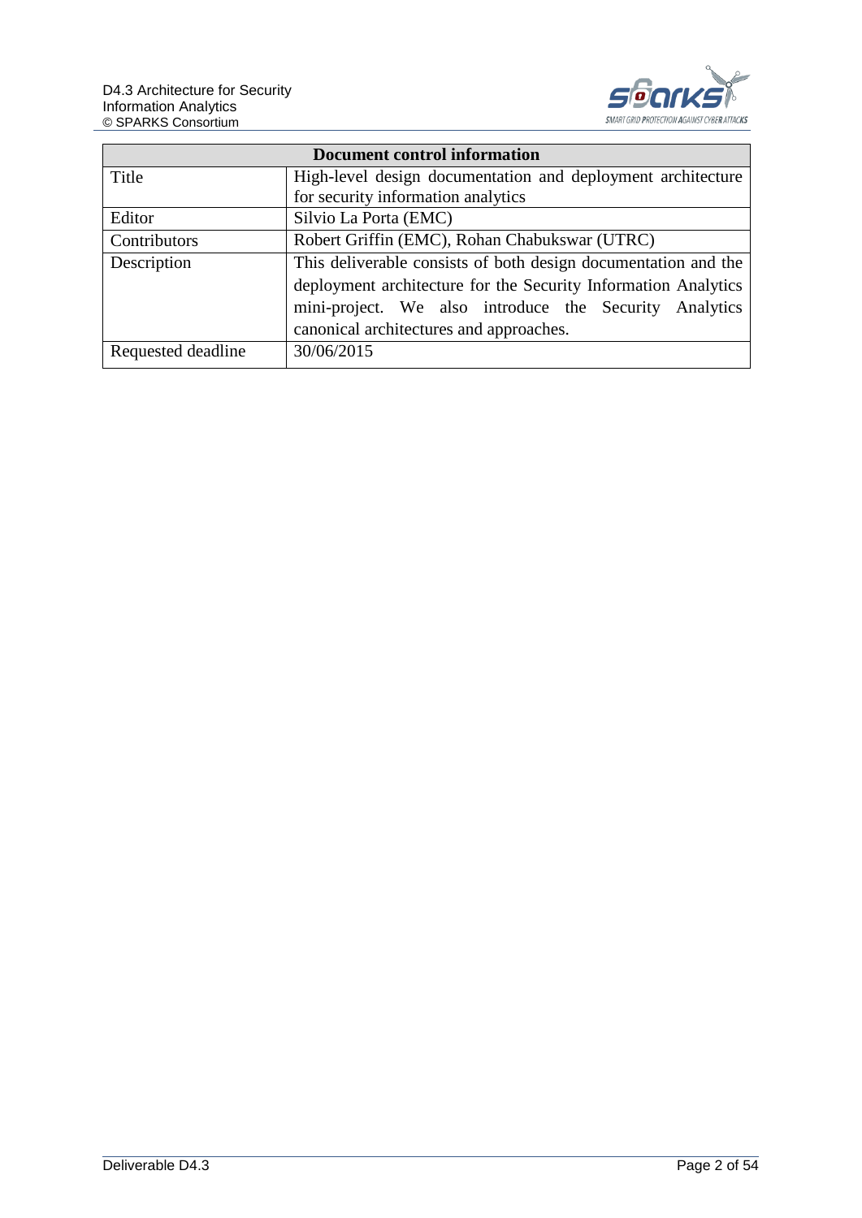| Document control information | |
|---|---|
| Title | High-level design documentation and deployment architecture for security information analytics |
| Editor | Silvio La Porta (EMC) |
| Contributors | Robert Griffin (EMC), Rohan Chabukswar (UTRC) |
| Description | This deliverable consists of both design documentation and the deployment architecture for the Security Information Analytics mini-project. We also introduce the Security Analytics canonical architectures and approaches. |
| Requested deadline | 30/06/2015 |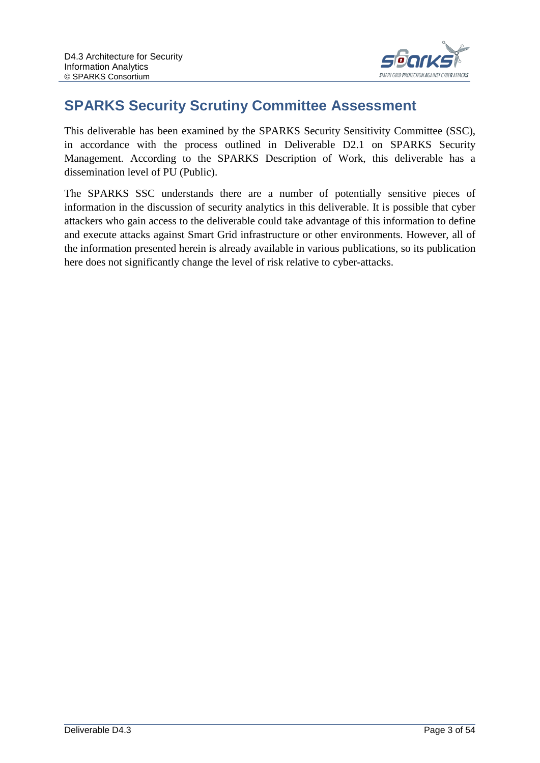## SPARKS Security Scrutiny Committee Assessment

This deliverable has been examined by the SPARKS Security Sensitivity Committee (SSC), in accordance with the process outlined in Deliverable D2.1 on SPARKS Security Management. According to the SPARKS Description of Work, this deliverable has a dissemination level of PU (Public).

The SPARKS SSC understands there are a number of potentially sensitive pieces of information in the discussion of security analytics in this deliverable. It is possible that cyber attackers who gain access to the deliverable could take advantage of this information to define and execute attacks against Smart Grid infrastructure or other environments. However, all of the information presented herein is already available in various publications, so its publication here does not significantly change the level of risk relative to cyber-attacks.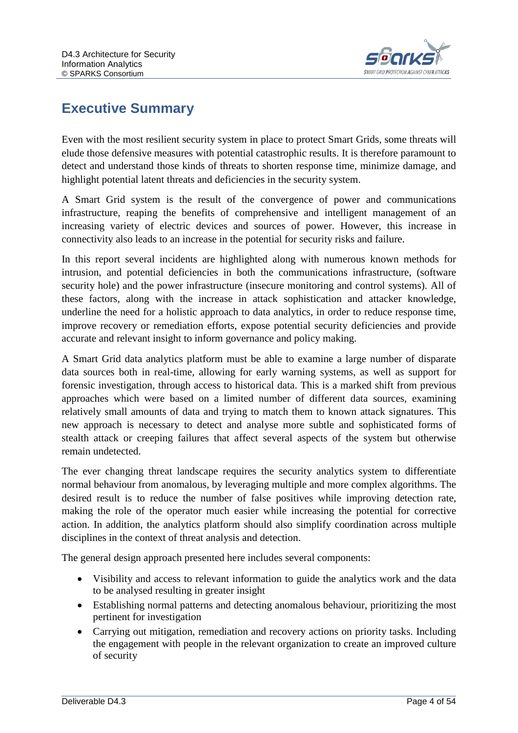# Executive Summary

Even with the most resilient security system in place to protect Smart Grids, some threats will elude those defensive measures with potential catastrophic results. It is therefore paramount to detect and understand those kinds of threats to shorten response time, minimize damage, and highlight potential latent threats and deficiencies in the security system.

A Smart Grid system is the result of the convergence of power and communications infrastructure, reaping the benefits of comprehensive and intelligent management of an increasing variety of electric devices and sources of power. However, this increase in connectivity also leads to an increase in the potential for security risks and failure.

In this report several incidents are highlighted along with numerous known methods for intrusion, and potential deficiencies in both the communications infrastructure, (software security hole) and the power infrastructure (insecure monitoring and control systems). All of these factors, along with the increase in attack sophistication and attacker knowledge, underline the need for a holistic approach to data analytics, in order to reduce response time, improve recovery or remediation efforts, expose potential security deficiencies and provide accurate and relevant insight to inform governance and policy making.

A Smart Grid data analytics platform must be able to examine a large number of disparate data sources both in real-time, allowing for early warning systems, as well as support for forensic investigation, through access to historical data. This is a marked shift from previous approaches which were based on a limited number of different data sources, examining relatively small amounts of data and trying to match them to known attack signatures. This new approach is necessary to detect and analyse more subtle and sophisticated forms of stealth attack or creeping failures that affect several aspects of the system but otherwise remain undetected.

The ever changing threat landscape requires the security analytics system to differentiate normal behaviour from anomalous, by leveraging multiple and more complex algorithms. The desired result is to reduce the number of false positives while improving detection rate, making the role of the operator much easier while increasing the potential for corrective action. In addition, the analytics platform should also simplify coordination across multiple disciplines in the context of threat analysis and detection.

The general design approach presented here includes several components:

- Visibility and access to relevant information to guide the analytics work and the data to be analysed resulting in greater insight
- Establishing normal patterns and detecting anomalous behaviour, prioritizing the most pertinent for investigation
- Carrying out mitigation, remediation and recovery actions on priority tasks. Including the engagement with people in the relevant organization to create an improved culture of security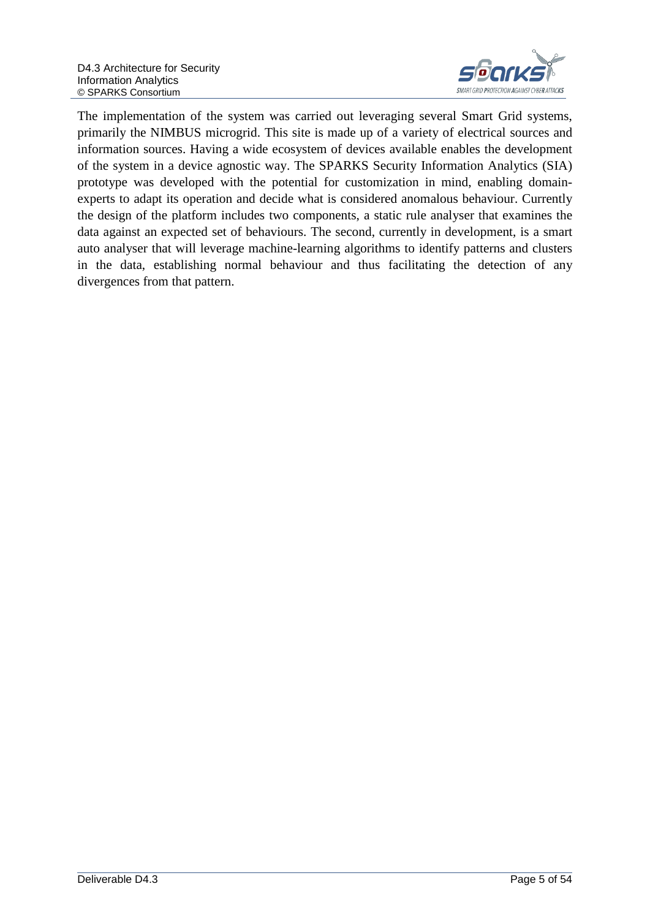The implementation of the system was carried out leveraging several Smart Grid systems, primarily the NIMBUS microgrid. This site is made up of a variety of electrical sources and information sources. Having a wide ecosystem of devices available enables the development of the system in a device agnostic way. The SPARKS Security Information Analytics (SIA) prototype was developed with the potential for customization in mind, enabling domain-experts to adapt its operation and decide what is considered anomalous behaviour. Currently the design of the platform includes two components, a static rule analyser that examines the data against an expected set of behaviours. The second, currently in development, is a smart auto analyser that will leverage machine-learning algorithms to identify patterns and clusters in the data, establishing normal behaviour and thus facilitating the detection of any divergences from that pattern.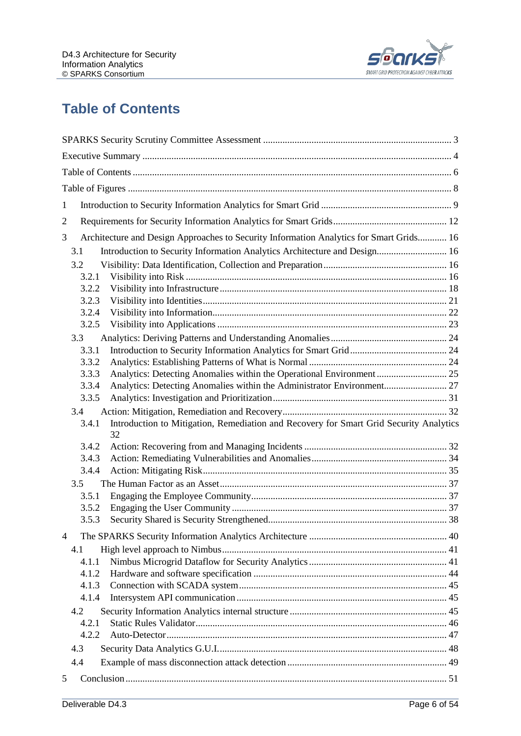# Table of Contents

SPARKS Security Scrutiny Committee Assessment ............................................................................ 3

Executive Summary ............................................................................................................................ 4

Table of Contents ................................................................................................................................ 6

Table of Figures .................................................................................................................................. 8

1 Introduction to Security Information Analytics for Smart Grid ..................................................... 9

2 Requirements for Security Information Analytics for Smart Grids .............................................. 12

3 Architecture and Design Approaches to Security Information Analytics for Smart Grids ............ 16

3.1 Introduction to Security Information Analytics Architecture and Design ............................ 16

3.2 Visibility: Data Identification, Collection and Preparation .................................................. 16

3.2.1 Visibility into Risk .......................................................................................................... 16

3.2.2 Visibility into Infrastructure ........................................................................................... 18

3.2.3 Visibility into Identities ................................................................................................... 21

3.2.4 Visibility into Information ............................................................................................... 22

3.2.5 Visibility into Applications ............................................................................................. 23

3.3 Analytics: Deriving Patterns and Understanding Anomalies ............................................... 24

3.3.1 Introduction to Security Information Analytics for Smart Grid ....................................... 24

3.3.2 Analytics: Establishing Patterns of What is Normal ........................................................ 24

3.3.3 Analytics: Detecting Anomalies within the Operational Environment ............................ 25

3.3.4 Analytics: Detecting Anomalies within the Administrator Environment .......................... 27

3.3.5 Analytics: Investigation and Prioritization ...................................................................... 31

3.4 Action: Mitigation, Remediation and Recovery ................................................................... 32

3.4.1 Introduction to Mitigation, Remediation and Recovery for Smart Grid Security Analytics 32

3.4.2 Action: Recovering from and Managing Incidents .......................................................... 32

3.4.3 Action: Remediating Vulnerabilities and Anomalies ....................................................... 34

3.4.4 Action: Mitigating Risk .................................................................................................... 35

3.5 The Human Factor as an Asset ............................................................................................. 37

3.5.1 Engaging the Employee Community ................................................................................ 37

3.5.2 Engaging the User Community ....................................................................................... 37

3.5.3 Security Shared is Security Strengthened ......................................................................... 38

4 The SPARKS Security Information Analytics Architecture ........................................................ 40

4.1 High level approach to Nimbus ............................................................................................ 41

4.1.1 Nimbus Microgrid Dataflow for Security Analytics ......................................................... 41

4.1.2 Hardware and software specification .............................................................................. 44

4.1.3 Connection with SCADA system ..................................................................................... 45

4.1.4 Intersystem API communication ...................................................................................... 45

4.2 Security Information Analytics internal structure ................................................................ 45

4.2.1 Static Rules Validator ....................................................................................................... 46

4.2.2 Auto-Detector .................................................................................................................. 47

4.3 Security Data Analytics G.U.I. ............................................................................................. 48

4.4 Example of mass disconnection attack detection ................................................................. 49

5 Conclusion ................................................................................................................................... 51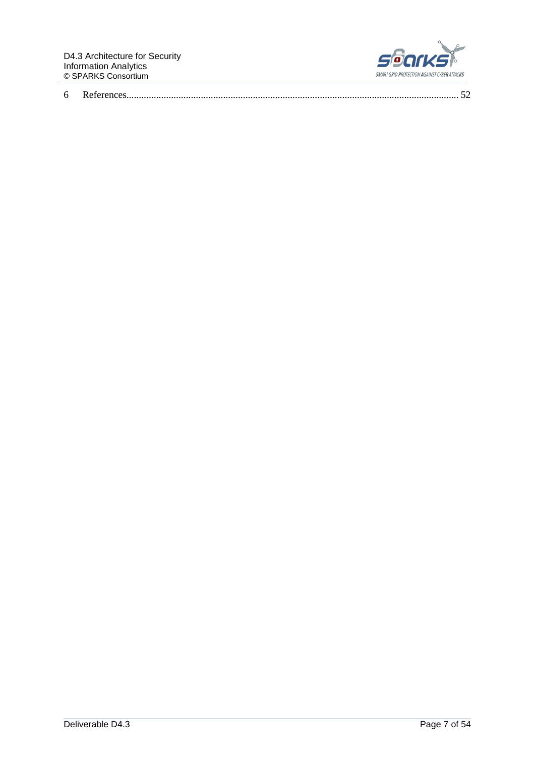6 References .................................................................................................................................... 52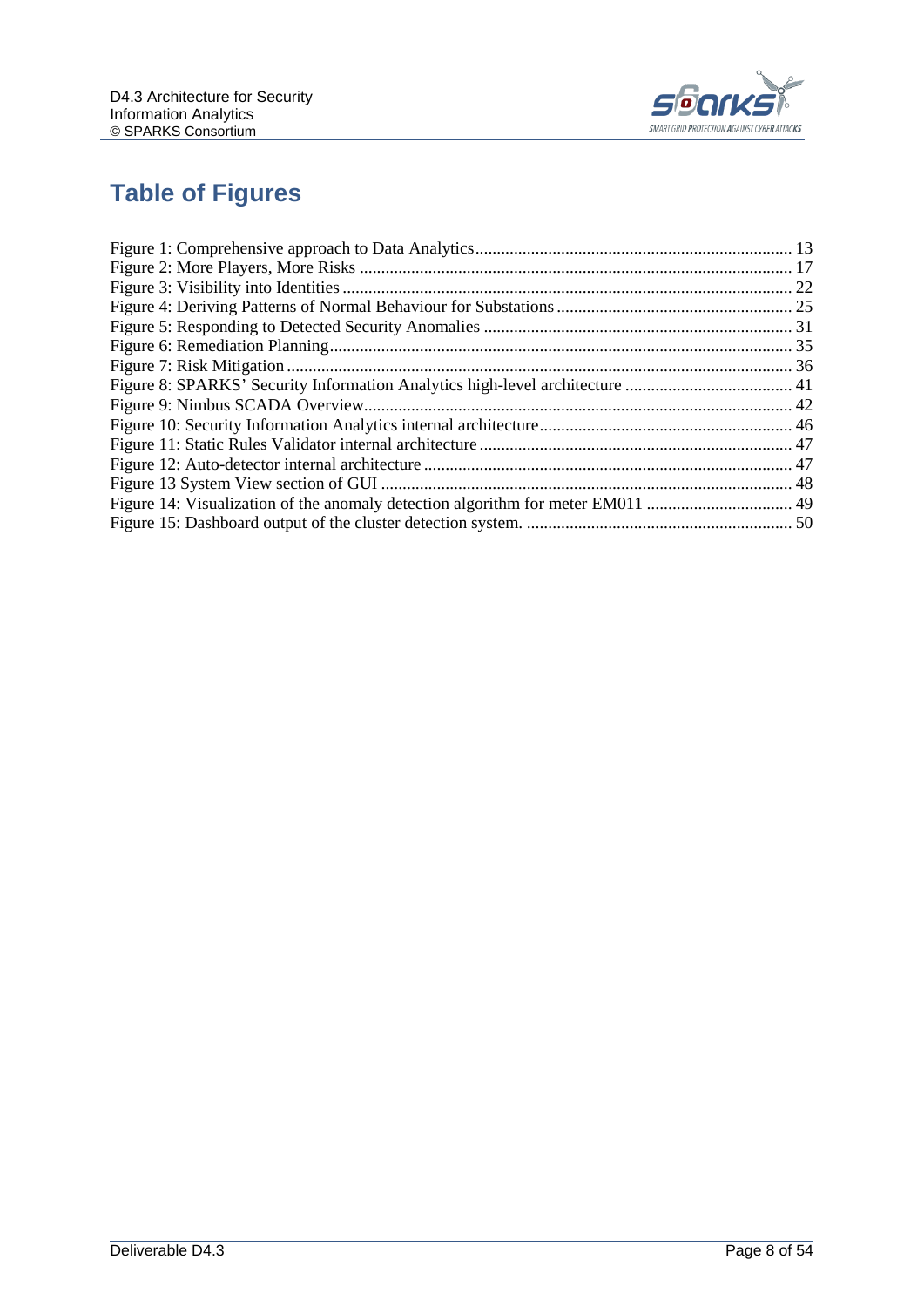# Table of Figures

Figure 1: Comprehensive approach to Data Analytics ........................................................................ 13
Figure 2: More Players, More Risks .................................................................................................... 17
Figure 3: Visibility into Identities ........................................................................................................ 22
Figure 4: Deriving Patterns of Normal Behaviour for Substations ...................................................... 25
Figure 5: Responding to Detected Security Anomalies ....................................................................... 31
Figure 6: Remediation Planning ........................................................................................................... 35
Figure 7: Risk Mitigation .................................................................................................................... 36
Figure 8: SPARKS' Security Information Analytics high-level architecture ....................................... 41
Figure 9: Nimbus SCADA Overview ................................................................................................... 42
Figure 10: Security Information Analytics internal architecture .......................................................... 46
Figure 11: Static Rules Validator internal architecture ........................................................................ 47
Figure 12: Auto-detector internal architecture ..................................................................................... 47
Figure 13 System View section of GUI ............................................................................................... 48
Figure 14: Visualization of the anomaly detection algorithm for meter EM011 .................................. 49
Figure 15: Dashboard output of the cluster detection system. ............................................................. 50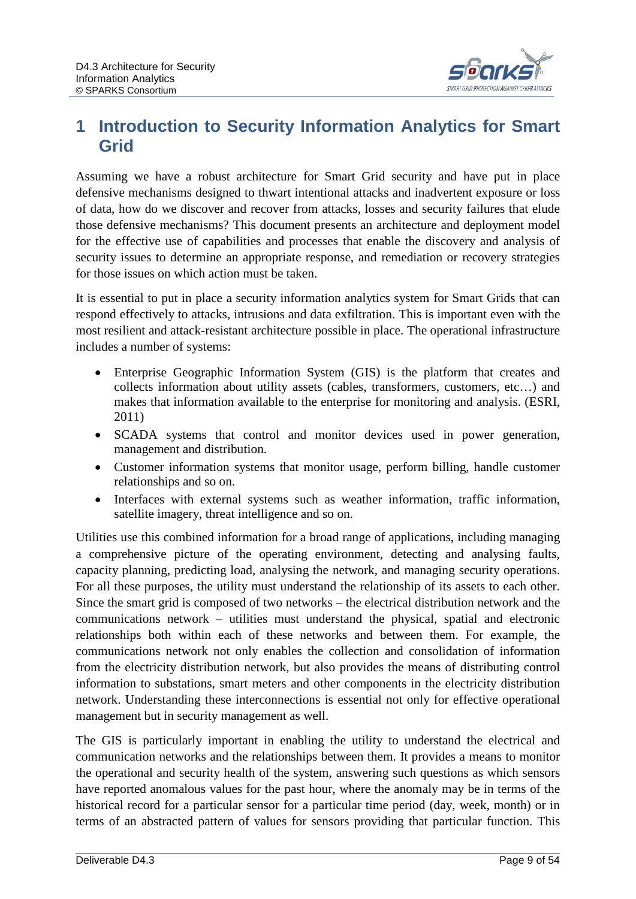# 1 Introduction to Security Information Analytics for Smart Grid

Assuming we have a robust architecture for Smart Grid security and have put in place defensive mechanisms designed to thwart intentional attacks and inadvertent exposure or loss of data, how do we discover and recover from attacks, losses and security failures that elude those defensive mechanisms? This document presents an architecture and deployment model for the effective use of capabilities and processes that enable the discovery and analysis of security issues to determine an appropriate response, and remediation or recovery strategies for those issues on which action must be taken.

It is essential to put in place a security information analytics system for Smart Grids that can respond effectively to attacks, intrusions and data exfiltration. This is important even with the most resilient and attack-resistant architecture possible in place. The operational infrastructure includes a number of systems:

- Enterprise Geographic Information System (GIS) is the platform that creates and collects information about utility assets (cables, transformers, customers, etc…) and makes that information available to the enterprise for monitoring and analysis. (ESRI, 2011)
- SCADA systems that control and monitor devices used in power generation, management and distribution.
- Customer information systems that monitor usage, perform billing, handle customer relationships and so on.
- Interfaces with external systems such as weather information, traffic information, satellite imagery, threat intelligence and so on.

Utilities use this combined information for a broad range of applications, including managing a comprehensive picture of the operating environment, detecting and analysing faults, capacity planning, predicting load, analysing the network, and managing security operations. For all these purposes, the utility must understand the relationship of its assets to each other. Since the smart grid is composed of two networks – the electrical distribution network and the communications network – utilities must understand the physical, spatial and electronic relationships both within each of these networks and between them. For example, the communications network not only enables the collection and consolidation of information from the electricity distribution network, but also provides the means of distributing control information to substations, smart meters and other components in the electricity distribution network. Understanding these interconnections is essential not only for effective operational management but in security management as well.

The GIS is particularly important in enabling the utility to understand the electrical and communication networks and the relationships between them. It provides a means to monitor the operational and security health of the system, answering such questions as which sensors have reported anomalous values for the past hour, where the anomaly may be in terms of the historical record for a particular sensor for a particular time period (day, week, month) or in terms of an abstracted pattern of values for sensors providing that particular function. This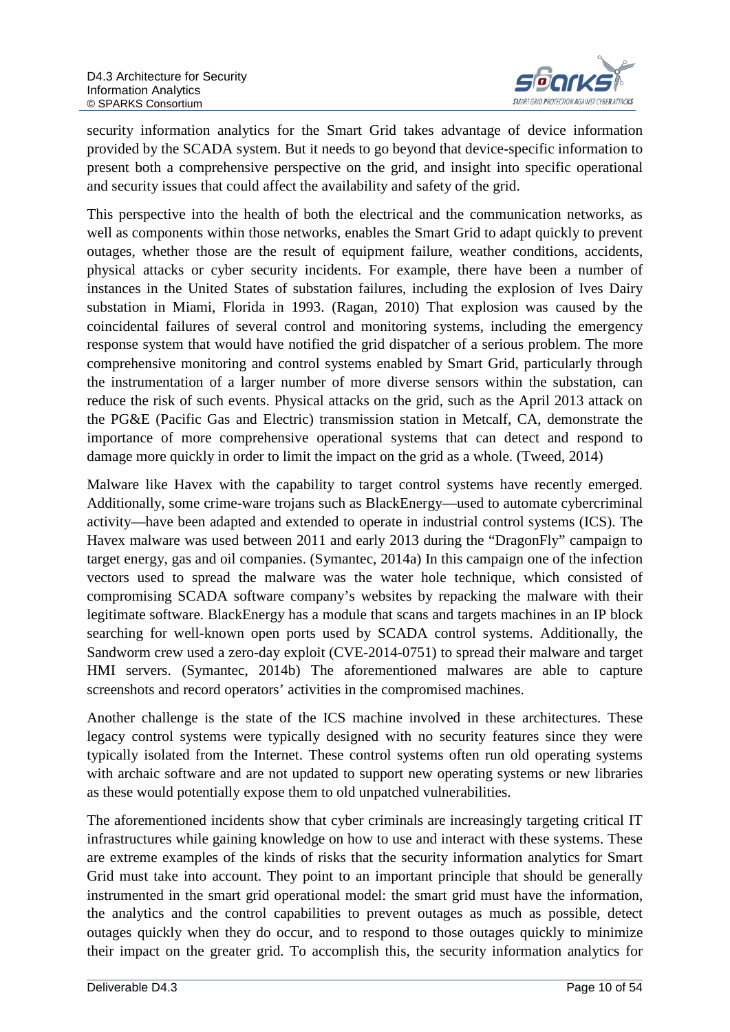security information analytics for the Smart Grid takes advantage of device information provided by the SCADA system. But it needs to go beyond that device-specific information to present both a comprehensive perspective on the grid, and insight into specific operational and security issues that could affect the availability and safety of the grid.

This perspective into the health of both the electrical and the communication networks, as well as components within those networks, enables the Smart Grid to adapt quickly to prevent outages, whether those are the result of equipment failure, weather conditions, accidents, physical attacks or cyber security incidents. For example, there have been a number of instances in the United States of substation failures, including the explosion of Ives Dairy substation in Miami, Florida in 1993. (Ragan, 2010) That explosion was caused by the coincidental failures of several control and monitoring systems, including the emergency response system that would have notified the grid dispatcher of a serious problem. The more comprehensive monitoring and control systems enabled by Smart Grid, particularly through the instrumentation of a larger number of more diverse sensors within the substation, can reduce the risk of such events. Physical attacks on the grid, such as the April 2013 attack on the PG&E (Pacific Gas and Electric) transmission station in Metcalf, CA, demonstrate the importance of more comprehensive operational systems that can detect and respond to damage more quickly in order to limit the impact on the grid as a whole. (Tweed, 2014)

Malware like Havex with the capability to target control systems have recently emerged. Additionally, some crime-ware trojans such as BlackEnergy—used to automate cybercriminal activity—have been adapted and extended to operate in industrial control systems (ICS). The Havex malware was used between 2011 and early 2013 during the "DragonFly" campaign to target energy, gas and oil companies. (Symantec, 2014a) In this campaign one of the infection vectors used to spread the malware was the water hole technique, which consisted of compromising SCADA software company's websites by repacking the malware with their legitimate software. BlackEnergy has a module that scans and targets machines in an IP block searching for well-known open ports used by SCADA control systems. Additionally, the Sandworm crew used a zero-day exploit (CVE-2014-0751) to spread their malware and target HMI servers. (Symantec, 2014b) The aforementioned malwares are able to capture screenshots and record operators' activities in the compromised machines.

Another challenge is the state of the ICS machine involved in these architectures. These legacy control systems were typically designed with no security features since they were typically isolated from the Internet. These control systems often run old operating systems with archaic software and are not updated to support new operating systems or new libraries as these would potentially expose them to old unpatched vulnerabilities.

The aforementioned incidents show that cyber criminals are increasingly targeting critical IT infrastructures while gaining knowledge on how to use and interact with these systems. These are extreme examples of the kinds of risks that the security information analytics for Smart Grid must take into account. They point to an important principle that should be generally instrumented in the smart grid operational model: the smart grid must have the information, the analytics and the control capabilities to prevent outages as much as possible, detect outages quickly when they do occur, and to respond to those outages quickly to minimize their impact on the greater grid. To accomplish this, the security information analytics for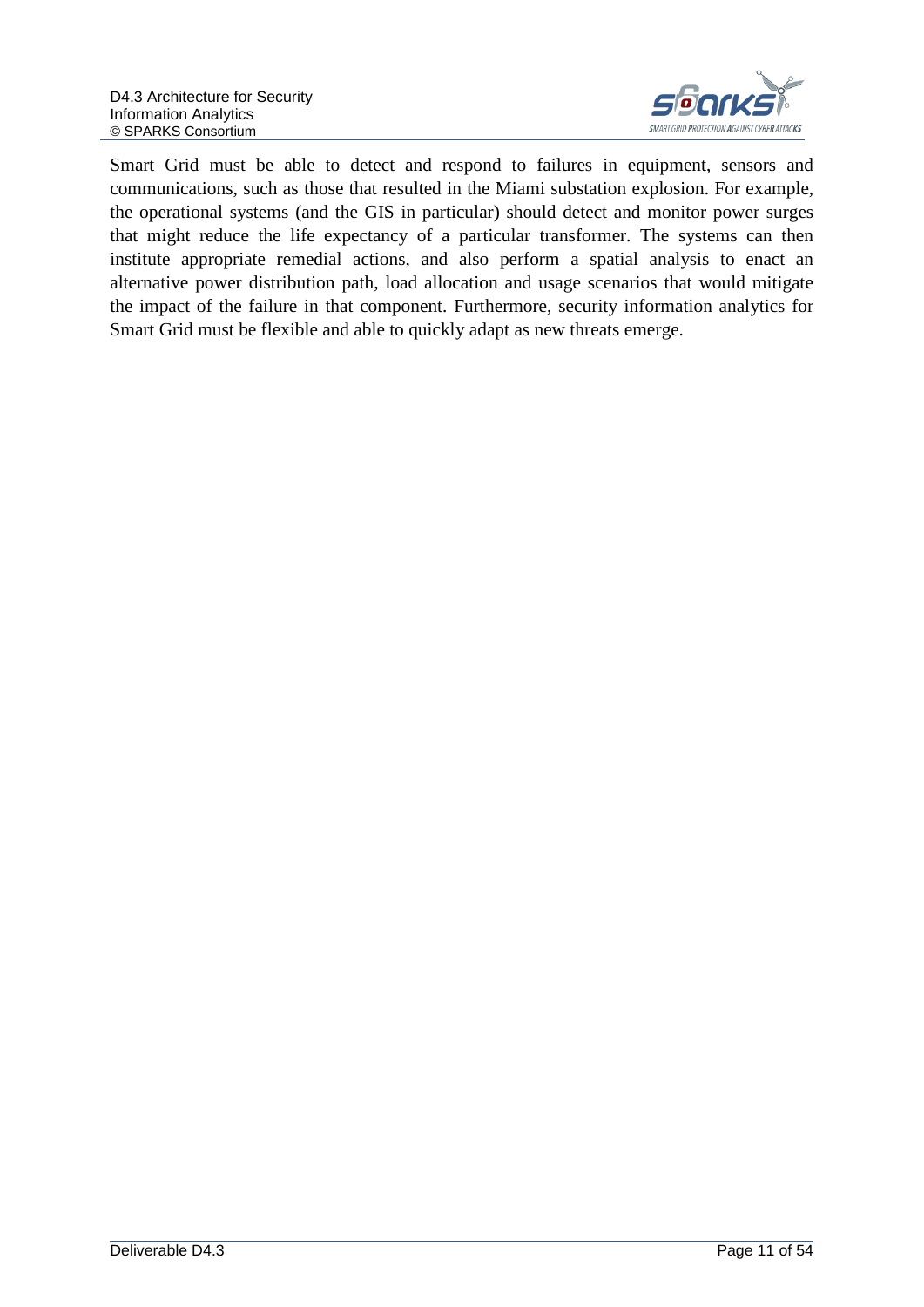Smart Grid must be able to detect and respond to failures in equipment, sensors and communications, such as those that resulted in the Miami substation explosion. For example, the operational systems (and the GIS in particular) should detect and monitor power surges that might reduce the life expectancy of a particular transformer. The systems can then institute appropriate remedial actions, and also perform a spatial analysis to enact an alternative power distribution path, load allocation and usage scenarios that would mitigate the impact of the failure in that component. Furthermore, security information analytics for Smart Grid must be flexible and able to quickly adapt as new threats emerge.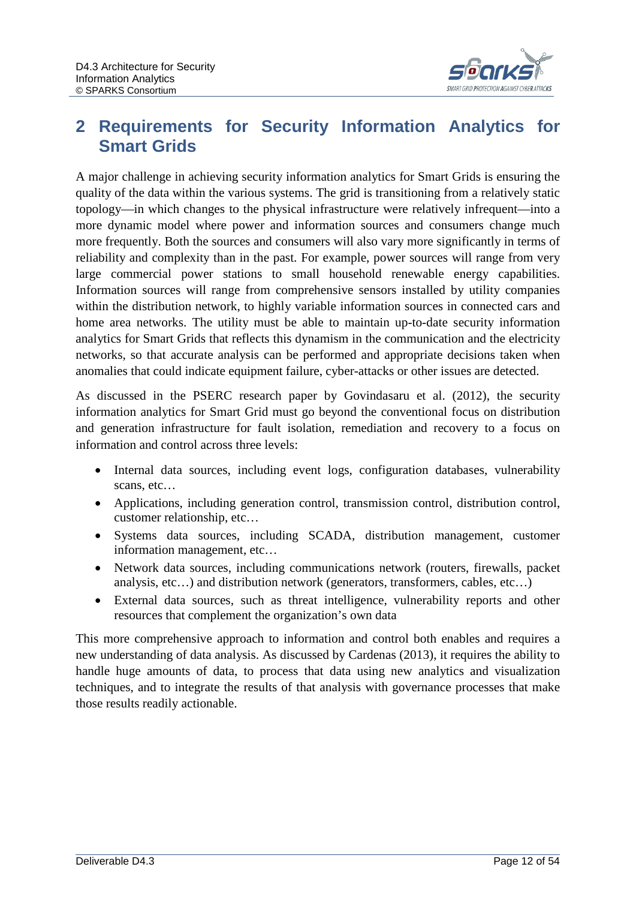# 2 Requirements for Security Information Analytics for Smart Grids

A major challenge in achieving security information analytics for Smart Grids is ensuring the quality of the data within the various systems. The grid is transitioning from a relatively static topology—in which changes to the physical infrastructure were relatively infrequent—into a more dynamic model where power and information sources and consumers change much more frequently. Both the sources and consumers will also vary more significantly in terms of reliability and complexity than in the past. For example, power sources will range from very large commercial power stations to small household renewable energy capabilities. Information sources will range from comprehensive sensors installed by utility companies within the distribution network, to highly variable information sources in connected cars and home area networks. The utility must be able to maintain up-to-date security information analytics for Smart Grids that reflects this dynamism in the communication and the electricity networks, so that accurate analysis can be performed and appropriate decisions taken when anomalies that could indicate equipment failure, cyber-attacks or other issues are detected.

As discussed in the PSERC research paper by Govindasaru et al. (2012), the security information analytics for Smart Grid must go beyond the conventional focus on distribution and generation infrastructure for fault isolation, remediation and recovery to a focus on information and control across three levels:

- Internal data sources, including event logs, configuration databases, vulnerability scans, etc…
- Applications, including generation control, transmission control, distribution control, customer relationship, etc…
- Systems data sources, including SCADA, distribution management, customer information management, etc…
- Network data sources, including communications network (routers, firewalls, packet analysis, etc…) and distribution network (generators, transformers, cables, etc…)
- External data sources, such as threat intelligence, vulnerability reports and other resources that complement the organization's own data

This more comprehensive approach to information and control both enables and requires a new understanding of data analysis. As discussed by Cardenas (2013), it requires the ability to handle huge amounts of data, to process that data using new analytics and visualization techniques, and to integrate the results of that analysis with governance processes that make those results readily actionable.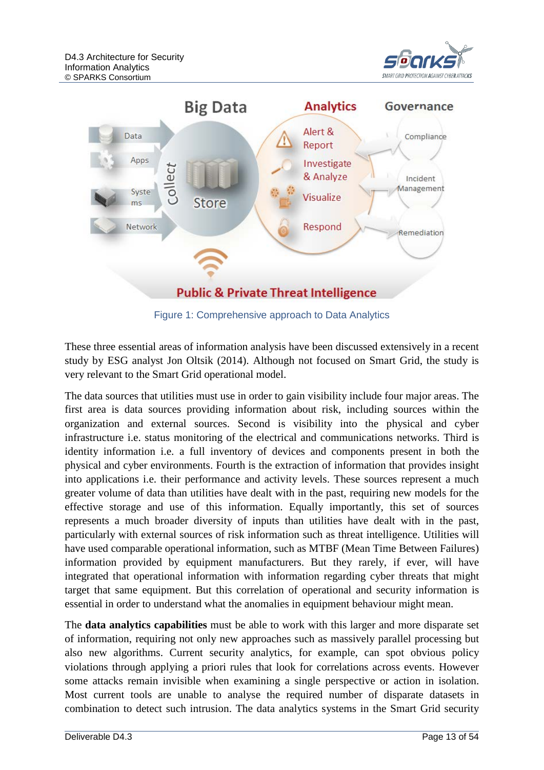Figure 1: Comprehensive approach to Data Analytics

These three essential areas of information analysis have been discussed extensively in a recent study by ESG analyst Jon Oltsik (2014). Although not focused on Smart Grid, the study is very relevant to the Smart Grid operational model.

The data sources that utilities must use in order to gain visibility include four major areas. The first area is data sources providing information about risk, including sources within the organization and external sources. Second is visibility into the physical and cyber infrastructure i.e. status monitoring of the electrical and communications networks. Third is identity information i.e. a full inventory of devices and components present in both the physical and cyber environments. Fourth is the extraction of information that provides insight into applications i.e. their performance and activity levels. These sources represent a much greater volume of data than utilities have dealt with in the past, requiring new models for the effective storage and use of this information. Equally importantly, this set of sources represents a much broader diversity of inputs than utilities have dealt with in the past, particularly with external sources of risk information such as threat intelligence. Utilities will have used comparable operational information, such as MTBF (Mean Time Between Failures) information provided by equipment manufacturers. But they rarely, if ever, will have integrated that operational information with information regarding cyber threats that might target that same equipment. But this correlation of operational and security information is essential in order to understand what the anomalies in equipment behaviour might mean.

The **data analytics capabilities** must be able to work with this larger and more disparate set of information, requiring not only new approaches such as massively parallel processing but also new algorithms. Current security analytics, for example, can spot obvious policy violations through applying a priori rules that look for correlations across events. However some attacks remain invisible when examining a single perspective or action in isolation. Most current tools are unable to analyse the required number of disparate datasets in combination to detect such intrusion. The data analytics systems in the Smart Grid security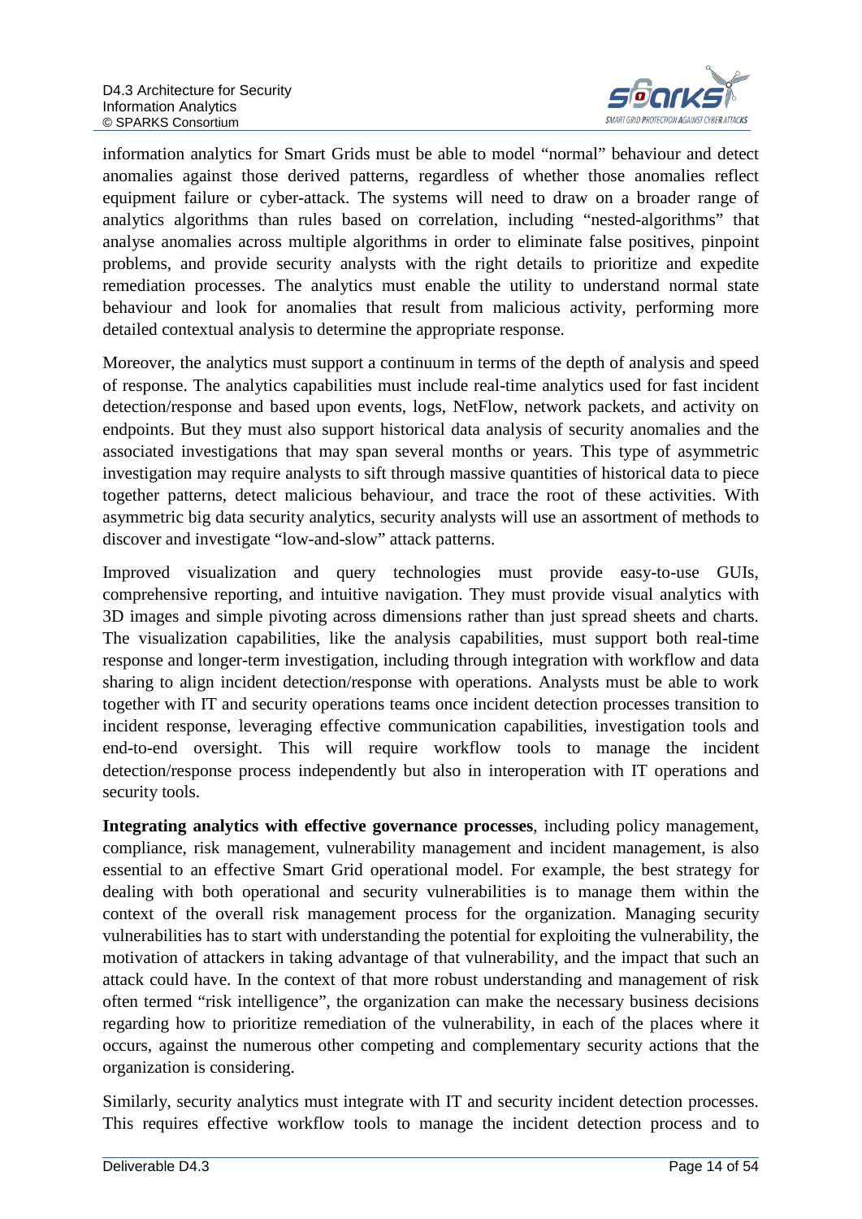information analytics for Smart Grids must be able to model “normal” behaviour and detect anomalies against those derived patterns, regardless of whether those anomalies reflect equipment failure or cyber-attack. The systems will need to draw on a broader range of analytics algorithms than rules based on correlation, including “nested-algorithms” that analyse anomalies across multiple algorithms in order to eliminate false positives, pinpoint problems, and provide security analysts with the right details to prioritize and expedite remediation processes. The analytics must enable the utility to understand normal state behaviour and look for anomalies that result from malicious activity, performing more detailed contextual analysis to determine the appropriate response.

Moreover, the analytics must support a continuum in terms of the depth of analysis and speed of response. The analytics capabilities must include real-time analytics used for fast incident detection/response and based upon events, logs, NetFlow, network packets, and activity on endpoints. But they must also support historical data analysis of security anomalies and the associated investigations that may span several months or years. This type of asymmetric investigation may require analysts to sift through massive quantities of historical data to piece together patterns, detect malicious behaviour, and trace the root of these activities. With asymmetric big data security analytics, security analysts will use an assortment of methods to discover and investigate “low-and-slow” attack patterns.

Improved visualization and query technologies must provide easy-to-use GUIs, comprehensive reporting, and intuitive navigation. They must provide visual analytics with 3D images and simple pivoting across dimensions rather than just spread sheets and charts. The visualization capabilities, like the analysis capabilities, must support both real-time response and longer-term investigation, including through integration with workflow and data sharing to align incident detection/response with operations. Analysts must be able to work together with IT and security operations teams once incident detection processes transition to incident response, leveraging effective communication capabilities, investigation tools and end-to-end oversight. This will require workflow tools to manage the incident detection/response process independently but also in interoperation with IT operations and security tools.

**Integrating analytics with effective governance processes**, including policy management, compliance, risk management, vulnerability management and incident management, is also essential to an effective Smart Grid operational model. For example, the best strategy for dealing with both operational and security vulnerabilities is to manage them within the context of the overall risk management process for the organization. Managing security vulnerabilities has to start with understanding the potential for exploiting the vulnerability, the motivation of attackers in taking advantage of that vulnerability, and the impact that such an attack could have. In the context of that more robust understanding and management of risk often termed “risk intelligence”, the organization can make the necessary business decisions regarding how to prioritize remediation of the vulnerability, in each of the places where it occurs, against the numerous other competing and complementary security actions that the organization is considering.

Similarly, security analytics must integrate with IT and security incident detection processes. This requires effective workflow tools to manage the incident detection process and to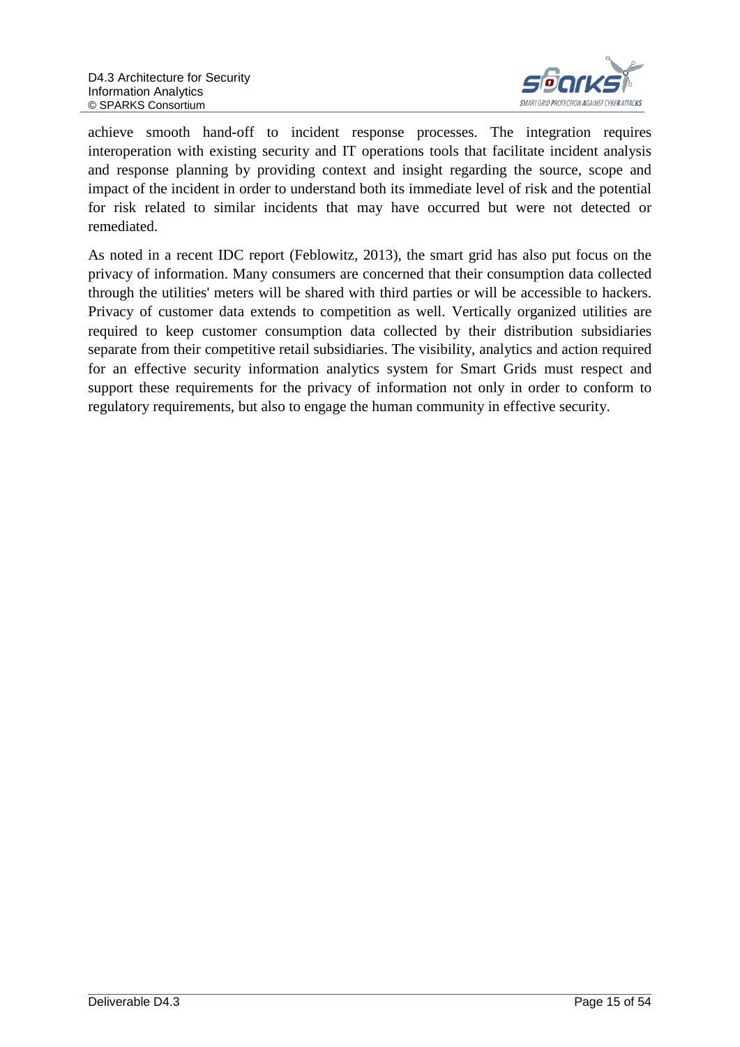achieve smooth hand-off to incident response processes. The integration requires interoperation with existing security and IT operations tools that facilitate incident analysis and response planning by providing context and insight regarding the source, scope and impact of the incident in order to understand both its immediate level of risk and the potential for risk related to similar incidents that may have occurred but were not detected or remediated.

As noted in a recent IDC report (Feblowitz, 2013), the smart grid has also put focus on the privacy of information. Many consumers are concerned that their consumption data collected through the utilities' meters will be shared with third parties or will be accessible to hackers. Privacy of customer data extends to competition as well. Vertically organized utilities are required to keep customer consumption data collected by their distribution subsidiaries separate from their competitive retail subsidiaries. The visibility, analytics and action required for an effective security information analytics system for Smart Grids must respect and support these requirements for the privacy of information not only in order to conform to regulatory requirements, but also to engage the human community in effective security.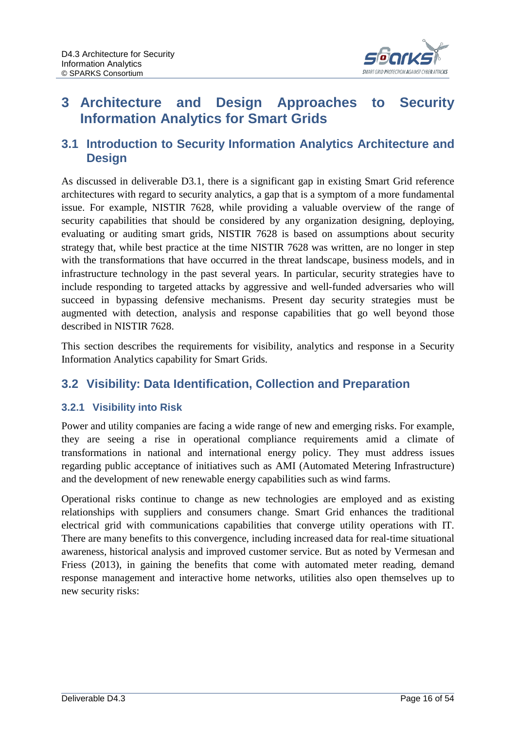# 3 Architecture and Design Approaches to Security Information Analytics for Smart Grids

## 3.1 Introduction to Security Information Analytics Architecture and Design

As discussed in deliverable D3.1, there is a significant gap in existing Smart Grid reference architectures with regard to security analytics, a gap that is a symptom of a more fundamental issue. For example, NISTIR 7628, while providing a valuable overview of the range of security capabilities that should be considered by any organization designing, deploying, evaluating or auditing smart grids, NISTIR 7628 is based on assumptions about security strategy that, while best practice at the time NISTIR 7628 was written, are no longer in step with the transformations that have occurred in the threat landscape, business models, and in infrastructure technology in the past several years. In particular, security strategies have to include responding to targeted attacks by aggressive and well-funded adversaries who will succeed in bypassing defensive mechanisms. Present day security strategies must be augmented with detection, analysis and response capabilities that go well beyond those described in NISTIR 7628.

This section describes the requirements for visibility, analytics and response in a Security Information Analytics capability for Smart Grids.

## 3.2 Visibility: Data Identification, Collection and Preparation

### 3.2.1 Visibility into Risk

Power and utility companies are facing a wide range of new and emerging risks. For example, they are seeing a rise in operational compliance requirements amid a climate of transformations in national and international energy policy. They must address issues regarding public acceptance of initiatives such as AMI (Automated Metering Infrastructure) and the development of new renewable energy capabilities such as wind farms.

Operational risks continue to change as new technologies are employed and as existing relationships with suppliers and consumers change. Smart Grid enhances the traditional electrical grid with communications capabilities that converge utility operations with IT. There are many benefits to this convergence, including increased data for real-time situational awareness, historical analysis and improved customer service. But as noted by Vermesan and Friess (2013), in gaining the benefits that come with automated meter reading, demand response management and interactive home networks, utilities also open themselves up to new security risks: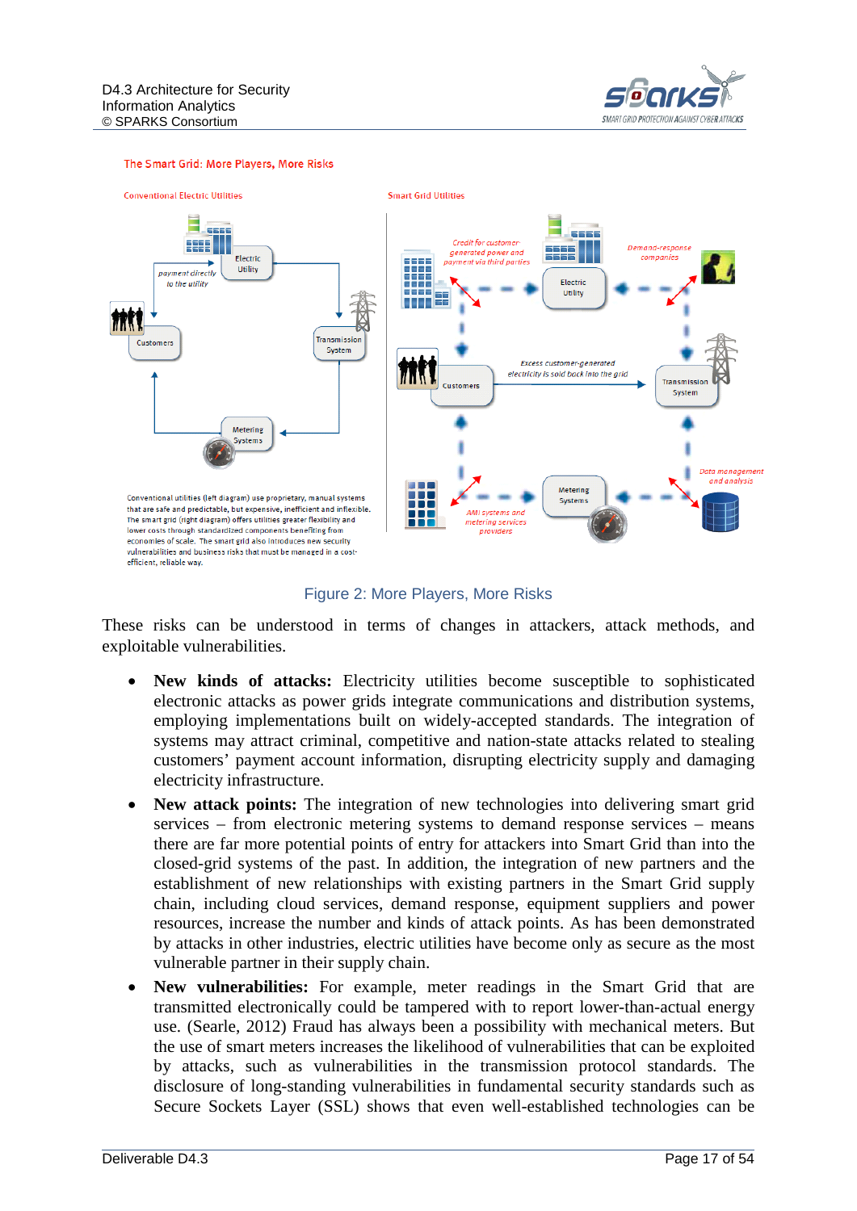The Smart Grid: More Players, More Risks

Conventional Electric Utilities

Smart Grid Utilities

Conventional utilities (left diagram) use proprietary, manual systems that are safe and predictable, but expensive, inefficient and inflexible. The smart grid (right diagram) offers utilities greater flexibility and lower costs through standardized components benefiting from economies of scale. The smart grid also introduces new security vulnerabilities and business risks that must be managed in a cost-efficient, reliable way.

Figure 2: More Players, More Risks

These risks can be understood in terms of changes in attackers, attack methods, and exploitable vulnerabilities.

- **New kinds of attacks:** Electricity utilities become susceptible to sophisticated electronic attacks as power grids integrate communications and distribution systems, employing implementations built on widely-accepted standards. The integration of systems may attract criminal, competitive and nation-state attacks related to stealing customers' payment account information, disrupting electricity supply and damaging electricity infrastructure.
- **New attack points:** The integration of new technologies into delivering smart grid services – from electronic metering systems to demand response services – means there are far more potential points of entry for attackers into Smart Grid than into the closed-grid systems of the past. In addition, the integration of new partners and the establishment of new relationships with existing partners in the Smart Grid supply chain, including cloud services, demand response, equipment suppliers and power resources, increase the number and kinds of attack points. As has been demonstrated by attacks in other industries, electric utilities have become only as secure as the most vulnerable partner in their supply chain.
- **New vulnerabilities:** For example, meter readings in the Smart Grid that are transmitted electronically could be tampered with to report lower-than-actual energy use. (Searle, 2012) Fraud has always been a possibility with mechanical meters. But the use of smart meters increases the likelihood of vulnerabilities that can be exploited by attacks, such as vulnerabilities in the transmission protocol standards. The disclosure of long-standing vulnerabilities in fundamental security standards such as Secure Sockets Layer (SSL) shows that even well-established technologies can be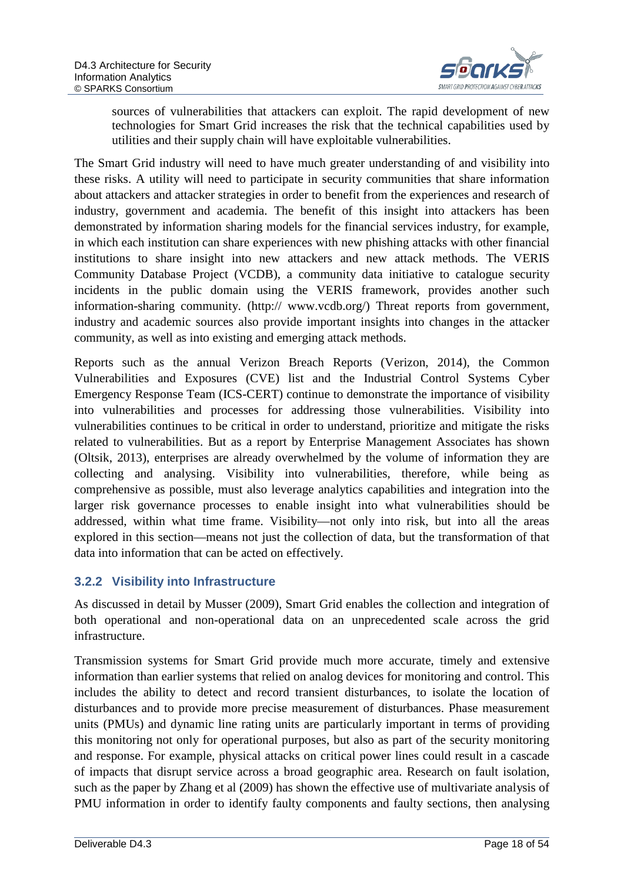sources of vulnerabilities that attackers can exploit. The rapid development of new technologies for Smart Grid increases the risk that the technical capabilities used by utilities and their supply chain will have exploitable vulnerabilities.

The Smart Grid industry will need to have much greater understanding of and visibility into these risks. A utility will need to participate in security communities that share information about attackers and attacker strategies in order to benefit from the experiences and research of industry, government and academia. The benefit of this insight into attackers has been demonstrated by information sharing models for the financial services industry, for example, in which each institution can share experiences with new phishing attacks with other financial institutions to share insight into new attackers and new attack methods. The VERIS Community Database Project (VCDB), a community data initiative to catalogue security incidents in the public domain using the VERIS framework, provides another such information-sharing community. (http:// www.vcdb.org/) Threat reports from government, industry and academic sources also provide important insights into changes in the attacker community, as well as into existing and emerging attack methods.

Reports such as the annual Verizon Breach Reports (Verizon, 2014), the Common Vulnerabilities and Exposures (CVE) list and the Industrial Control Systems Cyber Emergency Response Team (ICS-CERT) continue to demonstrate the importance of visibility into vulnerabilities and processes for addressing those vulnerabilities. Visibility into vulnerabilities continues to be critical in order to understand, prioritize and mitigate the risks related to vulnerabilities. But as a report by Enterprise Management Associates has shown (Oltsik, 2013), enterprises are already overwhelmed by the volume of information they are collecting and analysing. Visibility into vulnerabilities, therefore, while being as comprehensive as possible, must also leverage analytics capabilities and integration into the larger risk governance processes to enable insight into what vulnerabilities should be addressed, within what time frame. Visibility—not only into risk, but into all the areas explored in this section—means not just the collection of data, but the transformation of that data into information that can be acted on effectively.

### 3.2.2 Visibility into Infrastructure

As discussed in detail by Musser (2009), Smart Grid enables the collection and integration of both operational and non-operational data on an unprecedented scale across the grid infrastructure.

Transmission systems for Smart Grid provide much more accurate, timely and extensive information than earlier systems that relied on analog devices for monitoring and control. This includes the ability to detect and record transient disturbances, to isolate the location of disturbances and to provide more precise measurement of disturbances. Phase measurement units (PMUs) and dynamic line rating units are particularly important in terms of providing this monitoring not only for operational purposes, but also as part of the security monitoring and response. For example, physical attacks on critical power lines could result in a cascade of impacts that disrupt service across a broad geographic area. Research on fault isolation, such as the paper by Zhang et al (2009) has shown the effective use of multivariate analysis of PMU information in order to identify faulty components and faulty sections, then analysing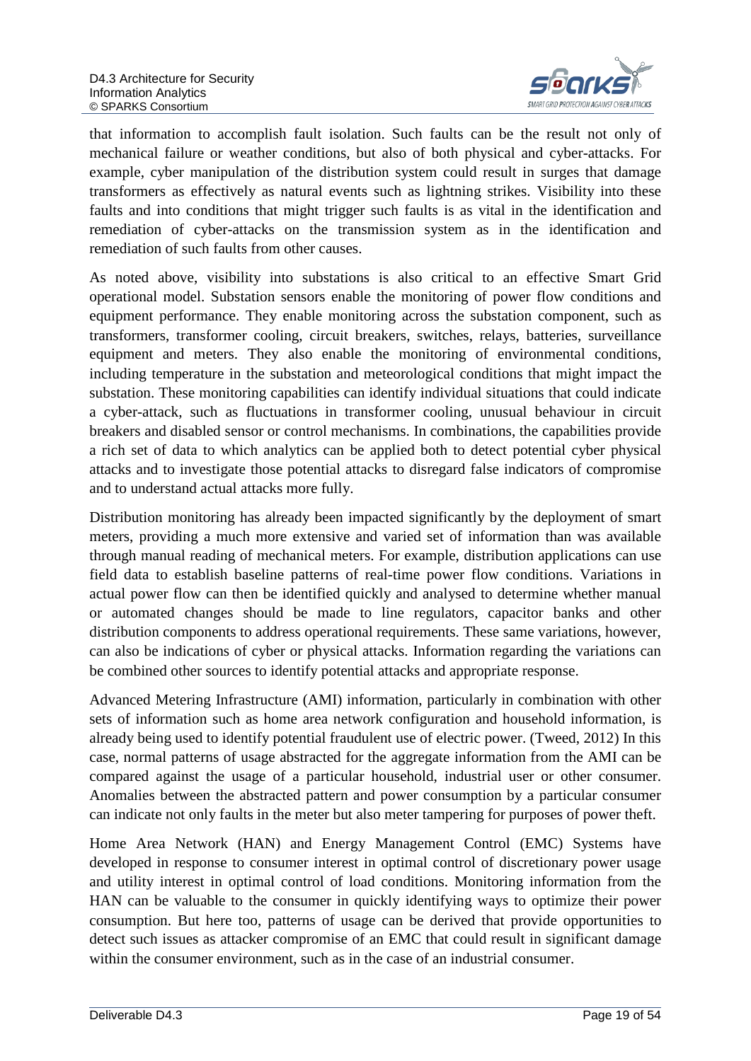that information to accomplish fault isolation. Such faults can be the result not only of mechanical failure or weather conditions, but also of both physical and cyber-attacks. For example, cyber manipulation of the distribution system could result in surges that damage transformers as effectively as natural events such as lightning strikes. Visibility into these faults and into conditions that might trigger such faults is as vital in the identification and remediation of cyber-attacks on the transmission system as in the identification and remediation of such faults from other causes.

As noted above, visibility into substations is also critical to an effective Smart Grid operational model. Substation sensors enable the monitoring of power flow conditions and equipment performance. They enable monitoring across the substation component, such as transformers, transformer cooling, circuit breakers, switches, relays, batteries, surveillance equipment and meters. They also enable the monitoring of environmental conditions, including temperature in the substation and meteorological conditions that might impact the substation. These monitoring capabilities can identify individual situations that could indicate a cyber-attack, such as fluctuations in transformer cooling, unusual behaviour in circuit breakers and disabled sensor or control mechanisms. In combinations, the capabilities provide a rich set of data to which analytics can be applied both to detect potential cyber physical attacks and to investigate those potential attacks to disregard false indicators of compromise and to understand actual attacks more fully.

Distribution monitoring has already been impacted significantly by the deployment of smart meters, providing a much more extensive and varied set of information than was available through manual reading of mechanical meters. For example, distribution applications can use field data to establish baseline patterns of real-time power flow conditions. Variations in actual power flow can then be identified quickly and analysed to determine whether manual or automated changes should be made to line regulators, capacitor banks and other distribution components to address operational requirements. These same variations, however, can also be indications of cyber or physical attacks. Information regarding the variations can be combined other sources to identify potential attacks and appropriate response.

Advanced Metering Infrastructure (AMI) information, particularly in combination with other sets of information such as home area network configuration and household information, is already being used to identify potential fraudulent use of electric power. (Tweed, 2012) In this case, normal patterns of usage abstracted for the aggregate information from the AMI can be compared against the usage of a particular household, industrial user or other consumer. Anomalies between the abstracted pattern and power consumption by a particular consumer can indicate not only faults in the meter but also meter tampering for purposes of power theft.

Home Area Network (HAN) and Energy Management Control (EMC) Systems have developed in response to consumer interest in optimal control of discretionary power usage and utility interest in optimal control of load conditions. Monitoring information from the HAN can be valuable to the consumer in quickly identifying ways to optimize their power consumption. But here too, patterns of usage can be derived that provide opportunities to detect such issues as attacker compromise of an EMC that could result in significant damage within the consumer environment, such as in the case of an industrial consumer.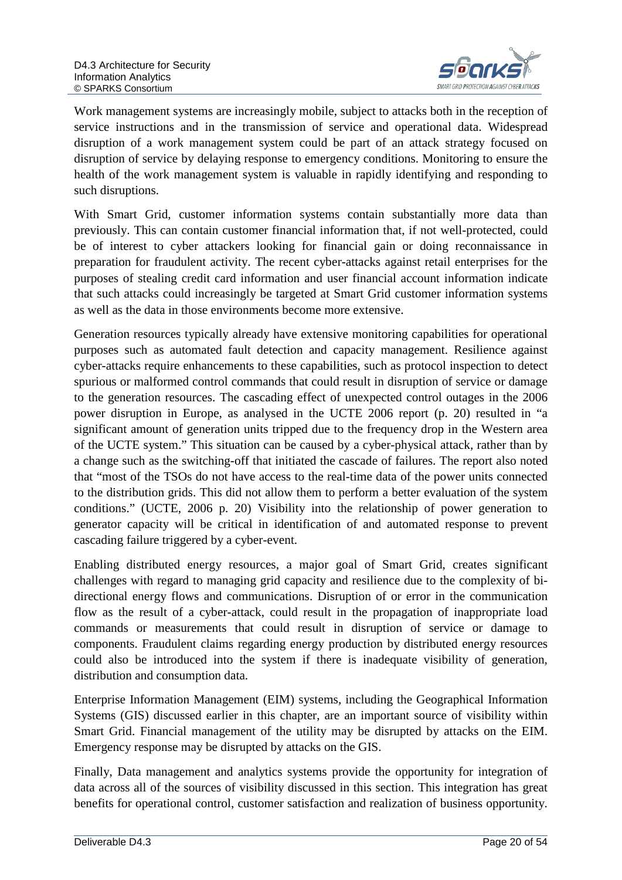Work management systems are increasingly mobile, subject to attacks both in the reception of service instructions and in the transmission of service and operational data. Widespread disruption of a work management system could be part of an attack strategy focused on disruption of service by delaying response to emergency conditions. Monitoring to ensure the health of the work management system is valuable in rapidly identifying and responding to such disruptions.

With Smart Grid, customer information systems contain substantially more data than previously. This can contain customer financial information that, if not well-protected, could be of interest to cyber attackers looking for financial gain or doing reconnaissance in preparation for fraudulent activity. The recent cyber-attacks against retail enterprises for the purposes of stealing credit card information and user financial account information indicate that such attacks could increasingly be targeted at Smart Grid customer information systems as well as the data in those environments become more extensive.

Generation resources typically already have extensive monitoring capabilities for operational purposes such as automated fault detection and capacity management. Resilience against cyber-attacks require enhancements to these capabilities, such as protocol inspection to detect spurious or malformed control commands that could result in disruption of service or damage to the generation resources. The cascading effect of unexpected control outages in the 2006 power disruption in Europe, as analysed in the UCTE 2006 report (p. 20) resulted in "a significant amount of generation units tripped due to the frequency drop in the Western area of the UCTE system." This situation can be caused by a cyber-physical attack, rather than by a change such as the switching-off that initiated the cascade of failures. The report also noted that "most of the TSOs do not have access to the real-time data of the power units connected to the distribution grids. This did not allow them to perform a better evaluation of the system conditions." (UCTE, 2006 p. 20) Visibility into the relationship of power generation to generator capacity will be critical in identification of and automated response to prevent cascading failure triggered by a cyber-event.

Enabling distributed energy resources, a major goal of Smart Grid, creates significant challenges with regard to managing grid capacity and resilience due to the complexity of bi-directional energy flows and communications. Disruption of or error in the communication flow as the result of a cyber-attack, could result in the propagation of inappropriate load commands or measurements that could result in disruption of service or damage to components. Fraudulent claims regarding energy production by distributed energy resources could also be introduced into the system if there is inadequate visibility of generation, distribution and consumption data.

Enterprise Information Management (EIM) systems, including the Geographical Information Systems (GIS) discussed earlier in this chapter, are an important source of visibility within Smart Grid. Financial management of the utility may be disrupted by attacks on the EIM. Emergency response may be disrupted by attacks on the GIS.

Finally, Data management and analytics systems provide the opportunity for integration of data across all of the sources of visibility discussed in this section. This integration has great benefits for operational control, customer satisfaction and realization of business opportunity.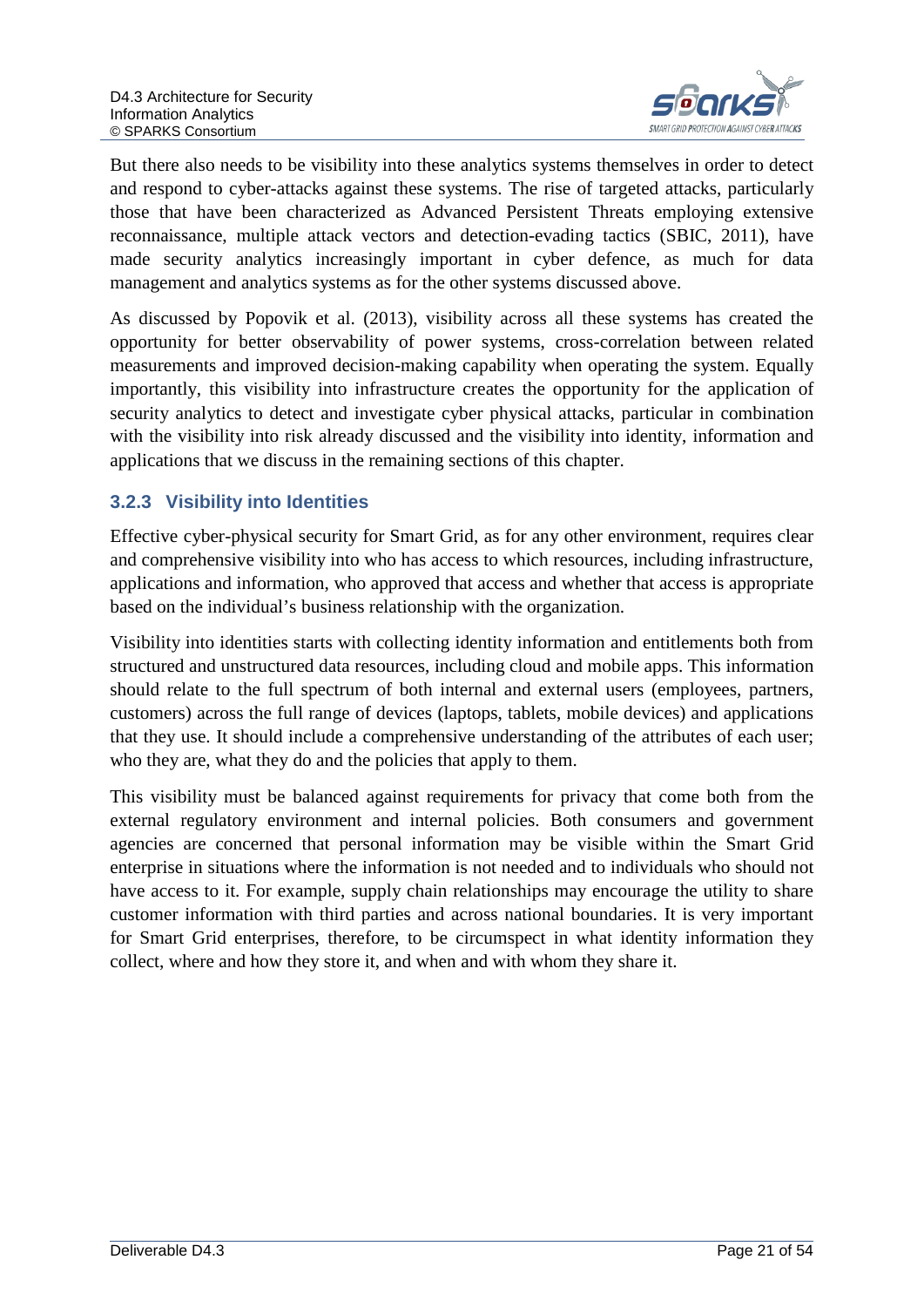But there also needs to be visibility into these analytics systems themselves in order to detect and respond to cyber-attacks against these systems. The rise of targeted attacks, particularly those that have been characterized as Advanced Persistent Threats employing extensive reconnaissance, multiple attack vectors and detection-evading tactics (SBIC, 2011), have made security analytics increasingly important in cyber defence, as much for data management and analytics systems as for the other systems discussed above.

As discussed by Popovik et al. (2013), visibility across all these systems has created the opportunity for better observability of power systems, cross-correlation between related measurements and improved decision-making capability when operating the system. Equally importantly, this visibility into infrastructure creates the opportunity for the application of security analytics to detect and investigate cyber physical attacks, particular in combination with the visibility into risk already discussed and the visibility into identity, information and applications that we discuss in the remaining sections of this chapter.

### 3.2.3 Visibility into Identities

Effective cyber-physical security for Smart Grid, as for any other environment, requires clear and comprehensive visibility into who has access to which resources, including infrastructure, applications and information, who approved that access and whether that access is appropriate based on the individual's business relationship with the organization.

Visibility into identities starts with collecting identity information and entitlements both from structured and unstructured data resources, including cloud and mobile apps. This information should relate to the full spectrum of both internal and external users (employees, partners, customers) across the full range of devices (laptops, tablets, mobile devices) and applications that they use. It should include a comprehensive understanding of the attributes of each user; who they are, what they do and the policies that apply to them.

This visibility must be balanced against requirements for privacy that come both from the external regulatory environment and internal policies. Both consumers and government agencies are concerned that personal information may be visible within the Smart Grid enterprise in situations where the information is not needed and to individuals who should not have access to it. For example, supply chain relationships may encourage the utility to share customer information with third parties and across national boundaries. It is very important for Smart Grid enterprises, therefore, to be circumspect in what identity information they collect, where and how they store it, and when and with whom they share it.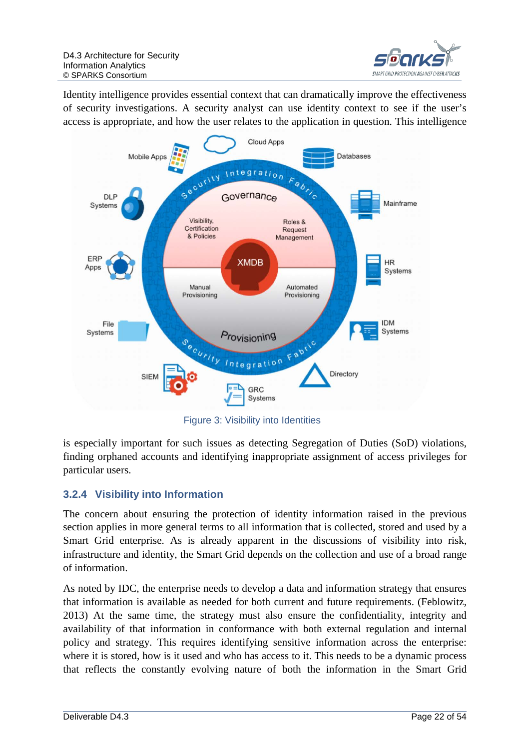Identity intelligence provides essential context that can dramatically improve the effectiveness of security investigations. A security analyst can use identity context to see if the user's access is appropriate, and how the user relates to the application in question. This intelligence

Figure 3: Visibility into Identities

is especially important for such issues as detecting Segregation of Duties (SoD) violations, finding orphaned accounts and identifying inappropriate assignment of access privileges for particular users.

### 3.2.4 Visibility into Information

The concern about ensuring the protection of identity information raised in the previous section applies in more general terms to all information that is collected, stored and used by a Smart Grid enterprise. As is already apparent in the discussions of visibility into risk, infrastructure and identity, the Smart Grid depends on the collection and use of a broad range of information.

As noted by IDC, the enterprise needs to develop a data and information strategy that ensures that information is available as needed for both current and future requirements. (Feblowitz, 2013) At the same time, the strategy must also ensure the confidentiality, integrity and availability of that information in conformance with both external regulation and internal policy and strategy. This requires identifying sensitive information across the enterprise: where it is stored, how is it used and who has access to it. This needs to be a dynamic process that reflects the constantly evolving nature of both the information in the Smart Grid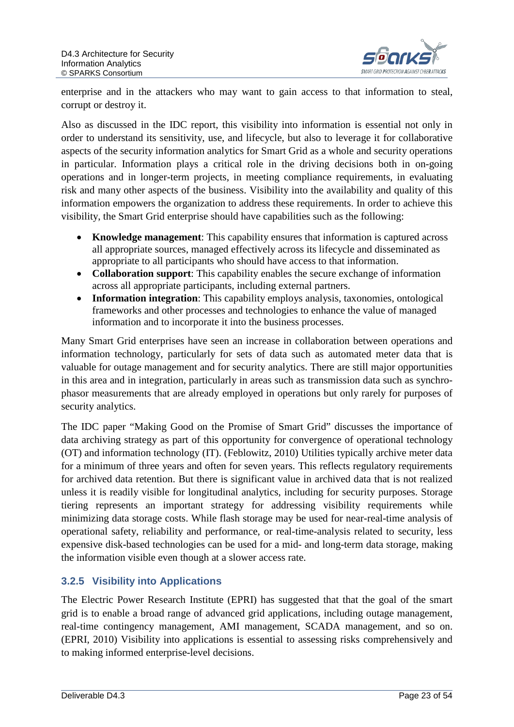enterprise and in the attackers who may want to gain access to that information to steal, corrupt or destroy it.

Also as discussed in the IDC report, this visibility into information is essential not only in order to understand its sensitivity, use, and lifecycle, but also to leverage it for collaborative aspects of the security information analytics for Smart Grid as a whole and security operations in particular. Information plays a critical role in the driving decisions both in on-going operations and in longer-term projects, in meeting compliance requirements, in evaluating risk and many other aspects of the business. Visibility into the availability and quality of this information empowers the organization to address these requirements. In order to achieve this visibility, the Smart Grid enterprise should have capabilities such as the following:

- **Knowledge management**: This capability ensures that information is captured across all appropriate sources, managed effectively across its lifecycle and disseminated as appropriate to all participants who should have access to that information.
- **Collaboration support**: This capability enables the secure exchange of information across all appropriate participants, including external partners.
- **Information integration**: This capability employs analysis, taxonomies, ontological frameworks and other processes and technologies to enhance the value of managed information and to incorporate it into the business processes.

Many Smart Grid enterprises have seen an increase in collaboration between operations and information technology, particularly for sets of data such as automated meter data that is valuable for outage management and for security analytics. There are still major opportunities in this area and in integration, particularly in areas such as transmission data such as synchro-phasor measurements that are already employed in operations but only rarely for purposes of security analytics.

The IDC paper "Making Good on the Promise of Smart Grid" discusses the importance of data archiving strategy as part of this opportunity for convergence of operational technology (OT) and information technology (IT). (Feblowitz, 2010) Utilities typically archive meter data for a minimum of three years and often for seven years. This reflects regulatory requirements for archived data retention. But there is significant value in archived data that is not realized unless it is readily visible for longitudinal analytics, including for security purposes. Storage tiering represents an important strategy for addressing visibility requirements while minimizing data storage costs. While flash storage may be used for near-real-time analysis of operational safety, reliability and performance, or real-time-analysis related to security, less expensive disk-based technologies can be used for a mid- and long-term data storage, making the information visible even though at a slower access rate.

### 3.2.5 Visibility into Applications

The Electric Power Research Institute (EPRI) has suggested that that the goal of the smart grid is to enable a broad range of advanced grid applications, including outage management, real-time contingency management, AMI management, SCADA management, and so on. (EPRI, 2010) Visibility into applications is essential to assessing risks comprehensively and to making informed enterprise-level decisions.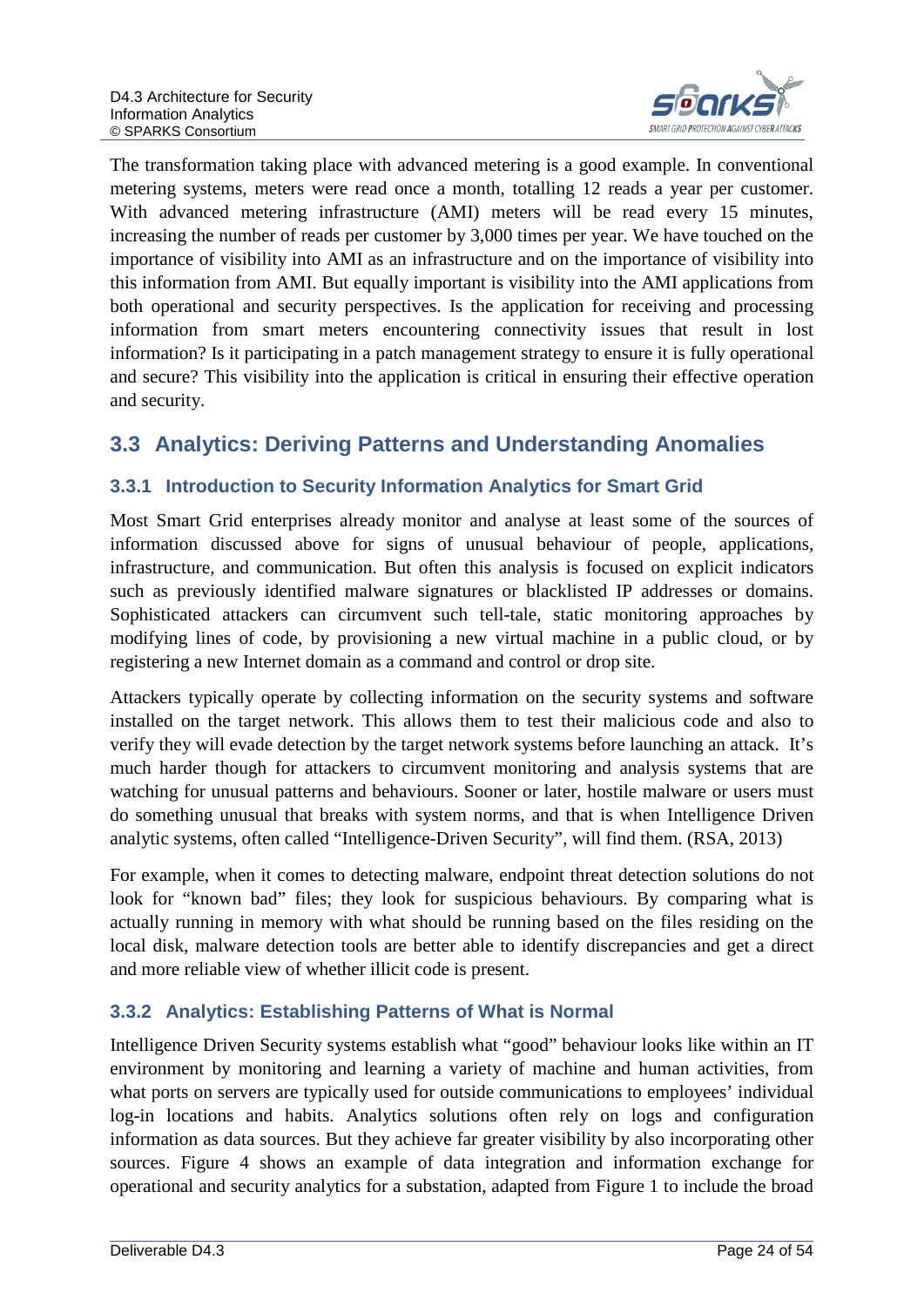The transformation taking place with advanced metering is a good example. In conventional metering systems, meters were read once a month, totalling 12 reads a year per customer. With advanced metering infrastructure (AMI) meters will be read every 15 minutes, increasing the number of reads per customer by 3,000 times per year. We have touched on the importance of visibility into AMI as an infrastructure and on the importance of visibility into this information from AMI. But equally important is visibility into the AMI applications from both operational and security perspectives. Is the application for receiving and processing information from smart meters encountering connectivity issues that result in lost information? Is it participating in a patch management strategy to ensure it is fully operational and secure? This visibility into the application is critical in ensuring their effective operation and security.

## 3.3 Analytics: Deriving Patterns and Understanding Anomalies

### 3.3.1 Introduction to Security Information Analytics for Smart Grid

Most Smart Grid enterprises already monitor and analyse at least some of the sources of information discussed above for signs of unusual behaviour of people, applications, infrastructure, and communication. But often this analysis is focused on explicit indicators such as previously identified malware signatures or blacklisted IP addresses or domains. Sophisticated attackers can circumvent such tell-tale, static monitoring approaches by modifying lines of code, by provisioning a new virtual machine in a public cloud, or by registering a new Internet domain as a command and control or drop site.

Attackers typically operate by collecting information on the security systems and software installed on the target network. This allows them to test their malicious code and also to verify they will evade detection by the target network systems before launching an attack. It's much harder though for attackers to circumvent monitoring and analysis systems that are watching for unusual patterns and behaviours. Sooner or later, hostile malware or users must do something unusual that breaks with system norms, and that is when Intelligence Driven analytic systems, often called "Intelligence-Driven Security", will find them. (RSA, 2013)

For example, when it comes to detecting malware, endpoint threat detection solutions do not look for "known bad" files; they look for suspicious behaviours. By comparing what is actually running in memory with what should be running based on the files residing on the local disk, malware detection tools are better able to identify discrepancies and get a direct and more reliable view of whether illicit code is present.

### 3.3.2 Analytics: Establishing Patterns of What is Normal

Intelligence Driven Security systems establish what "good" behaviour looks like within an IT environment by monitoring and learning a variety of machine and human activities, from what ports on servers are typically used for outside communications to employees' individual log-in locations and habits. Analytics solutions often rely on logs and configuration information as data sources. But they achieve far greater visibility by also incorporating other sources. Figure 4 shows an example of data integration and information exchange for operational and security analytics for a substation, adapted from Figure 1 to include the broad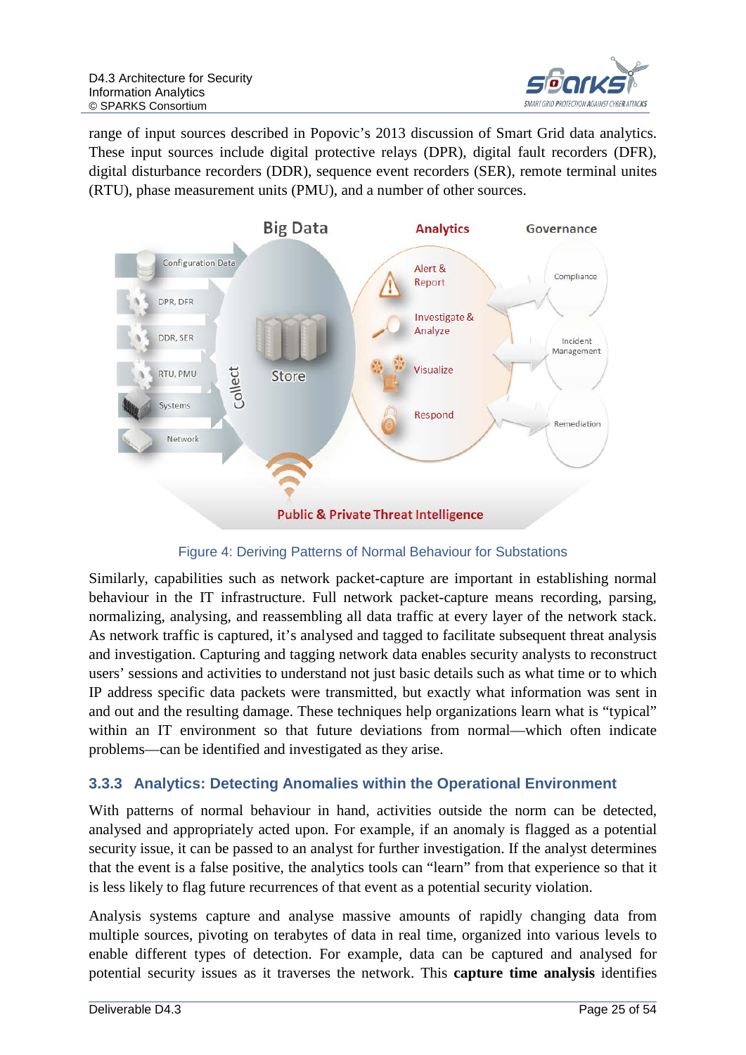range of input sources described in Popovic's 2013 discussion of Smart Grid data analytics. These input sources include digital protective relays (DPR), digital fault recorders (DFR), digital disturbance recorders (DDR), sequence event recorders (SER), remote terminal unites (RTU), phase measurement units (PMU), and a number of other sources.

Figure 4: Deriving Patterns of Normal Behaviour for Substations

Similarly, capabilities such as network packet-capture are important in establishing normal behaviour in the IT infrastructure. Full network packet-capture means recording, parsing, normalizing, analysing, and reassembling all data traffic at every layer of the network stack. As network traffic is captured, it's analysed and tagged to facilitate subsequent threat analysis and investigation. Capturing and tagging network data enables security analysts to reconstruct users' sessions and activities to understand not just basic details such as what time or to which IP address specific data packets were transmitted, but exactly what information was sent in and out and the resulting damage. These techniques help organizations learn what is "typical" within an IT environment so that future deviations from normal—which often indicate problems—can be identified and investigated as they arise.

### 3.3.3 Analytics: Detecting Anomalies within the Operational Environment

With patterns of normal behaviour in hand, activities outside the norm can be detected, analysed and appropriately acted upon. For example, if an anomaly is flagged as a potential security issue, it can be passed to an analyst for further investigation. If the analyst determines that the event is a false positive, the analytics tools can "learn" from that experience so that it is less likely to flag future recurrences of that event as a potential security violation.

Analysis systems capture and analyse massive amounts of rapidly changing data from multiple sources, pivoting on terabytes of data in real time, organized into various levels to enable different types of detection. For example, data can be captured and analysed for potential security issues as it traverses the network. This **capture time analysis** identifies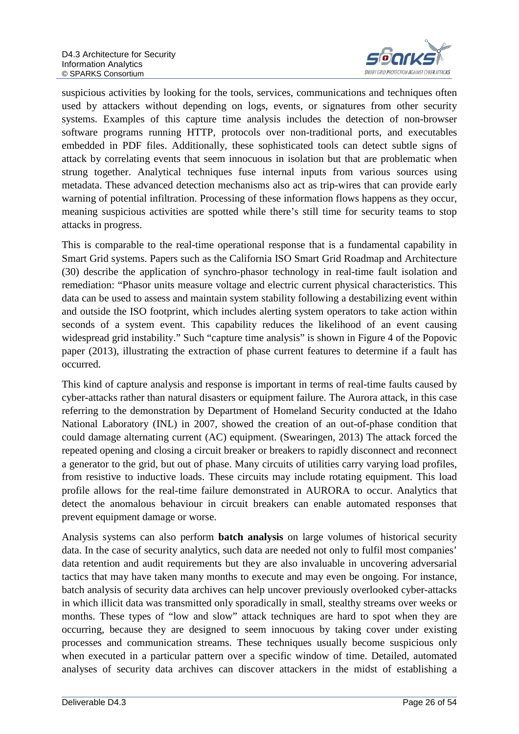suspicious activities by looking for the tools, services, communications and techniques often used by attackers without depending on logs, events, or signatures from other security systems. Examples of this capture time analysis includes the detection of non-browser software programs running HTTP, protocols over non-traditional ports, and executables embedded in PDF files. Additionally, these sophisticated tools can detect subtle signs of attack by correlating events that seem innocuous in isolation but that are problematic when strung together. Analytical techniques fuse internal inputs from various sources using metadata. These advanced detection mechanisms also act as trip-wires that can provide early warning of potential infiltration. Processing of these information flows happens as they occur, meaning suspicious activities are spotted while there's still time for security teams to stop attacks in progress.

This is comparable to the real-time operational response that is a fundamental capability in Smart Grid systems. Papers such as the California ISO Smart Grid Roadmap and Architecture (30) describe the application of synchro-phasor technology in real-time fault isolation and remediation: "Phasor units measure voltage and electric current physical characteristics. This data can be used to assess and maintain system stability following a destabilizing event within and outside the ISO footprint, which includes alerting system operators to take action within seconds of a system event. This capability reduces the likelihood of an event causing widespread grid instability." Such "capture time analysis" is shown in Figure 4 of the Popovic paper (2013), illustrating the extraction of phase current features to determine if a fault has occurred.

This kind of capture analysis and response is important in terms of real-time faults caused by cyber-attacks rather than natural disasters or equipment failure. The Aurora attack, in this case referring to the demonstration by Department of Homeland Security conducted at the Idaho National Laboratory (INL) in 2007, showed the creation of an out-of-phase condition that could damage alternating current (AC) equipment. (Swearingen, 2013) The attack forced the repeated opening and closing a circuit breaker or breakers to rapidly disconnect and reconnect a generator to the grid, but out of phase. Many circuits of utilities carry varying load profiles, from resistive to inductive loads. These circuits may include rotating equipment. This load profile allows for the real-time failure demonstrated in AURORA to occur. Analytics that detect the anomalous behaviour in circuit breakers can enable automated responses that prevent equipment damage or worse.

Analysis systems can also perform **batch analysis** on large volumes of historical security data. In the case of security analytics, such data are needed not only to fulfil most companies' data retention and audit requirements but they are also invaluable in uncovering adversarial tactics that may have taken many months to execute and may even be ongoing. For instance, batch analysis of security data archives can help uncover previously overlooked cyber-attacks in which illicit data was transmitted only sporadically in small, stealthy streams over weeks or months. These types of "low and slow" attack techniques are hard to spot when they are occurring, because they are designed to seem innocuous by taking cover under existing processes and communication streams. These techniques usually become suspicious only when executed in a particular pattern over a specific window of time. Detailed, automated analyses of security data archives can discover attackers in the midst of establishing a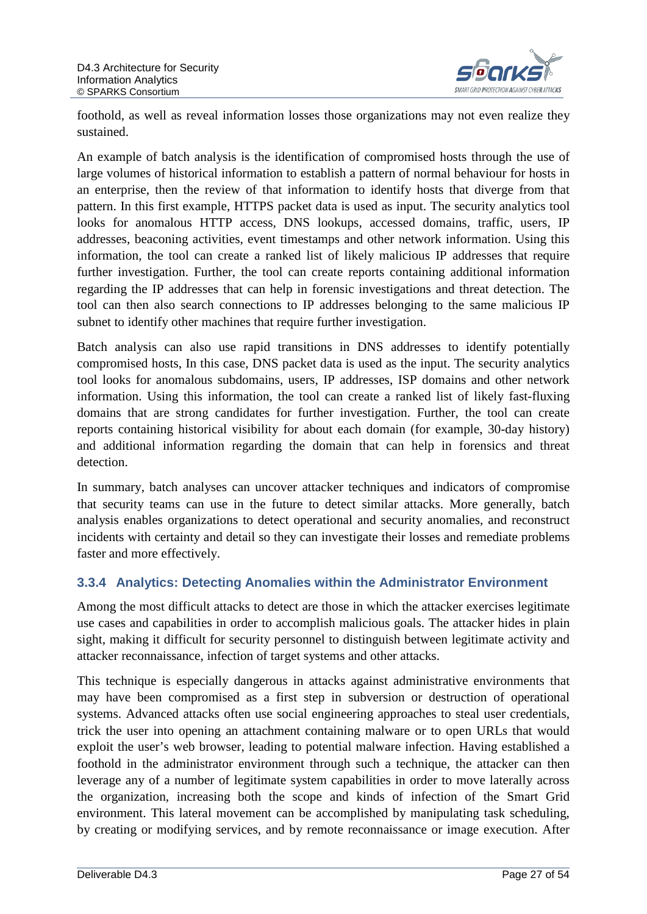foothold, as well as reveal information losses those organizations may not even realize they sustained.

An example of batch analysis is the identification of compromised hosts through the use of large volumes of historical information to establish a pattern of normal behaviour for hosts in an enterprise, then the review of that information to identify hosts that diverge from that pattern. In this first example, HTTPS packet data is used as input. The security analytics tool looks for anomalous HTTP access, DNS lookups, accessed domains, traffic, users, IP addresses, beaconing activities, event timestamps and other network information. Using this information, the tool can create a ranked list of likely malicious IP addresses that require further investigation. Further, the tool can create reports containing additional information regarding the IP addresses that can help in forensic investigations and threat detection. The tool can then also search connections to IP addresses belonging to the same malicious IP subnet to identify other machines that require further investigation.

Batch analysis can also use rapid transitions in DNS addresses to identify potentially compromised hosts, In this case, DNS packet data is used as the input. The security analytics tool looks for anomalous subdomains, users, IP addresses, ISP domains and other network information. Using this information, the tool can create a ranked list of likely fast-fluxing domains that are strong candidates for further investigation. Further, the tool can create reports containing historical visibility for about each domain (for example, 30-day history) and additional information regarding the domain that can help in forensics and threat detection.

In summary, batch analyses can uncover attacker techniques and indicators of compromise that security teams can use in the future to detect similar attacks. More generally, batch analysis enables organizations to detect operational and security anomalies, and reconstruct incidents with certainty and detail so they can investigate their losses and remediate problems faster and more effectively.

### 3.3.4 Analytics: Detecting Anomalies within the Administrator Environment

Among the most difficult attacks to detect are those in which the attacker exercises legitimate use cases and capabilities in order to accomplish malicious goals. The attacker hides in plain sight, making it difficult for security personnel to distinguish between legitimate activity and attacker reconnaissance, infection of target systems and other attacks.

This technique is especially dangerous in attacks against administrative environments that may have been compromised as a first step in subversion or destruction of operational systems. Advanced attacks often use social engineering approaches to steal user credentials, trick the user into opening an attachment containing malware or to open URLs that would exploit the user's web browser, leading to potential malware infection. Having established a foothold in the administrator environment through such a technique, the attacker can then leverage any of a number of legitimate system capabilities in order to move laterally across the organization, increasing both the scope and kinds of infection of the Smart Grid environment. This lateral movement can be accomplished by manipulating task scheduling, by creating or modifying services, and by remote reconnaissance or image execution. After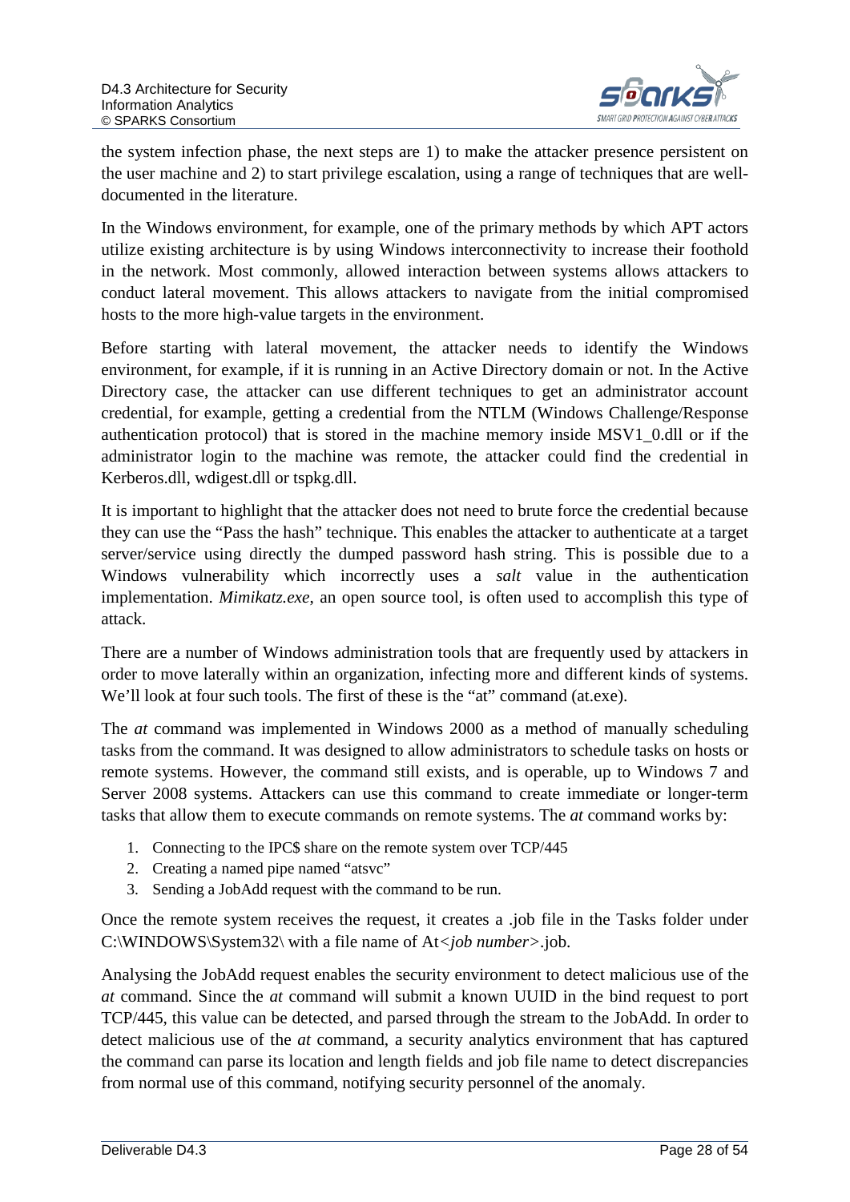the system infection phase, the next steps are 1) to make the attacker presence persistent on the user machine and 2) to start privilege escalation, using a range of techniques that are well-documented in the literature.

In the Windows environment, for example, one of the primary methods by which APT actors utilize existing architecture is by using Windows interconnectivity to increase their foothold in the network. Most commonly, allowed interaction between systems allows attackers to conduct lateral movement. This allows attackers to navigate from the initial compromised hosts to the more high-value targets in the environment.

Before starting with lateral movement, the attacker needs to identify the Windows environment, for example, if it is running in an Active Directory domain or not. In the Active Directory case, the attacker can use different techniques to get an administrator account credential, for example, getting a credential from the NTLM (Windows Challenge/Response authentication protocol) that is stored in the machine memory inside MSV1_0.dll or if the administrator login to the machine was remote, the attacker could find the credential in Kerberos.dll, wdigest.dll or tspkg.dll.

It is important to highlight that the attacker does not need to brute force the credential because they can use the "Pass the hash" technique. This enables the attacker to authenticate at a target server/service using directly the dumped password hash string. This is possible due to a Windows vulnerability which incorrectly uses a *salt* value in the authentication implementation. *Mimikatz.exe*, an open source tool, is often used to accomplish this type of attack.

There are a number of Windows administration tools that are frequently used by attackers in order to move laterally within an organization, infecting more and different kinds of systems. We'll look at four such tools. The first of these is the "at" command (at.exe).

The *at* command was implemented in Windows 2000 as a method of manually scheduling tasks from the command. It was designed to allow administrators to schedule tasks on hosts or remote systems. However, the command still exists, and is operable, up to Windows 7 and Server 2008 systems. Attackers can use this command to create immediate or longer-term tasks that allow them to execute commands on remote systems. The *at* command works by:

1. Connecting to the IPC$ share on the remote system over TCP/445
2. Creating a named pipe named "atsvc"
3. Sending a JobAdd request with the command to be run.

Once the remote system receives the request, it creates a .job file in the Tasks folder under C:\WINDOWS\System32\ with a file name of At*<job number>*.job.

Analysing the JobAdd request enables the security environment to detect malicious use of the *at* command. Since the *at* command will submit a known UUID in the bind request to port TCP/445, this value can be detected, and parsed through the stream to the JobAdd. In order to detect malicious use of the *at* command, a security analytics environment that has captured the command can parse its location and length fields and job file name to detect discrepancies from normal use of this command, notifying security personnel of the anomaly.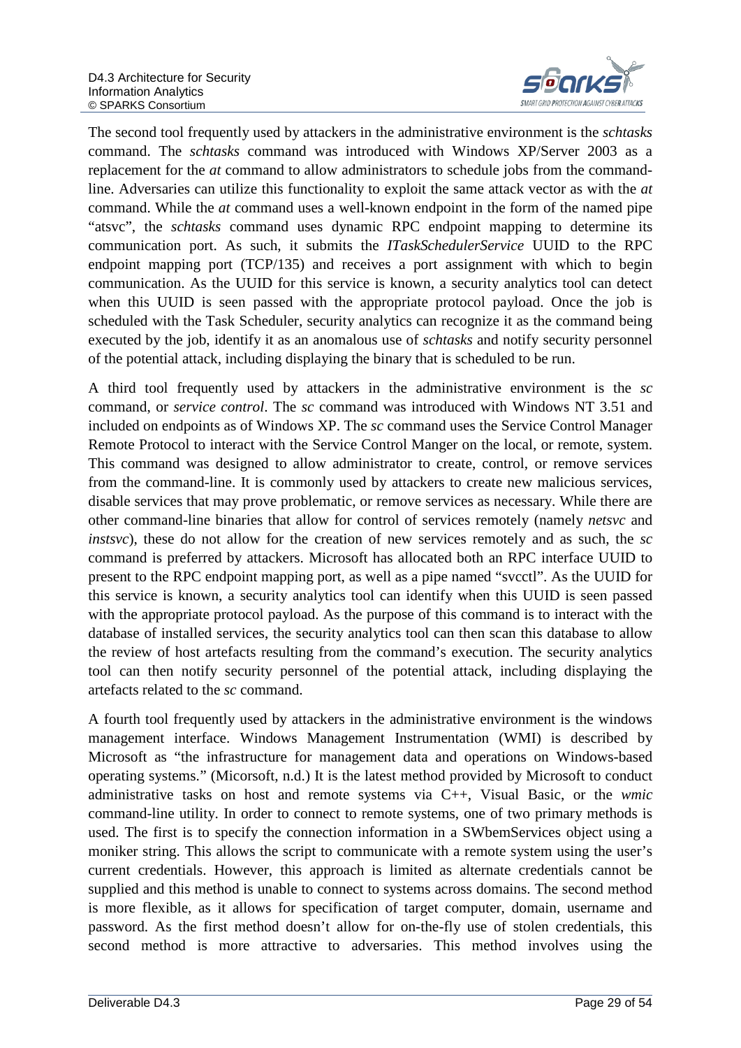The second tool frequently used by attackers in the administrative environment is the *schtasks* command. The *schtasks* command was introduced with Windows XP/Server 2003 as a replacement for the *at* command to allow administrators to schedule jobs from the command-line. Adversaries can utilize this functionality to exploit the same attack vector as with the *at* command. While the *at* command uses a well-known endpoint in the form of the named pipe "atsvc", the *schtasks* command uses dynamic RPC endpoint mapping to determine its communication port. As such, it submits the *ITaskSchedulerService* UUID to the RPC endpoint mapping port (TCP/135) and receives a port assignment with which to begin communication. As the UUID for this service is known, a security analytics tool can detect when this UUID is seen passed with the appropriate protocol payload. Once the job is scheduled with the Task Scheduler, security analytics can recognize it as the command being executed by the job, identify it as an anomalous use of *schtasks* and notify security personnel of the potential attack, including displaying the binary that is scheduled to be run.

A third tool frequently used by attackers in the administrative environment is the *sc* command, or *service control*. The *sc* command was introduced with Windows NT 3.51 and included on endpoints as of Windows XP. The *sc* command uses the Service Control Manager Remote Protocol to interact with the Service Control Manger on the local, or remote, system. This command was designed to allow administrator to create, control, or remove services from the command-line. It is commonly used by attackers to create new malicious services, disable services that may prove problematic, or remove services as necessary. While there are other command-line binaries that allow for control of services remotely (namely *netsvc* and *instsvc*), these do not allow for the creation of new services remotely and as such, the *sc* command is preferred by attackers. Microsoft has allocated both an RPC interface UUID to present to the RPC endpoint mapping port, as well as a pipe named "svcctl". As the UUID for this service is known, a security analytics tool can identify when this UUID is seen passed with the appropriate protocol payload. As the purpose of this command is to interact with the database of installed services, the security analytics tool can then scan this database to allow the review of host artefacts resulting from the command's execution. The security analytics tool can then notify security personnel of the potential attack, including displaying the artefacts related to the *sc* command.

A fourth tool frequently used by attackers in the administrative environment is the windows management interface. Windows Management Instrumentation (WMI) is described by Microsoft as "the infrastructure for management data and operations on Windows-based operating systems." (Micorsoft, n.d.) It is the latest method provided by Microsoft to conduct administrative tasks on host and remote systems via C++, Visual Basic, or the *wmic* command-line utility. In order to connect to remote systems, one of two primary methods is used. The first is to specify the connection information in a SWbemServices object using a moniker string. This allows the script to communicate with a remote system using the user's current credentials. However, this approach is limited as alternate credentials cannot be supplied and this method is unable to connect to systems across domains. The second method is more flexible, as it allows for specification of target computer, domain, username and password. As the first method doesn't allow for on-the-fly use of stolen credentials, this second method is more attractive to adversaries. This method involves using the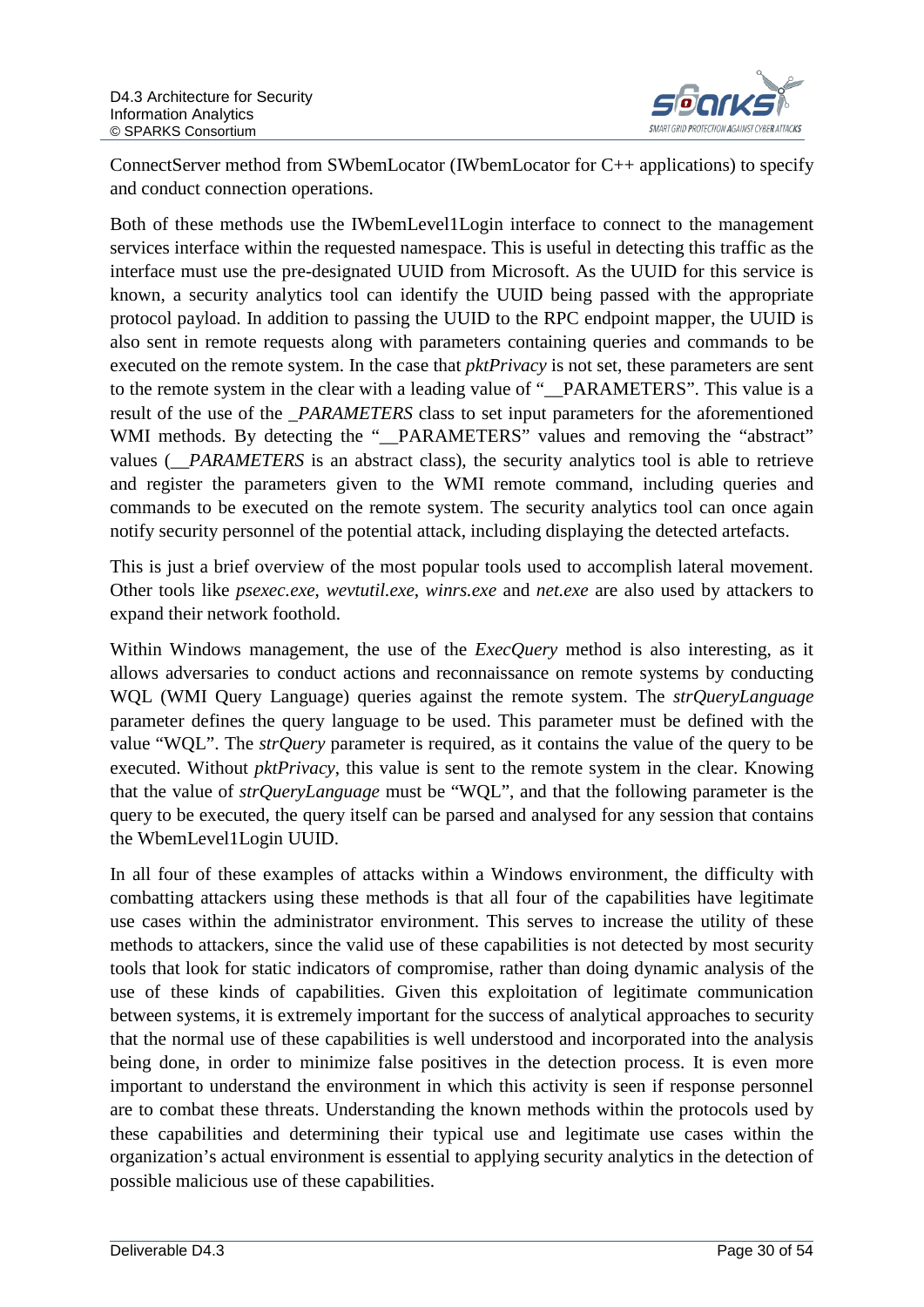ConnectServer method from SWbemLocator (IWbemLocator for C++ applications) to specify and conduct connection operations.

Both of these methods use the IWbemLevel1Login interface to connect to the management services interface within the requested namespace. This is useful in detecting this traffic as the interface must use the pre-designated UUID from Microsoft. As the UUID for this service is known, a security analytics tool can identify the UUID being passed with the appropriate protocol payload. In addition to passing the UUID to the RPC endpoint mapper, the UUID is also sent in remote requests along with parameters containing queries and commands to be executed on the remote system. In the case that *pktPrivacy* is not set, these parameters are sent to the remote system in the clear with a leading value of "__PARAMETERS". This value is a result of the use of the *_PARAMETERS* class to set input parameters for the aforementioned WMI methods. By detecting the "__PARAMETERS" values and removing the "abstract" values (*__PARAMETERS* is an abstract class), the security analytics tool is able to retrieve and register the parameters given to the WMI remote command, including queries and commands to be executed on the remote system. The security analytics tool can once again notify security personnel of the potential attack, including displaying the detected artefacts.

This is just a brief overview of the most popular tools used to accomplish lateral movement. Other tools like *psexec.exe*, *wevtutil.exe*, *winrs.exe* and *net.exe* are also used by attackers to expand their network foothold.

Within Windows management, the use of the *ExecQuery* method is also interesting, as it allows adversaries to conduct actions and reconnaissance on remote systems by conducting WQL (WMI Query Language) queries against the remote system. The *strQueryLanguage* parameter defines the query language to be used. This parameter must be defined with the value "WQL". The *strQuery* parameter is required, as it contains the value of the query to be executed. Without *pktPrivacy*, this value is sent to the remote system in the clear. Knowing that the value of *strQueryLanguage* must be "WQL", and that the following parameter is the query to be executed, the query itself can be parsed and analysed for any session that contains the WbemLevel1Login UUID.

In all four of these examples of attacks within a Windows environment, the difficulty with combatting attackers using these methods is that all four of the capabilities have legitimate use cases within the administrator environment. This serves to increase the utility of these methods to attackers, since the valid use of these capabilities is not detected by most security tools that look for static indicators of compromise, rather than doing dynamic analysis of the use of these kinds of capabilities. Given this exploitation of legitimate communication between systems, it is extremely important for the success of analytical approaches to security that the normal use of these capabilities is well understood and incorporated into the analysis being done, in order to minimize false positives in the detection process. It is even more important to understand the environment in which this activity is seen if response personnel are to combat these threats. Understanding the known methods within the protocols used by these capabilities and determining their typical use and legitimate use cases within the organization's actual environment is essential to applying security analytics in the detection of possible malicious use of these capabilities.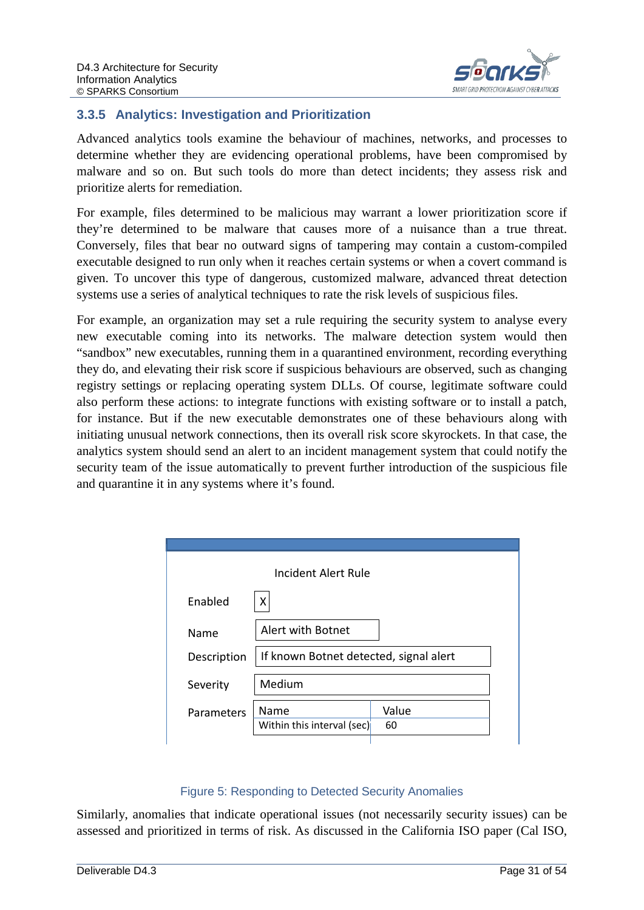### 3.3.5 Analytics: Investigation and Prioritization

Advanced analytics tools examine the behaviour of machines, networks, and processes to determine whether they are evidencing operational problems, have been compromised by malware and so on. But such tools do more than detect incidents; they assess risk and prioritize alerts for remediation.

For example, files determined to be malicious may warrant a lower prioritization score if they're determined to be malware that causes more of a nuisance than a true threat. Conversely, files that bear no outward signs of tampering may contain a custom-compiled executable designed to run only when it reaches certain systems or when a covert command is given. To uncover this type of dangerous, customized malware, advanced threat detection systems use a series of analytical techniques to rate the risk levels of suspicious files.

For example, an organization may set a rule requiring the security system to analyse every new executable coming into its networks. The malware detection system would then "sandbox" new executables, running them in a quarantined environment, recording everything they do, and elevating their risk score if suspicious behaviours are observed, such as changing registry settings or replacing operating system DLLs. Of course, legitimate software could also perform these actions: to integrate functions with existing software or to install a patch, for instance. But if the new executable demonstrates one of these behaviours along with initiating unusual network connections, then its overall risk score skyrockets. In that case, the analytics system should send an alert to an incident management system that could notify the security team of the issue automatically to prevent further introduction of the suspicious file and quarantine it in any systems where it's found.

**Incident Alert Rule**

| Field | Value |
|---|---|
| Enabled | X |
| Name | Alert with Botnet |
| Description | If known Botnet detected, signal alert |
| Severity | Medium |
| Parameters | Name: Within this interval (sec) — Value: 60 |

Figure 5: Responding to Detected Security Anomalies

Similarly, anomalies that indicate operational issues (not necessarily security issues) can be assessed and prioritized in terms of risk. As discussed in the California ISO paper (Cal ISO,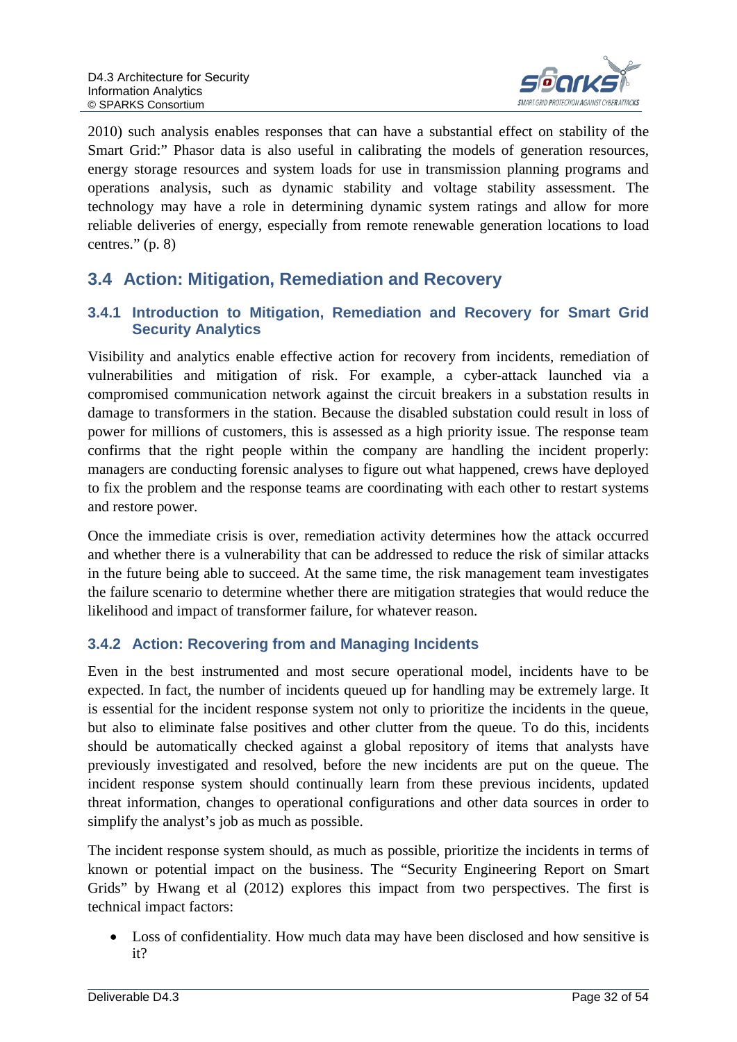2010) such analysis enables responses that can have a substantial effect on stability of the Smart Grid:" Phasor data is also useful in calibrating the models of generation resources, energy storage resources and system loads for use in transmission planning programs and operations analysis, such as dynamic stability and voltage stability assessment. The technology may have a role in determining dynamic system ratings and allow for more reliable deliveries of energy, especially from remote renewable generation locations to load centres." (p. 8)

## 3.4 Action: Mitigation, Remediation and Recovery

### 3.4.1 Introduction to Mitigation, Remediation and Recovery for Smart Grid Security Analytics

Visibility and analytics enable effective action for recovery from incidents, remediation of vulnerabilities and mitigation of risk. For example, a cyber-attack launched via a compromised communication network against the circuit breakers in a substation results in damage to transformers in the station. Because the disabled substation could result in loss of power for millions of customers, this is assessed as a high priority issue. The response team confirms that the right people within the company are handling the incident properly: managers are conducting forensic analyses to figure out what happened, crews have deployed to fix the problem and the response teams are coordinating with each other to restart systems and restore power.

Once the immediate crisis is over, remediation activity determines how the attack occurred and whether there is a vulnerability that can be addressed to reduce the risk of similar attacks in the future being able to succeed. At the same time, the risk management team investigates the failure scenario to determine whether there are mitigation strategies that would reduce the likelihood and impact of transformer failure, for whatever reason.

### 3.4.2 Action: Recovering from and Managing Incidents

Even in the best instrumented and most secure operational model, incidents have to be expected. In fact, the number of incidents queued up for handling may be extremely large. It is essential for the incident response system not only to prioritize the incidents in the queue, but also to eliminate false positives and other clutter from the queue. To do this, incidents should be automatically checked against a global repository of items that analysts have previously investigated and resolved, before the new incidents are put on the queue. The incident response system should continually learn from these previous incidents, updated threat information, changes to operational configurations and other data sources in order to simplify the analyst's job as much as possible.

The incident response system should, as much as possible, prioritize the incidents in terms of known or potential impact on the business. The "Security Engineering Report on Smart Grids" by Hwang et al (2012) explores this impact from two perspectives. The first is technical impact factors:

- Loss of confidentiality. How much data may have been disclosed and how sensitive is it?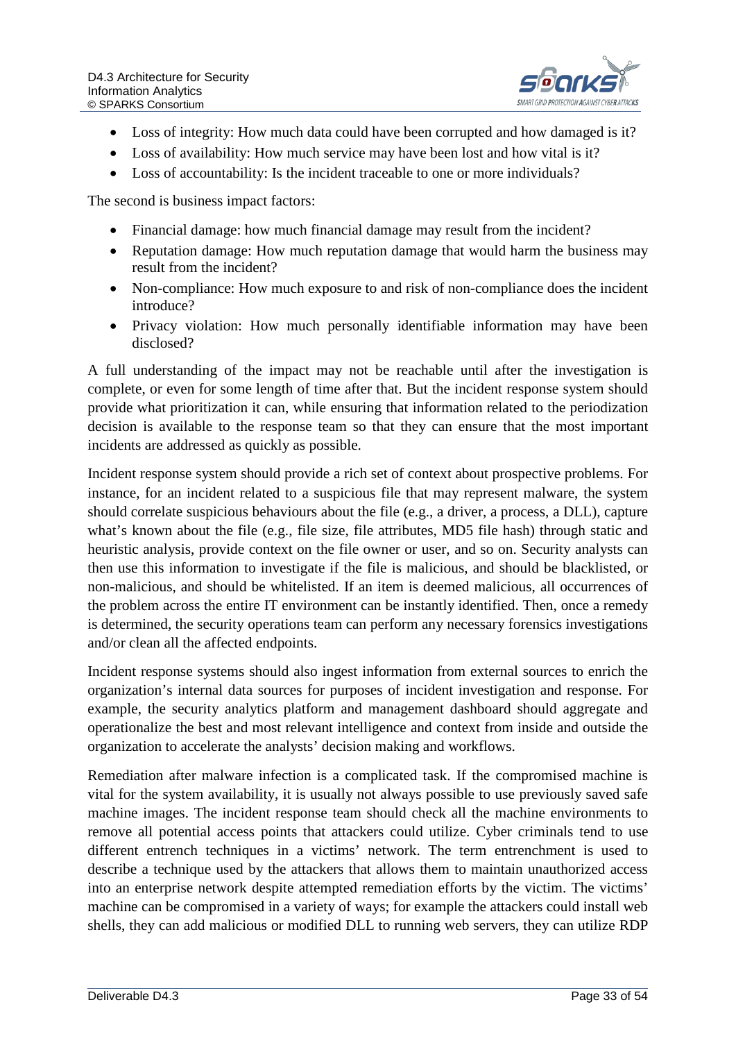- Loss of integrity: How much data could have been corrupted and how damaged is it?
- Loss of availability: How much service may have been lost and how vital is it?
- Loss of accountability: Is the incident traceable to one or more individuals?

The second is business impact factors:

- Financial damage: how much financial damage may result from the incident?
- Reputation damage: How much reputation damage that would harm the business may result from the incident?
- Non-compliance: How much exposure to and risk of non-compliance does the incident introduce?
- Privacy violation: How much personally identifiable information may have been disclosed?

A full understanding of the impact may not be reachable until after the investigation is complete, or even for some length of time after that. But the incident response system should provide what prioritization it can, while ensuring that information related to the periodization decision is available to the response team so that they can ensure that the most important incidents are addressed as quickly as possible.

Incident response system should provide a rich set of context about prospective problems. For instance, for an incident related to a suspicious file that may represent malware, the system should correlate suspicious behaviours about the file (e.g., a driver, a process, a DLL), capture what's known about the file (e.g., file size, file attributes, MD5 file hash) through static and heuristic analysis, provide context on the file owner or user, and so on. Security analysts can then use this information to investigate if the file is malicious, and should be blacklisted, or non-malicious, and should be whitelisted. If an item is deemed malicious, all occurrences of the problem across the entire IT environment can be instantly identified. Then, once a remedy is determined, the security operations team can perform any necessary forensics investigations and/or clean all the affected endpoints.

Incident response systems should also ingest information from external sources to enrich the organization's internal data sources for purposes of incident investigation and response. For example, the security analytics platform and management dashboard should aggregate and operationalize the best and most relevant intelligence and context from inside and outside the organization to accelerate the analysts' decision making and workflows.

Remediation after malware infection is a complicated task. If the compromised machine is vital for the system availability, it is usually not always possible to use previously saved safe machine images. The incident response team should check all the machine environments to remove all potential access points that attackers could utilize. Cyber criminals tend to use different entrench techniques in a victims' network. The term entrenchment is used to describe a technique used by the attackers that allows them to maintain unauthorized access into an enterprise network despite attempted remediation efforts by the victim. The victims' machine can be compromised in a variety of ways; for example the attackers could install web shells, they can add malicious or modified DLL to running web servers, they can utilize RDP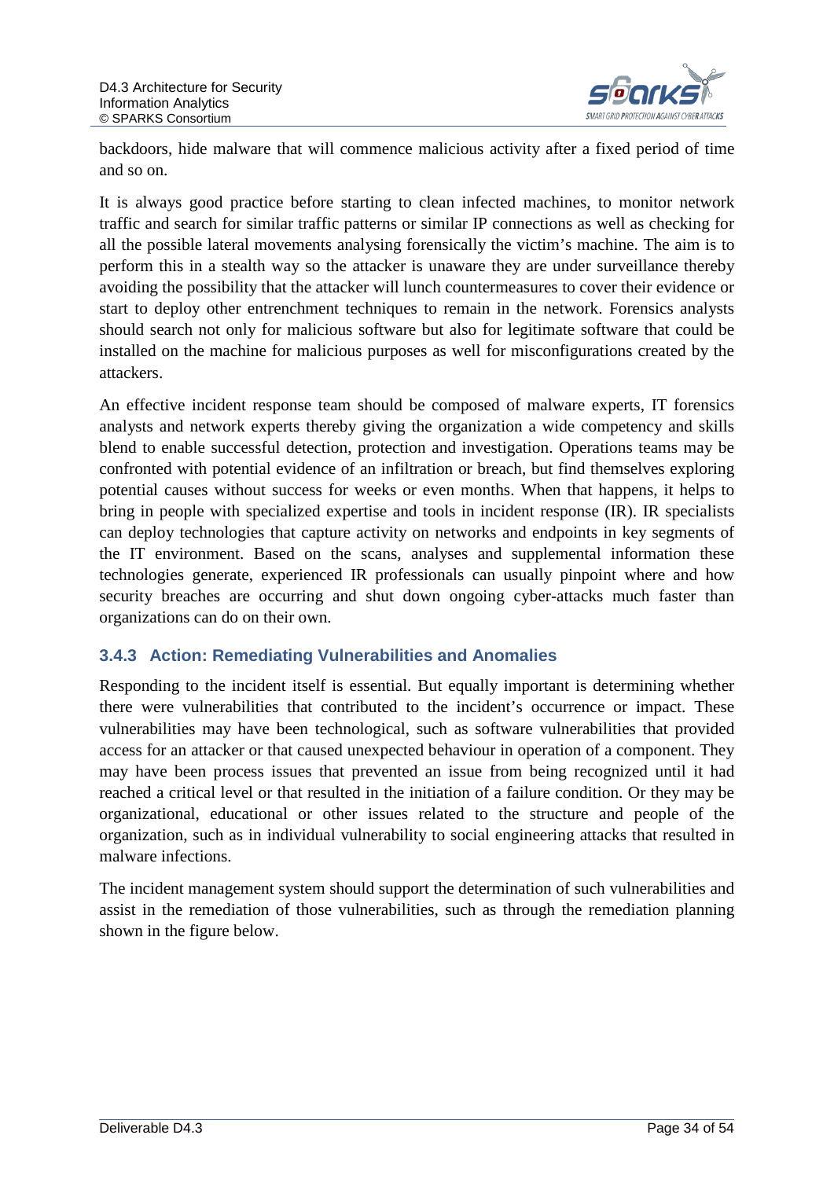backdoors, hide malware that will commence malicious activity after a fixed period of time and so on.

It is always good practice before starting to clean infected machines, to monitor network traffic and search for similar traffic patterns or similar IP connections as well as checking for all the possible lateral movements analysing forensically the victim's machine. The aim is to perform this in a stealth way so the attacker is unaware they are under surveillance thereby avoiding the possibility that the attacker will lunch countermeasures to cover their evidence or start to deploy other entrenchment techniques to remain in the network. Forensics analysts should search not only for malicious software but also for legitimate software that could be installed on the machine for malicious purposes as well for misconfigurations created by the attackers.

An effective incident response team should be composed of malware experts, IT forensics analysts and network experts thereby giving the organization a wide competency and skills blend to enable successful detection, protection and investigation. Operations teams may be confronted with potential evidence of an infiltration or breach, but find themselves exploring potential causes without success for weeks or even months. When that happens, it helps to bring in people with specialized expertise and tools in incident response (IR). IR specialists can deploy technologies that capture activity on networks and endpoints in key segments of the IT environment. Based on the scans, analyses and supplemental information these technologies generate, experienced IR professionals can usually pinpoint where and how security breaches are occurring and shut down ongoing cyber-attacks much faster than organizations can do on their own.

### 3.4.3 Action: Remediating Vulnerabilities and Anomalies

Responding to the incident itself is essential. But equally important is determining whether there were vulnerabilities that contributed to the incident's occurrence or impact. These vulnerabilities may have been technological, such as software vulnerabilities that provided access for an attacker or that caused unexpected behaviour in operation of a component. They may have been process issues that prevented an issue from being recognized until it had reached a critical level or that resulted in the initiation of a failure condition. Or they may be organizational, educational or other issues related to the structure and people of the organization, such as in individual vulnerability to social engineering attacks that resulted in malware infections.

The incident management system should support the determination of such vulnerabilities and assist in the remediation of those vulnerabilities, such as through the remediation planning shown in the figure below.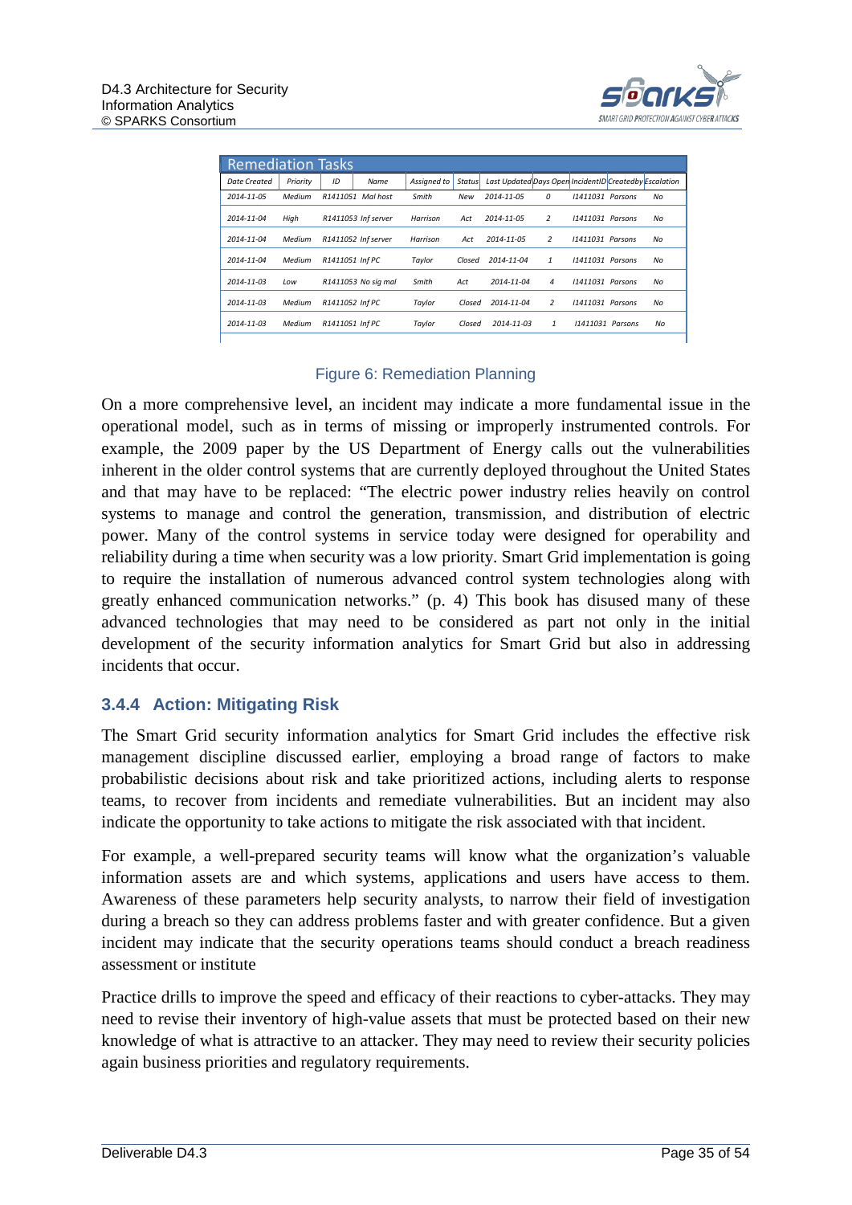| Remediation Tasks | | | | | | | | | | |
|---|---|---|---|---|---|---|---|---|---|---|
| Date Created | Priority | ID | Name | Assigned to | Status | Last Updated | Days Open | IncidentID | Createdby | Escalation |
| 2014-11-05 | Medium | R1411051 | Mal host | Smith | New | 2014-11-05 | 0 | I1411031 | Parsons | No |
| 2014-11-04 | High | R1411053 | Inf server | Harrison | Act | 2014-11-05 | 2 | I1411031 | Parsons | No |
| 2014-11-04 | Medium | R1411052 | Inf server | Harrison | Act | 2014-11-05 | 2 | I1411031 | Parsons | No |
| 2014-11-04 | Medium | R1411051 | Inf PC | Taylor | Closed | 2014-11-04 | 1 | I1411031 | Parsons | No |
| 2014-11-03 | Low | R1411053 | No sig mal | Smith | Act | 2014-11-04 | 4 | I1411031 | Parsons | No |
| 2014-11-03 | Medium | R1411052 | Inf PC | Taylor | Closed | 2014-11-04 | 2 | I1411031 | Parsons | No |
| 2014-11-03 | Medium | R1411051 | Inf PC | Taylor | Closed | 2014-11-03 | 1 | I1411031 | Parsons | No |

Figure 6: Remediation Planning

On a more comprehensive level, an incident may indicate a more fundamental issue in the operational model, such as in terms of missing or improperly instrumented controls. For example, the 2009 paper by the US Department of Energy calls out the vulnerabilities inherent in the older control systems that are currently deployed throughout the United States and that may have to be replaced: "The electric power industry relies heavily on control systems to manage and control the generation, transmission, and distribution of electric power. Many of the control systems in service today were designed for operability and reliability during a time when security was a low priority. Smart Grid implementation is going to require the installation of numerous advanced control system technologies along with greatly enhanced communication networks." (p. 4) This book has disused many of these advanced technologies that may need to be considered as part not only in the initial development of the security information analytics for Smart Grid but also in addressing incidents that occur.

### 3.4.4 Action: Mitigating Risk

The Smart Grid security information analytics for Smart Grid includes the effective risk management discipline discussed earlier, employing a broad range of factors to make probabilistic decisions about risk and take prioritized actions, including alerts to response teams, to recover from incidents and remediate vulnerabilities. But an incident may also indicate the opportunity to take actions to mitigate the risk associated with that incident.

For example, a well-prepared security teams will know what the organization's valuable information assets are and which systems, applications and users have access to them. Awareness of these parameters help security analysts, to narrow their field of investigation during a breach so they can address problems faster and with greater confidence. But a given incident may indicate that the security operations teams should conduct a breach readiness assessment or institute

Practice drills to improve the speed and efficacy of their reactions to cyber-attacks. They may need to revise their inventory of high-value assets that must be protected based on their new knowledge of what is attractive to an attacker. They may need to review their security policies again business priorities and regulatory requirements.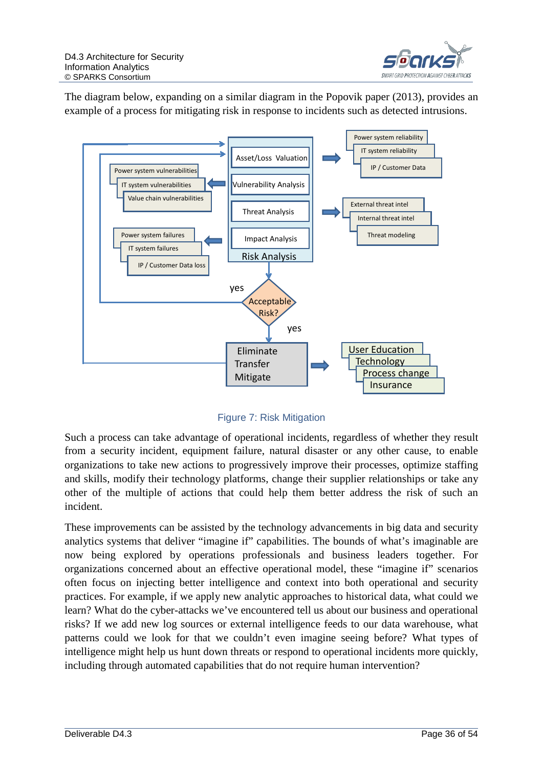The diagram below, expanding on a similar diagram in the Popovik paper (2013), provides an example of a process for mitigating risk in response to incidents such as detected intrusions.

Figure 7: Risk Mitigation

Such a process can take advantage of operational incidents, regardless of whether they result from a security incident, equipment failure, natural disaster or any other cause, to enable organizations to take new actions to progressively improve their processes, optimize staffing and skills, modify their technology platforms, change their supplier relationships or take any other of the multiple of actions that could help them better address the risk of such an incident.

These improvements can be assisted by the technology advancements in big data and security analytics systems that deliver "imagine if" capabilities. The bounds of what's imaginable are now being explored by operations professionals and business leaders together. For organizations concerned about an effective operational model, these "imagine if" scenarios often focus on injecting better intelligence and context into both operational and security practices. For example, if we apply new analytic approaches to historical data, what could we learn? What do the cyber-attacks we've encountered tell us about our business and operational risks? If we add new log sources or external intelligence feeds to our data warehouse, what patterns could we look for that we couldn't even imagine seeing before? What types of intelligence might help us hunt down threats or respond to operational incidents more quickly, including through automated capabilities that do not require human intervention?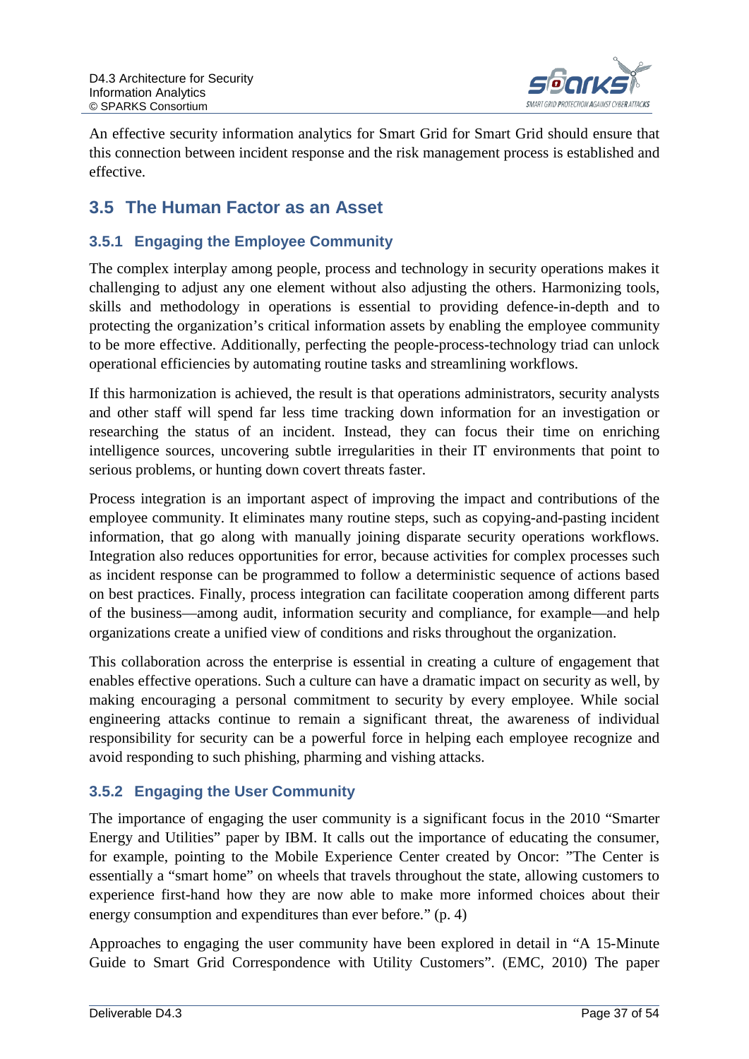An effective security information analytics for Smart Grid for Smart Grid should ensure that this connection between incident response and the risk management process is established and effective.

## 3.5 The Human Factor as an Asset

### 3.5.1 Engaging the Employee Community

The complex interplay among people, process and technology in security operations makes it challenging to adjust any one element without also adjusting the others. Harmonizing tools, skills and methodology in operations is essential to providing defence-in-depth and to protecting the organization's critical information assets by enabling the employee community to be more effective. Additionally, perfecting the people-process-technology triad can unlock operational efficiencies by automating routine tasks and streamlining workflows.

If this harmonization is achieved, the result is that operations administrators, security analysts and other staff will spend far less time tracking down information for an investigation or researching the status of an incident. Instead, they can focus their time on enriching intelligence sources, uncovering subtle irregularities in their IT environments that point to serious problems, or hunting down covert threats faster.

Process integration is an important aspect of improving the impact and contributions of the employee community. It eliminates many routine steps, such as copying-and-pasting incident information, that go along with manually joining disparate security operations workflows. Integration also reduces opportunities for error, because activities for complex processes such as incident response can be programmed to follow a deterministic sequence of actions based on best practices. Finally, process integration can facilitate cooperation among different parts of the business—among audit, information security and compliance, for example—and help organizations create a unified view of conditions and risks throughout the organization.

This collaboration across the enterprise is essential in creating a culture of engagement that enables effective operations. Such a culture can have a dramatic impact on security as well, by making encouraging a personal commitment to security by every employee. While social engineering attacks continue to remain a significant threat, the awareness of individual responsibility for security can be a powerful force in helping each employee recognize and avoid responding to such phishing, pharming and vishing attacks.

### 3.5.2 Engaging the User Community

The importance of engaging the user community is a significant focus in the 2010 "Smarter Energy and Utilities" paper by IBM. It calls out the importance of educating the consumer, for example, pointing to the Mobile Experience Center created by Oncor: "The Center is essentially a "smart home" on wheels that travels throughout the state, allowing customers to experience first-hand how they are now able to make more informed choices about their energy consumption and expenditures than ever before." (p. 4)

Approaches to engaging the user community have been explored in detail in "A 15-Minute Guide to Smart Grid Correspondence with Utility Customers". (EMC, 2010) The paper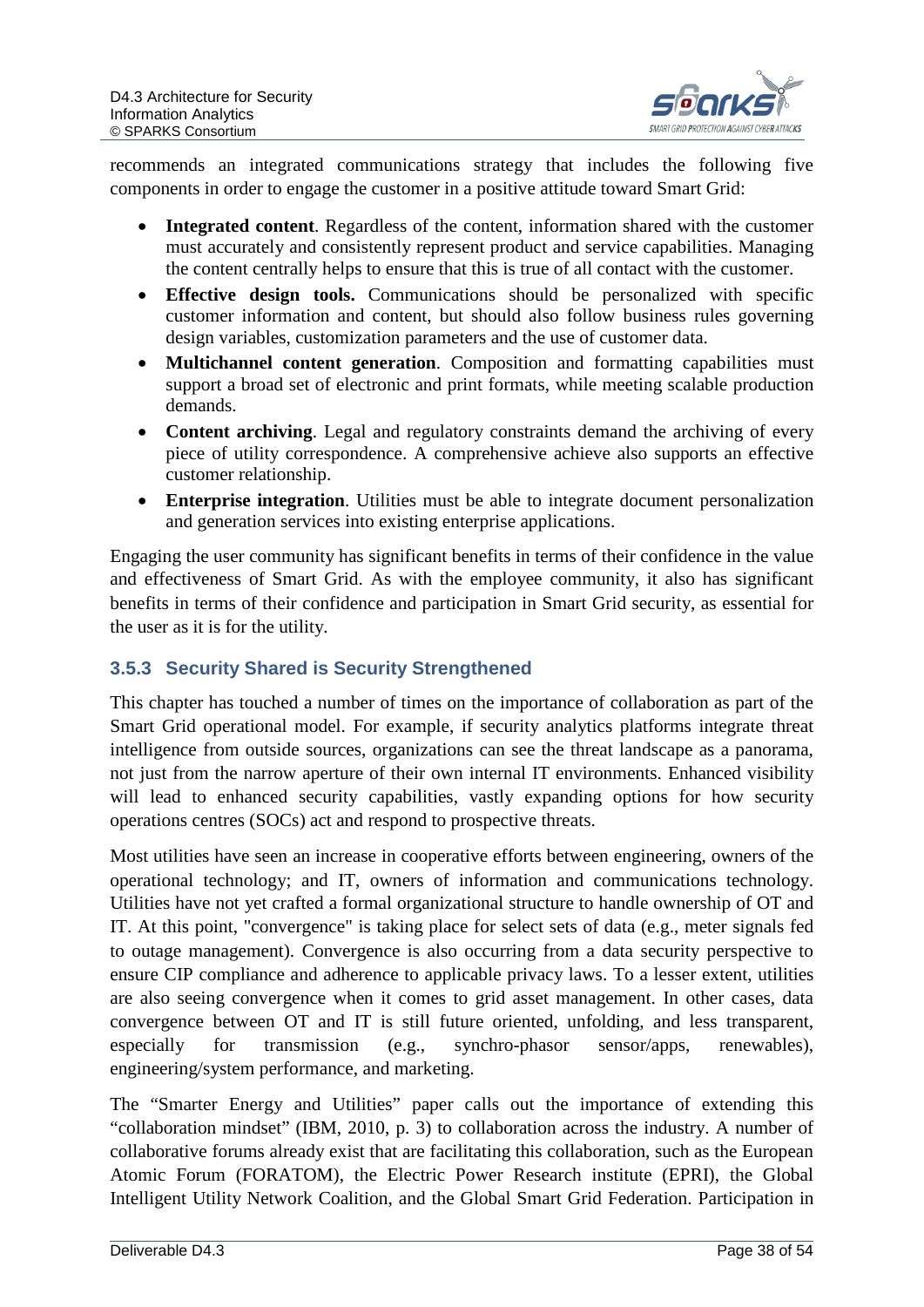recommends an integrated communications strategy that includes the following five components in order to engage the customer in a positive attitude toward Smart Grid:

- **Integrated content**. Regardless of the content, information shared with the customer must accurately and consistently represent product and service capabilities. Managing the content centrally helps to ensure that this is true of all contact with the customer.
- **Effective design tools.** Communications should be personalized with specific customer information and content, but should also follow business rules governing design variables, customization parameters and the use of customer data.
- **Multichannel content generation**. Composition and formatting capabilities must support a broad set of electronic and print formats, while meeting scalable production demands.
- **Content archiving**. Legal and regulatory constraints demand the archiving of every piece of utility correspondence. A comprehensive achieve also supports an effective customer relationship.
- **Enterprise integration**. Utilities must be able to integrate document personalization and generation services into existing enterprise applications.

Engaging the user community has significant benefits in terms of their confidence in the value and effectiveness of Smart Grid. As with the employee community, it also has significant benefits in terms of their confidence and participation in Smart Grid security, as essential for the user as it is for the utility.

### 3.5.3 Security Shared is Security Strengthened

This chapter has touched a number of times on the importance of collaboration as part of the Smart Grid operational model. For example, if security analytics platforms integrate threat intelligence from outside sources, organizations can see the threat landscape as a panorama, not just from the narrow aperture of their own internal IT environments. Enhanced visibility will lead to enhanced security capabilities, vastly expanding options for how security operations centres (SOCs) act and respond to prospective threats.

Most utilities have seen an increase in cooperative efforts between engineering, owners of the operational technology; and IT, owners of information and communications technology. Utilities have not yet crafted a formal organizational structure to handle ownership of OT and IT. At this point, "convergence" is taking place for select sets of data (e.g., meter signals fed to outage management). Convergence is also occurring from a data security perspective to ensure CIP compliance and adherence to applicable privacy laws. To a lesser extent, utilities are also seeing convergence when it comes to grid asset management. In other cases, data convergence between OT and IT is still future oriented, unfolding, and less transparent, especially for transmission (e.g., synchro-phasor sensor/apps, renewables), engineering/system performance, and marketing.

The "Smarter Energy and Utilities" paper calls out the importance of extending this "collaboration mindset" (IBM, 2010, p. 3) to collaboration across the industry. A number of collaborative forums already exist that are facilitating this collaboration, such as the European Atomic Forum (FORATOM), the Electric Power Research institute (EPRI), the Global Intelligent Utility Network Coalition, and the Global Smart Grid Federation. Participation in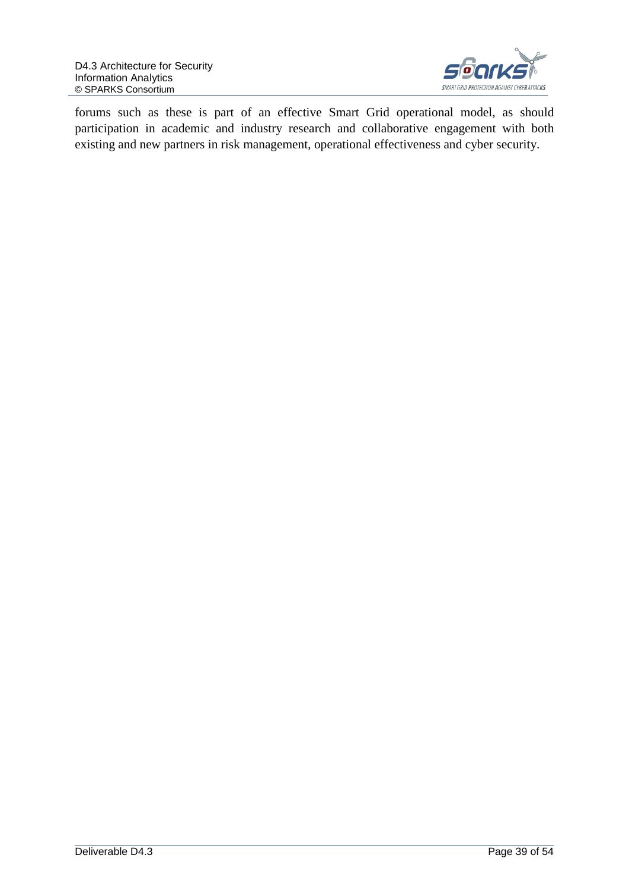forums such as these is part of an effective Smart Grid operational model, as should participation in academic and industry research and collaborative engagement with both existing and new partners in risk management, operational effectiveness and cyber security.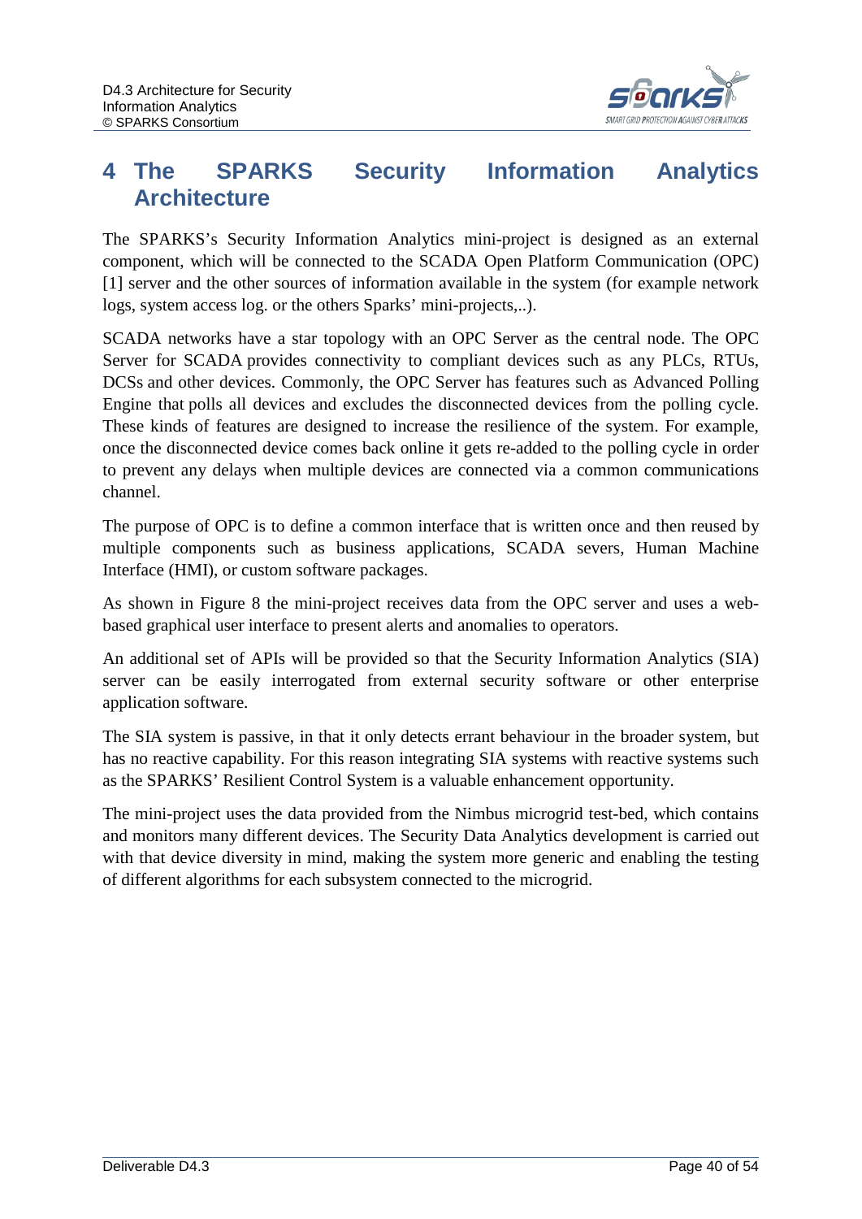# 4 The SPARKS Security Information Analytics Architecture

The SPARKS's Security Information Analytics mini-project is designed as an external component, which will be connected to the SCADA Open Platform Communication (OPC) [1] server and the other sources of information available in the system (for example network logs, system access log. or the others Sparks' mini-projects,..).

SCADA networks have a star topology with an OPC Server as the central node. The OPC Server for SCADA provides connectivity to compliant devices such as any PLCs, RTUs, DCSs and other devices. Commonly, the OPC Server has features such as Advanced Polling Engine that polls all devices and excludes the disconnected devices from the polling cycle. These kinds of features are designed to increase the resilience of the system. For example, once the disconnected device comes back online it gets re-added to the polling cycle in order to prevent any delays when multiple devices are connected via a common communications channel.

The purpose of OPC is to define a common interface that is written once and then reused by multiple components such as business applications, SCADA severs, Human Machine Interface (HMI), or custom software packages.

As shown in Figure 8 the mini-project receives data from the OPC server and uses a web-based graphical user interface to present alerts and anomalies to operators.

An additional set of APIs will be provided so that the Security Information Analytics (SIA) server can be easily interrogated from external security software or other enterprise application software.

The SIA system is passive, in that it only detects errant behaviour in the broader system, but has no reactive capability. For this reason integrating SIA systems with reactive systems such as the SPARKS' Resilient Control System is a valuable enhancement opportunity.

The mini-project uses the data provided from the Nimbus microgrid test-bed, which contains and monitors many different devices. The Security Data Analytics development is carried out with that device diversity in mind, making the system more generic and enabling the testing of different algorithms for each subsystem connected to the microgrid.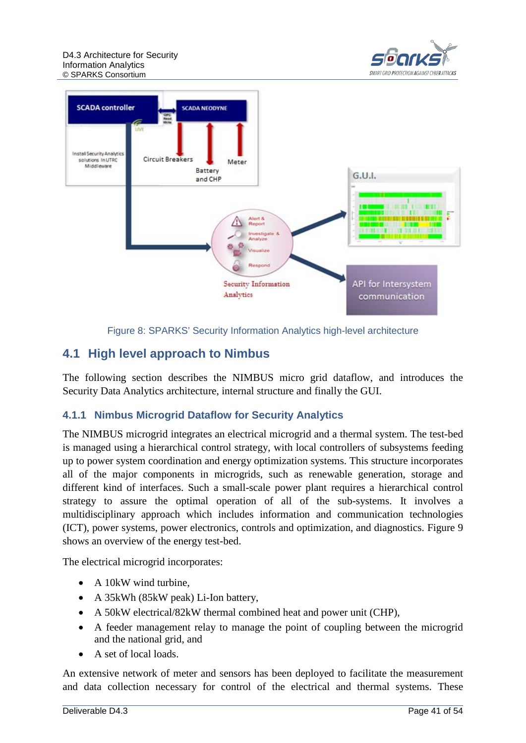Figure 8: SPARKS' Security Information Analytics high-level architecture

## 4.1 High level approach to Nimbus

The following section describes the NIMBUS micro grid dataflow, and introduces the Security Data Analytics architecture, internal structure and finally the GUI.

### 4.1.1 Nimbus Microgrid Dataflow for Security Analytics

The NIMBUS microgrid integrates an electrical microgrid and a thermal system. The test-bed is managed using a hierarchical control strategy, with local controllers of subsystems feeding up to power system coordination and energy optimization systems. This structure incorporates all of the major components in microgrids, such as renewable generation, storage and different kind of interfaces. Such a small-scale power plant requires a hierarchical control strategy to assure the optimal operation of all of the sub-systems. It involves a multidisciplinary approach which includes information and communication technologies (ICT), power systems, power electronics, controls and optimization, and diagnostics. Figure 9 shows an overview of the energy test-bed.

The electrical microgrid incorporates:

- A 10kW wind turbine,
- A 35kWh (85kW peak) Li-Ion battery,
- A 50kW electrical/82kW thermal combined heat and power unit (CHP),
- A feeder management relay to manage the point of coupling between the microgrid and the national grid, and
- A set of local loads.

An extensive network of meter and sensors has been deployed to facilitate the measurement and data collection necessary for control of the electrical and thermal systems. These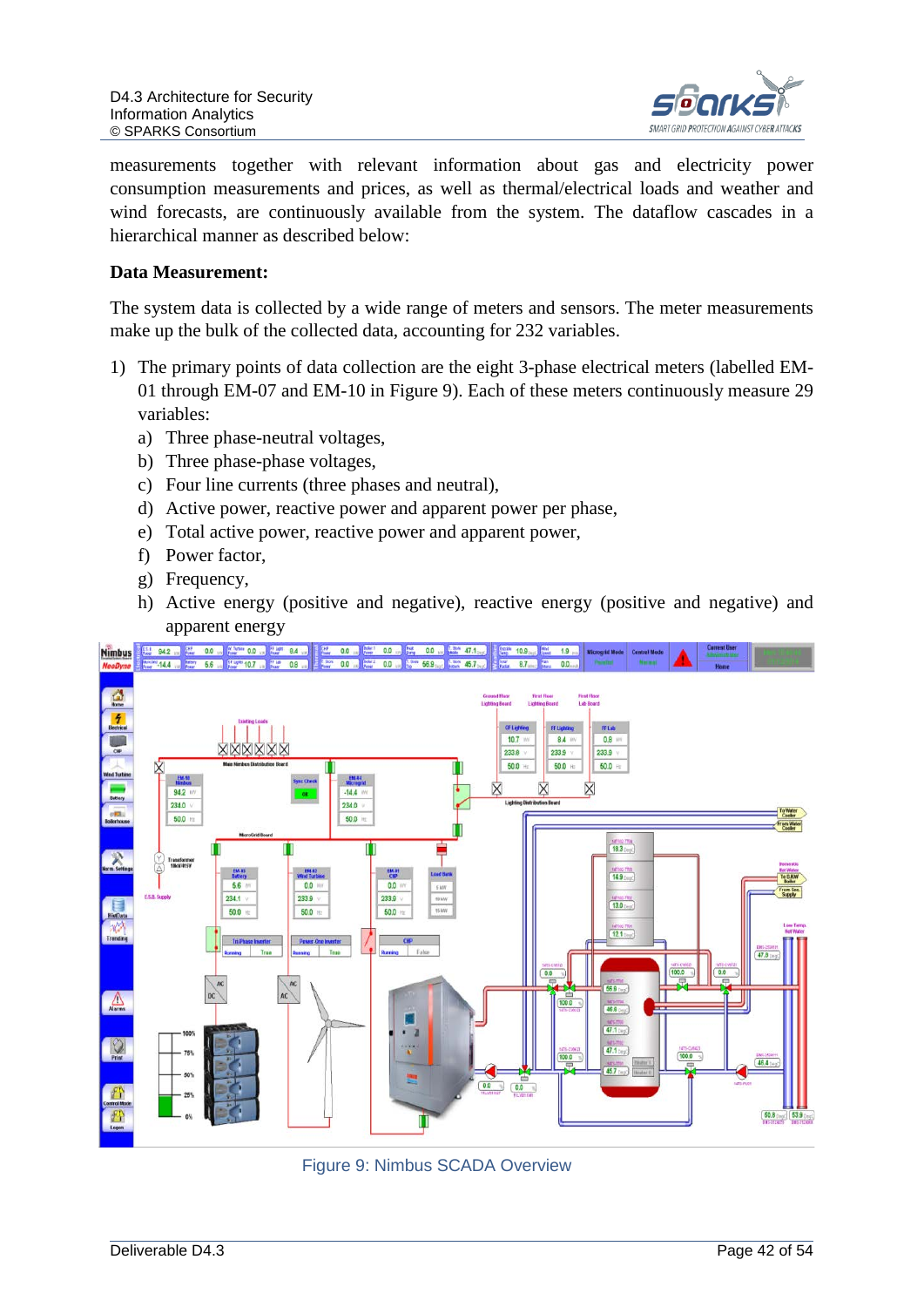measurements together with relevant information about gas and electricity power consumption measurements and prices, as well as thermal/electrical loads and weather and wind forecasts, are continuously available from the system. The dataflow cascades in a hierarchical manner as described below:

**Data Measurement:**

The system data is collected by a wide range of meters and sensors. The meter measurements make up the bulk of the collected data, accounting for 232 variables.

1) The primary points of data collection are the eight 3-phase electrical meters (labelled EM-01 through EM-07 and EM-10 in Figure 9). Each of these meters continuously measure 29 variables:
   a) Three phase-neutral voltages,
   b) Three phase-phase voltages,
   c) Four line currents (three phases and neutral),
   d) Active power, reactive power and apparent power per phase,
   e) Total active power, reactive power and apparent power,
   f) Power factor,
   g) Frequency,
   h) Active energy (positive and negative), reactive energy (positive and negative) and apparent energy

Figure 9: Nimbus SCADA Overview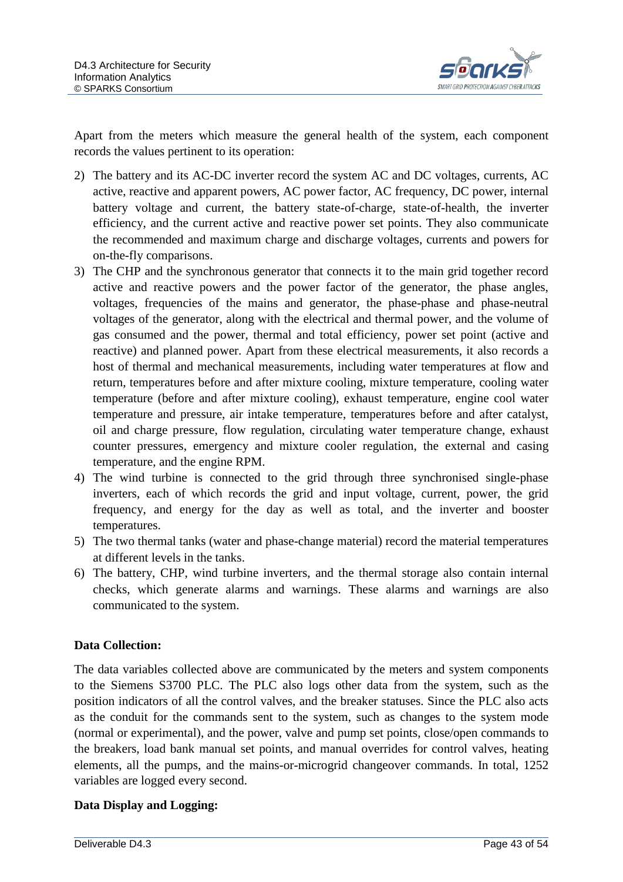Apart from the meters which measure the general health of the system, each component records the values pertinent to its operation:

2) The battery and its AC-DC inverter record the system AC and DC voltages, currents, AC active, reactive and apparent powers, AC power factor, AC frequency, DC power, internal battery voltage and current, the battery state-of-charge, state-of-health, the inverter efficiency, and the current active and reactive power set points. They also communicate the recommended and maximum charge and discharge voltages, currents and powers for on-the-fly comparisons.
3) The CHP and the synchronous generator that connects it to the main grid together record active and reactive powers and the power factor of the generator, the phase angles, voltages, frequencies of the mains and generator, the phase-phase and phase-neutral voltages of the generator, along with the electrical and thermal power, and the volume of gas consumed and the power, thermal and total efficiency, power set point (active and reactive) and planned power. Apart from these electrical measurements, it also records a host of thermal and mechanical measurements, including water temperatures at flow and return, temperatures before and after mixture cooling, mixture temperature, cooling water temperature (before and after mixture cooling), exhaust temperature, engine cool water temperature and pressure, air intake temperature, temperatures before and after catalyst, oil and charge pressure, flow regulation, circulating water temperature change, exhaust counter pressures, emergency and mixture cooler regulation, the external and casing temperature, and the engine RPM.
4) The wind turbine is connected to the grid through three synchronised single-phase inverters, each of which records the grid and input voltage, current, power, the grid frequency, and energy for the day as well as total, and the inverter and booster temperatures.
5) The two thermal tanks (water and phase-change material) record the material temperatures at different levels in the tanks.
6) The battery, CHP, wind turbine inverters, and the thermal storage also contain internal checks, which generate alarms and warnings. These alarms and warnings are also communicated to the system.

**Data Collection:**

The data variables collected above are communicated by the meters and system components to the Siemens S3700 PLC. The PLC also logs other data from the system, such as the position indicators of all the control valves, and the breaker statuses. Since the PLC also acts as the conduit for the commands sent to the system, such as changes to the system mode (normal or experimental), and the power, valve and pump set points, close/open commands to the breakers, load bank manual set points, and manual overrides for control valves, heating elements, all the pumps, and the mains-or-microgrid changeover commands. In total, 1252 variables are logged every second.

**Data Display and Logging:**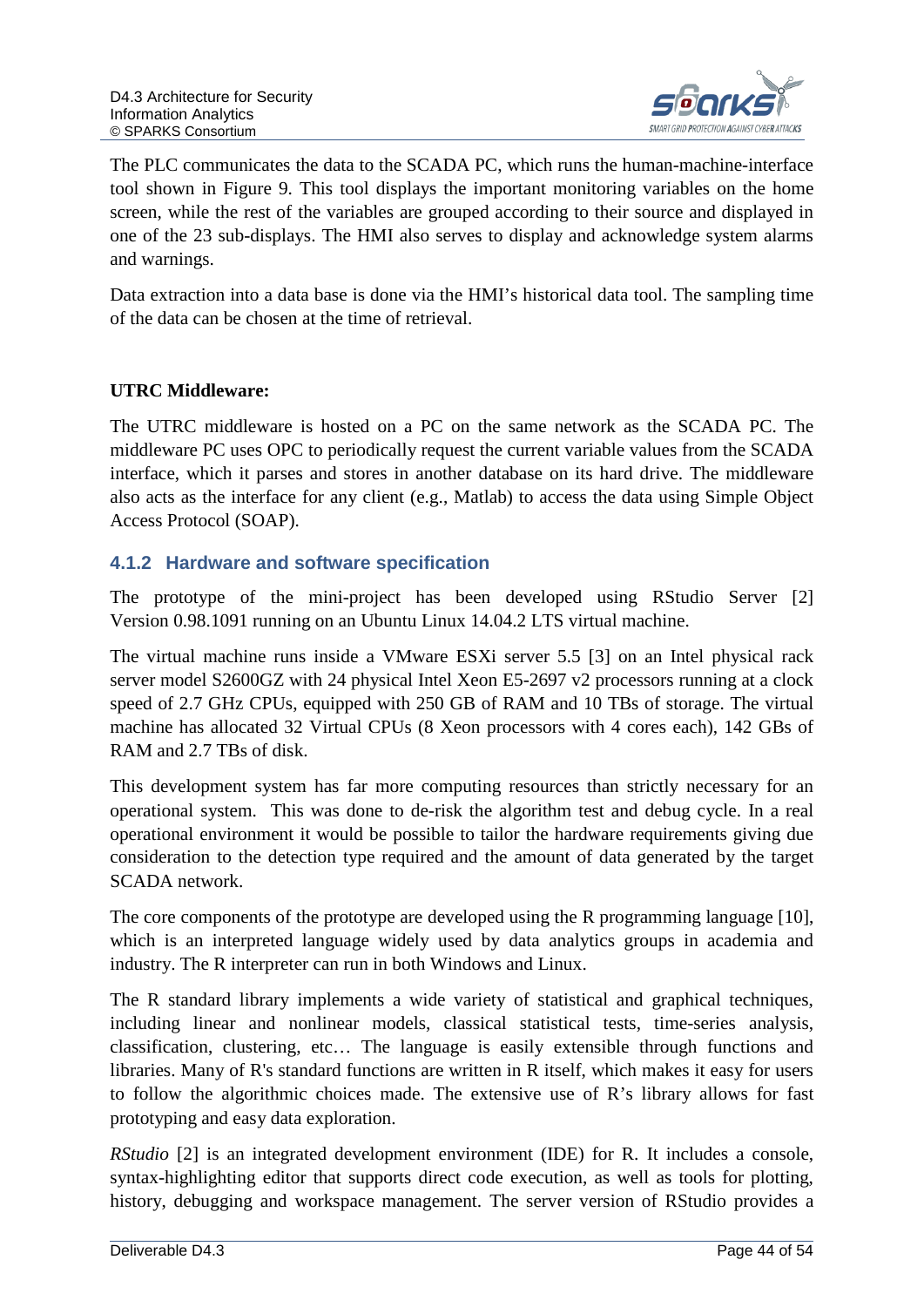The PLC communicates the data to the SCADA PC, which runs the human-machine-interface tool shown in Figure 9. This tool displays the important monitoring variables on the home screen, while the rest of the variables are grouped according to their source and displayed in one of the 23 sub-displays. The HMI also serves to display and acknowledge system alarms and warnings.

Data extraction into a data base is done via the HMI's historical data tool. The sampling time of the data can be chosen at the time of retrieval.

**UTRC Middleware:**

The UTRC middleware is hosted on a PC on the same network as the SCADA PC. The middleware PC uses OPC to periodically request the current variable values from the SCADA interface, which it parses and stores in another database on its hard drive. The middleware also acts as the interface for any client (e.g., Matlab) to access the data using Simple Object Access Protocol (SOAP).

### 4.1.2 Hardware and software specification

The prototype of the mini-project has been developed using RStudio Server [2] Version 0.98.1091 running on an Ubuntu Linux 14.04.2 LTS virtual machine.

The virtual machine runs inside a VMware ESXi server 5.5 [3] on an Intel physical rack server model S2600GZ with 24 physical Intel Xeon E5-2697 v2 processors running at a clock speed of 2.7 GHz CPUs, equipped with 250 GB of RAM and 10 TBs of storage. The virtual machine has allocated 32 Virtual CPUs (8 Xeon processors with 4 cores each), 142 GBs of RAM and 2.7 TBs of disk.

This development system has far more computing resources than strictly necessary for an operational system. This was done to de-risk the algorithm test and debug cycle. In a real operational environment it would be possible to tailor the hardware requirements giving due consideration to the detection type required and the amount of data generated by the target SCADA network.

The core components of the prototype are developed using the R programming language [10], which is an interpreted language widely used by data analytics groups in academia and industry. The R interpreter can run in both Windows and Linux.

The R standard library implements a wide variety of statistical and graphical techniques, including linear and nonlinear models, classical statistical tests, time-series analysis, classification, clustering, etc… The language is easily extensible through functions and libraries. Many of R's standard functions are written in R itself, which makes it easy for users to follow the algorithmic choices made. The extensive use of R's library allows for fast prototyping and easy data exploration.

*RStudio* [2] is an integrated development environment (IDE) for R. It includes a console, syntax-highlighting editor that supports direct code execution, as well as tools for plotting, history, debugging and workspace management. The server version of RStudio provides a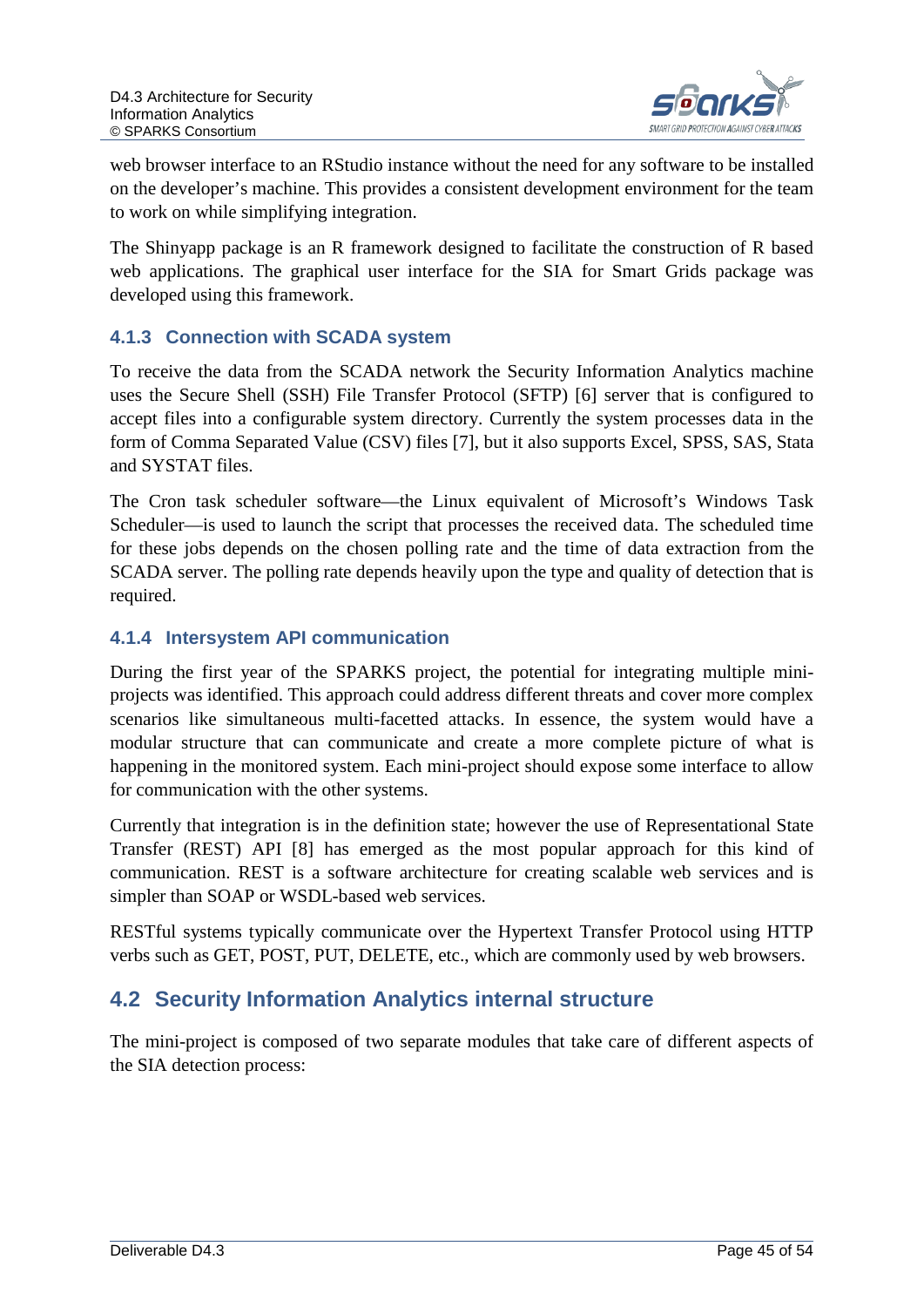web browser interface to an RStudio instance without the need for any software to be installed on the developer's machine. This provides a consistent development environment for the team to work on while simplifying integration.

The Shinyapp package is an R framework designed to facilitate the construction of R based web applications. The graphical user interface for the SIA for Smart Grids package was developed using this framework.

### 4.1.3 Connection with SCADA system

To receive the data from the SCADA network the Security Information Analytics machine uses the Secure Shell (SSH) File Transfer Protocol (SFTP) [6] server that is configured to accept files into a configurable system directory. Currently the system processes data in the form of Comma Separated Value (CSV) files [7], but it also supports Excel, SPSS, SAS, Stata and SYSTAT files.

The Cron task scheduler software—the Linux equivalent of Microsoft's Windows Task Scheduler—is used to launch the script that processes the received data. The scheduled time for these jobs depends on the chosen polling rate and the time of data extraction from the SCADA server. The polling rate depends heavily upon the type and quality of detection that is required.

### 4.1.4 Intersystem API communication

During the first year of the SPARKS project, the potential for integrating multiple mini-projects was identified. This approach could address different threats and cover more complex scenarios like simultaneous multi-facetted attacks. In essence, the system would have a modular structure that can communicate and create a more complete picture of what is happening in the monitored system. Each mini-project should expose some interface to allow for communication with the other systems.

Currently that integration is in the definition state; however the use of Representational State Transfer (REST) API [8] has emerged as the most popular approach for this kind of communication. REST is a software architecture for creating scalable web services and is simpler than SOAP or WSDL-based web services.

RESTful systems typically communicate over the Hypertext Transfer Protocol using HTTP verbs such as GET, POST, PUT, DELETE, etc., which are commonly used by web browsers.

## 4.2 Security Information Analytics internal structure

The mini-project is composed of two separate modules that take care of different aspects of the SIA detection process: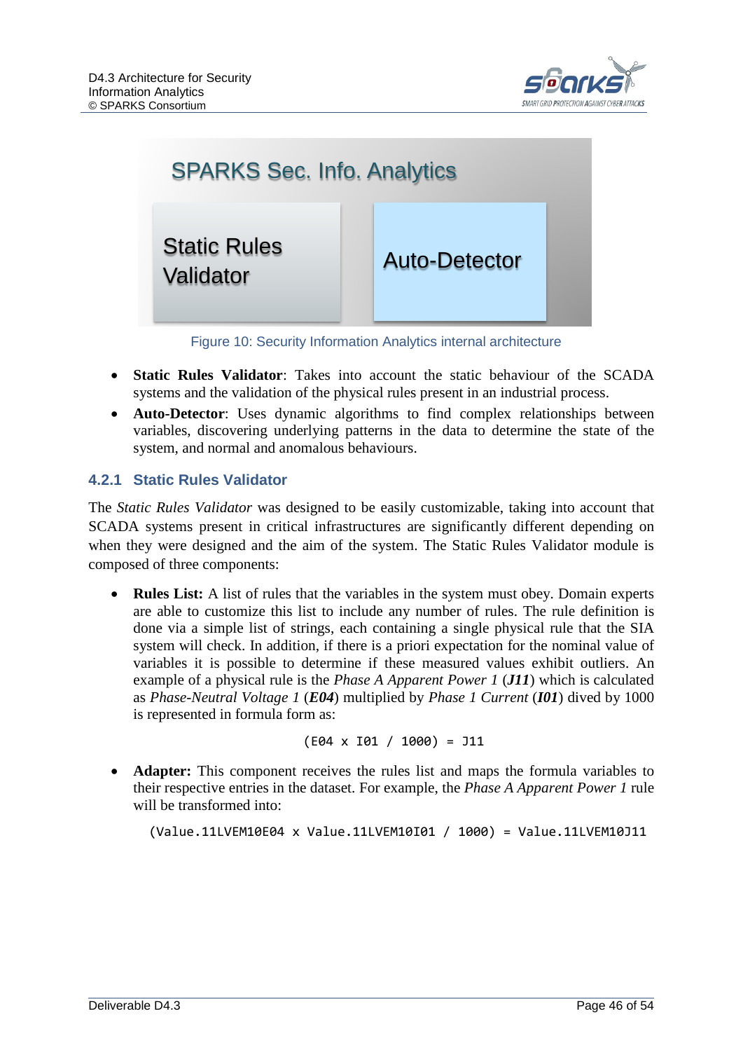SPARKS Sec. Info. Analytics

Static Rules Validator

Auto-Detector

Figure 10: Security Information Analytics internal architecture

- **Static Rules Validator**: Takes into account the static behaviour of the SCADA systems and the validation of the physical rules present in an industrial process.
- **Auto-Detector**: Uses dynamic algorithms to find complex relationships between variables, discovering underlying patterns in the data to determine the state of the system, and normal and anomalous behaviours.

### 4.2.1 Static Rules Validator

The *Static Rules Validator* was designed to be easily customizable, taking into account that SCADA systems present in critical infrastructures are significantly different depending on when they were designed and the aim of the system. The Static Rules Validator module is composed of three components:

- **Rules List:** A list of rules that the variables in the system must obey. Domain experts are able to customize this list to include any number of rules. The rule definition is done via a simple list of strings, each containing a single physical rule that the SIA system will check. In addition, if there is a priori expectation for the nominal value of variables it is possible to determine if these measured values exhibit outliers. An example of a physical rule is the *Phase A Apparent Power 1* (***J11***) which is calculated as *Phase-Neutral Voltage 1* (***E04***) multiplied by *Phase 1 Current* (***I01***) dived by 1000 is represented in formula form as:

```
(E04 x I01 / 1000) = J11
```

- **Adapter:** This component receives the rules list and maps the formula variables to their respective entries in the dataset. For example, the *Phase A Apparent Power 1* rule will be transformed into:

```
(Value.11LVEM10E04 x Value.11LVEM10I01 / 1000) = Value.11LVEM10J11
```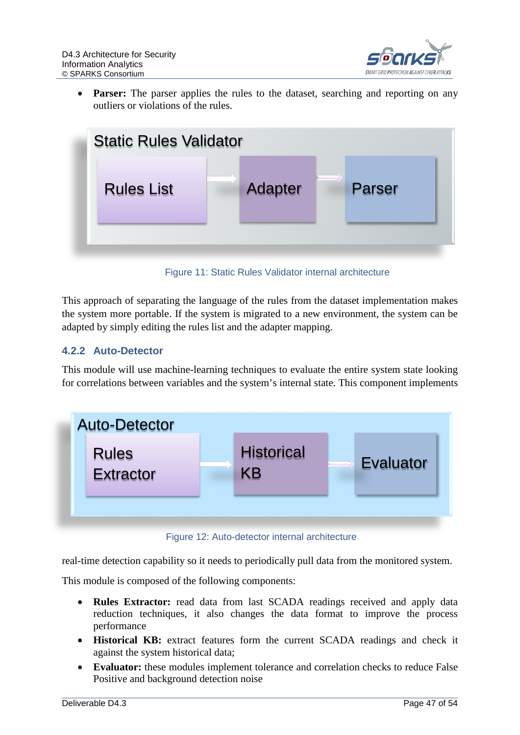- **Parser:** The parser applies the rules to the dataset, searching and reporting on any outliers or violations of the rules.

Figure 11: Static Rules Validator internal architecture

This approach of separating the language of the rules from the dataset implementation makes the system more portable. If the system is migrated to a new environment, the system can be adapted by simply editing the rules list and the adapter mapping.

### 4.2.2 Auto-Detector

This module will use machine-learning techniques to evaluate the entire system state looking for correlations between variables and the system's internal state. This component implements

Figure 12: Auto-detector internal architecture

real-time detection capability so it needs to periodically pull data from the monitored system.

This module is composed of the following components:

- **Rules Extractor:** read data from last SCADA readings received and apply data reduction techniques, it also changes the data format to improve the process performance
- **Historical KB:** extract features form the current SCADA readings and check it against the system historical data;
- **Evaluator:** these modules implement tolerance and correlation checks to reduce False Positive and background detection noise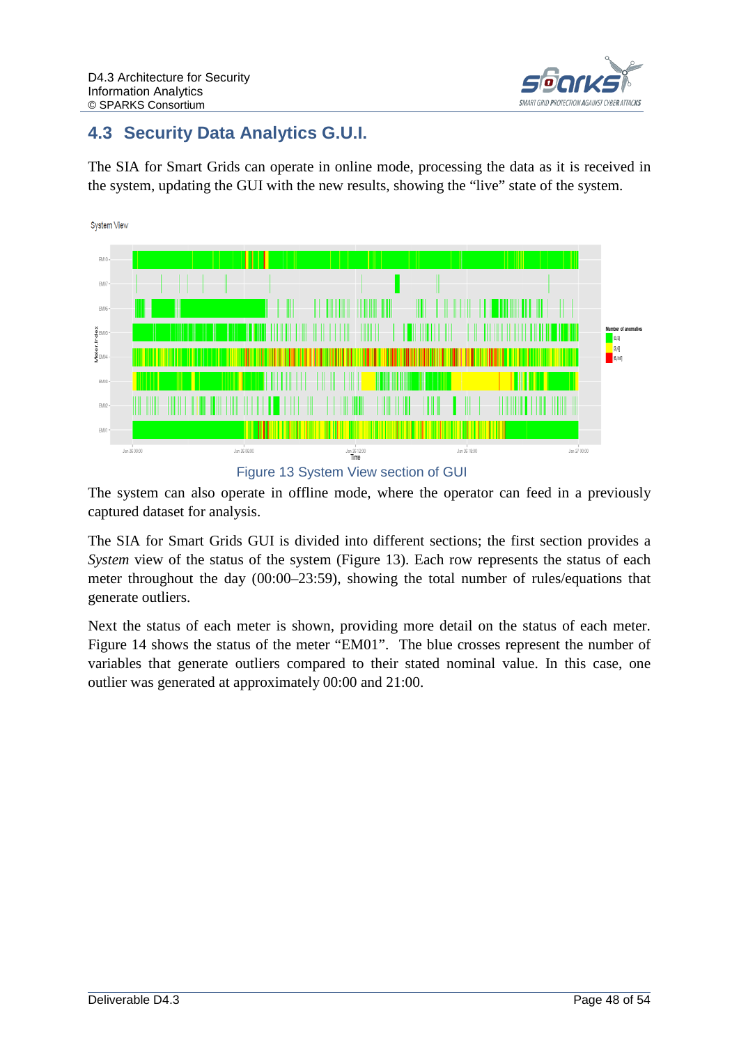## 4.3 Security Data Analytics G.U.I.

The SIA for Smart Grids can operate in online mode, processing the data as it is received in the system, updating the GUI with the new results, showing the "live" state of the system.

Figure 13 System View section of GUI

The system can also operate in offline mode, where the operator can feed in a previously captured dataset for analysis.

The SIA for Smart Grids GUI is divided into different sections; the first section provides a *System* view of the status of the system (Figure 13). Each row represents the status of each meter throughout the day (00:00–23:59), showing the total number of rules/equations that generate outliers.

Next the status of each meter is shown, providing more detail on the status of each meter. Figure 14 shows the status of the meter "EM01". The blue crosses represent the number of variables that generate outliers compared to their stated nominal value. In this case, one outlier was generated at approximately 00:00 and 21:00.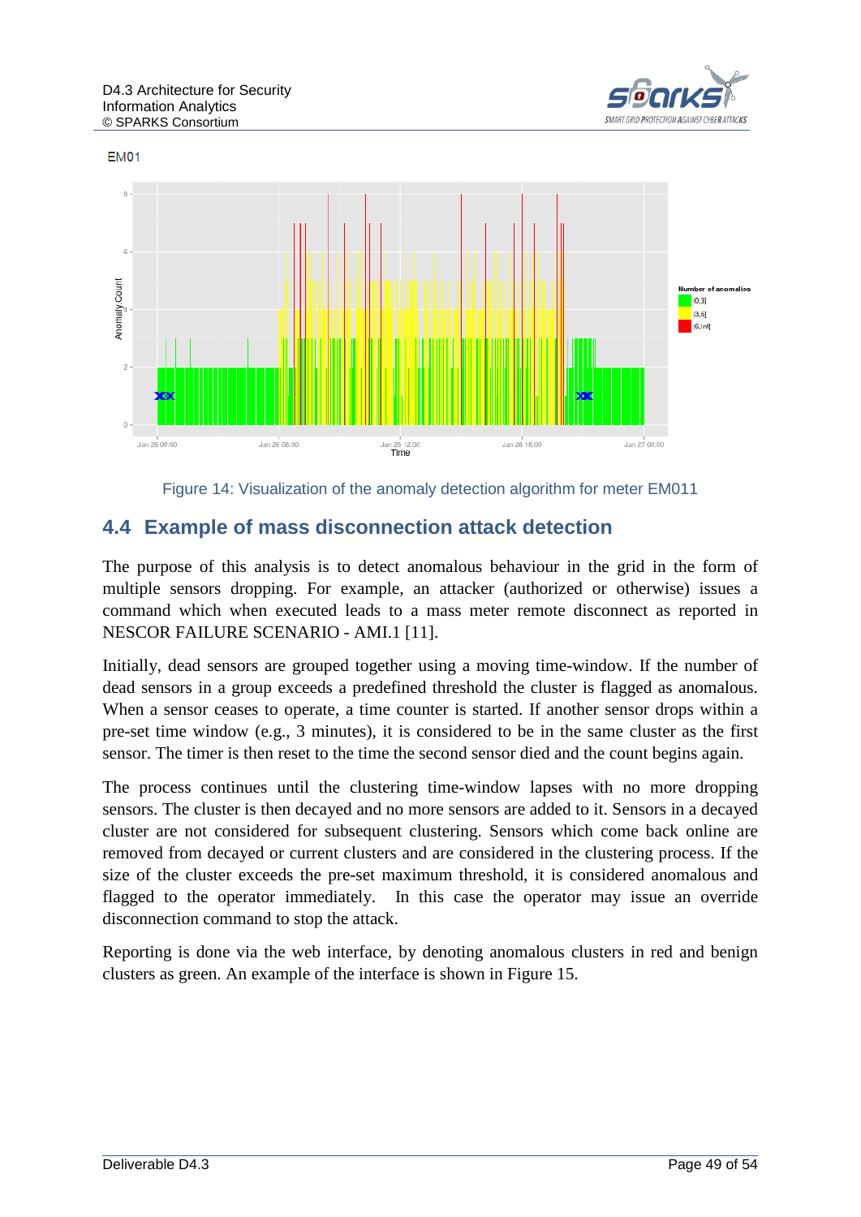Figure 14: Visualization of the anomaly detection algorithm for meter EM011

## 4.4 Example of mass disconnection attack detection

The purpose of this analysis is to detect anomalous behaviour in the grid in the form of multiple sensors dropping. For example, an attacker (authorized or otherwise) issues a command which when executed leads to a mass meter remote disconnect as reported in NESCOR FAILURE SCENARIO - AMI.1 [11].

Initially, dead sensors are grouped together using a moving time-window. If the number of dead sensors in a group exceeds a predefined threshold the cluster is flagged as anomalous. When a sensor ceases to operate, a time counter is started. If another sensor drops within a pre-set time window (e.g., 3 minutes), it is considered to be in the same cluster as the first sensor. The timer is then reset to the time the second sensor died and the count begins again.

The process continues until the clustering time-window lapses with no more dropping sensors. The cluster is then decayed and no more sensors are added to it. Sensors in a decayed cluster are not considered for subsequent clustering. Sensors which come back online are removed from decayed or current clusters and are considered in the clustering process. If the size of the cluster exceeds the pre-set maximum threshold, it is considered anomalous and flagged to the operator immediately. In this case the operator may issue an override disconnection command to stop the attack.

Reporting is done via the web interface, by denoting anomalous clusters in red and benign clusters as green. An example of the interface is shown in Figure 15.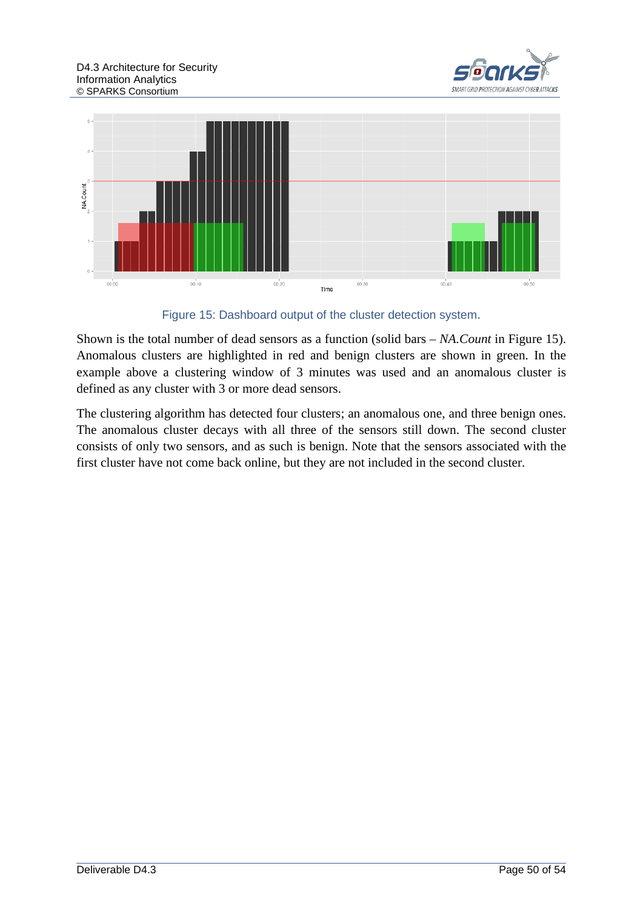Figure 15: Dashboard output of the cluster detection system.

Shown is the total number of dead sensors as a function (solid bars – *NA.Count* in Figure 15). Anomalous clusters are highlighted in red and benign clusters are shown in green. In the example above a clustering window of 3 minutes was used and an anomalous cluster is defined as any cluster with 3 or more dead sensors.

The clustering algorithm has detected four clusters; an anomalous one, and three benign ones. The anomalous cluster decays with all three of the sensors still down. The second cluster consists of only two sensors, and as such is benign. Note that the sensors associated with the first cluster have not come back online, but they are not included in the second cluster.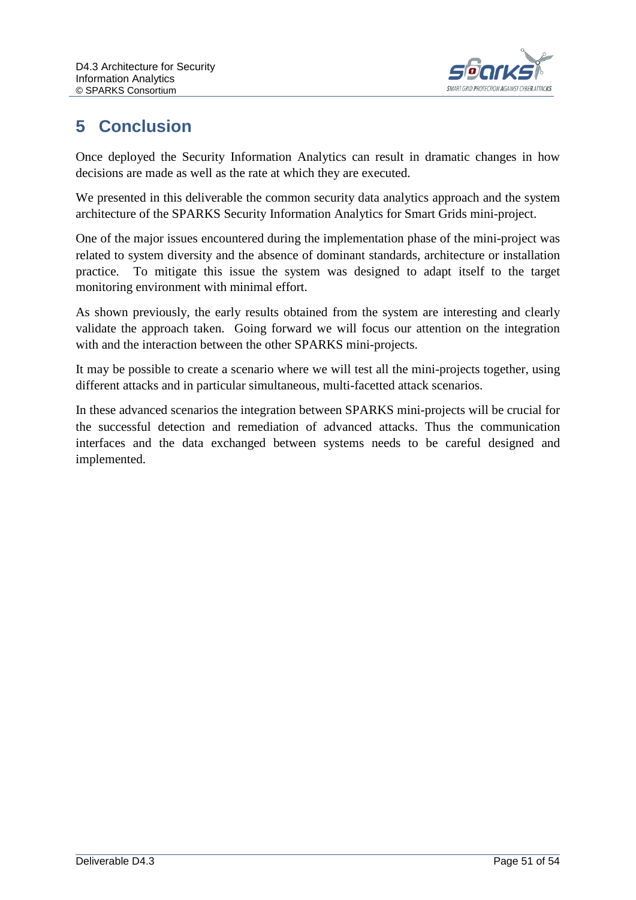# 5 Conclusion

Once deployed the Security Information Analytics can result in dramatic changes in how decisions are made as well as the rate at which they are executed.

We presented in this deliverable the common security data analytics approach and the system architecture of the SPARKS Security Information Analytics for Smart Grids mini-project.

One of the major issues encountered during the implementation phase of the mini-project was related to system diversity and the absence of dominant standards, architecture or installation practice. To mitigate this issue the system was designed to adapt itself to the target monitoring environment with minimal effort.

As shown previously, the early results obtained from the system are interesting and clearly validate the approach taken. Going forward we will focus our attention on the integration with and the interaction between the other SPARKS mini-projects.

It may be possible to create a scenario where we will test all the mini-projects together, using different attacks and in particular simultaneous, multi-facetted attack scenarios.

In these advanced scenarios the integration between SPARKS mini-projects will be crucial for the successful detection and remediation of advanced attacks. Thus the communication interfaces and the data exchanged between systems needs to be careful designed and implemented.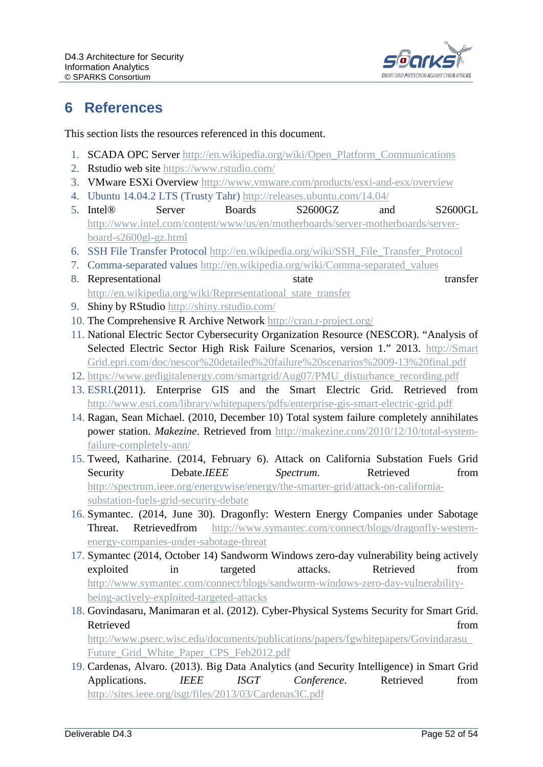# 6 References

This section lists the resources referenced in this document.

1. SCADA OPC Server http://en.wikipedia.org/wiki/Open_Platform_Communications
2. Rstudio web site https://www.rstudio.com/
3. VMware ESXi Overview http://www.vmware.com/products/esxi-and-esx/overview
4. Ubuntu 14.04.2 LTS (Trusty Tahr) http://releases.ubuntu.com/14.04/
5. Intel® Server Boards S2600GZ and S2600GL http://www.intel.com/content/www/us/en/motherboards/server-motherboards/server-board-s2600gl-gz.html
6. SSH File Transfer Protocol http://en.wikipedia.org/wiki/SSH_File_Transfer_Protocol
7. Comma-separated values http://en.wikipedia.org/wiki/Comma-separated_values
8. Representational state transfer http://en.wikipedia.org/wiki/Representational_state_transfer
9. Shiny by RStudio http://shiny.rstudio.com/
10. The Comprehensive R Archive Network http://cran.r-project.org/
11. National Electric Sector Cybersecurity Organization Resource (NESCOR). "Analysis of Selected Electric Sector High Risk Failure Scenarios, version 1." 2013. http://SmartGrid.epri.com/doc/nescor%20detailed%20failure%20scenarios%2009-13%20final.pdf
12. https://www.gedigitalenergy.com/smartgrid/Aug07/PMU_disturbance_recording.pdf
13. ESRI.(2011). Enterprise GIS and the Smart Electric Grid. Retrieved from http://www.esri.com/library/whitepapers/pdfs/enterprise-gis-smart-electric-grid.pdf
14. Ragan, Sean Michael. (2010, December 10) Total system failure completely annihilates power station. *Makezine*. Retrieved from http://makezine.com/2010/12/10/total-system-failure-completely-ann/
15. Tweed, Katharine. (2014, February 6). Attack on California Substation Fuels Grid Security Debate.*IEEE Spectrum*. Retrieved from http://spectrum.ieee.org/energywise/energy/the-smarter-grid/attack-on-california-substation-fuels-grid-security-debate
16. Symantec. (2014, June 30). Dragonfly: Western Energy Companies under Sabotage Threat. Retrievedfrom http://www.symantec.com/connect/blogs/dragonfly-western-energy-companies-under-sabotage-threat
17. Symantec (2014, October 14) Sandworm Windows zero-day vulnerability being actively exploited in targeted attacks. Retrieved from http://www.symantec.com/connect/blogs/sandworm-windows-zero-day-vulnerability-being-actively-exploited-targeted-attacks
18. Govindasaru, Manimaran et al. (2012). Cyber-Physical Systems Security for Smart Grid. Retrieved from http://www.pserc.wisc.edu/documents/publications/papers/fgwhitepapers/Govindarasu_Future_Grid_White_Paper_CPS_Feb2012.pdf
19. Cardenas, Alvaro. (2013). Big Data Analytics (and Security Intelligence) in Smart Grid Applications. *IEEE ISGT Conference*. Retrieved from http://sites.ieee.org/isgt/files/2013/03/Cardenas3C.pdf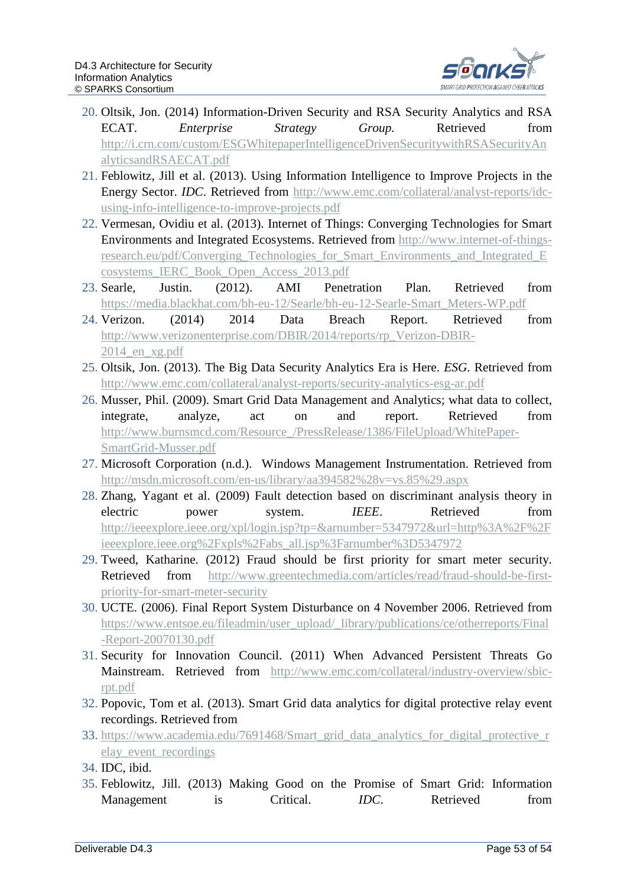20. Oltsik, Jon. (2014) Information-Driven Security and RSA Security Analytics and RSA ECAT. *Enterprise Strategy Group.* Retrieved from http://i.crn.com/custom/ESGWhitepaperIntelligenceDrivenSecuritywithRSASecurityAnalyticsandRSAECAT.pdf
21. Feblowitz, Jill et al. (2013). Using Information Intelligence to Improve Projects in the Energy Sector. *IDC*. Retrieved from http://www.emc.com/collateral/analyst-reports/idc-using-info-intelligence-to-improve-projects.pdf
22. Vermesan, Ovidiu et al. (2013). Internet of Things: Converging Technologies for Smart Environments and Integrated Ecosystems. Retrieved from http://www.internet-of-things-research.eu/pdf/Converging_Technologies_for_Smart_Environments_and_Integrated_Ecosystems_IERC_Book_Open_Access_2013.pdf
23. Searle, Justin. (2012). AMI Penetration Plan. Retrieved from https://media.blackhat.com/bh-eu-12/Searle/bh-eu-12-Searle-Smart_Meters-WP.pdf
24. Verizon. (2014) 2014 Data Breach Report. Retrieved from http://www.verizonenterprise.com/DBIR/2014/reports/rp_Verizon-DBIR-2014_en_xg.pdf
25. Oltsik, Jon. (2013). The Big Data Security Analytics Era is Here. *ESG*. Retrieved from http://www.emc.com/collateral/analyst-reports/security-analytics-esg-ar.pdf
26. Musser, Phil. (2009). Smart Grid Data Management and Analytics; what data to collect, integrate, analyze, act on and report. Retrieved from http://www.burnsmcd.com/Resource_/PressRelease/1386/FileUpload/WhitePaper-SmartGrid-Musser.pdf
27. Microsoft Corporation (n.d.). Windows Management Instrumentation. Retrieved from http://msdn.microsoft.com/en-us/library/aa394582%28v=vs.85%29.aspx
28. Zhang, Yagant et al. (2009) Fault detection based on discriminant analysis theory in electric power system. *IEEE*. Retrieved from http://ieeexplore.ieee.org/xpl/login.jsp?tp=&arnumber=5347972&url=http%3A%2F%2Fieeexplore.ieee.org%2Fxpls%2Fabs_all.jsp%3Farnumber%3D5347972
29. Tweed, Katharine. (2012) Fraud should be first priority for smart meter security. Retrieved from http://www.greentechmedia.com/articles/read/fraud-should-be-first-priority-for-smart-meter-security
30. UCTE. (2006). Final Report System Disturbance on 4 November 2006. Retrieved from https://www.entsoe.eu/fileadmin/user_upload/_library/publications/ce/otherreports/Final-Report-20070130.pdf
31. Security for Innovation Council. (2011) When Advanced Persistent Threats Go Mainstream. Retrieved from http://www.emc.com/collateral/industry-overview/sbic-rpt.pdf
32. Popovic, Tom et al. (2013). Smart Grid data analytics for digital protective relay event recordings. Retrieved from
33. https://www.academia.edu/7691468/Smart_grid_data_analytics_for_digital_protective_relay_event_recordings
34. IDC, ibid.
35. Feblowitz, Jill. (2013) Making Good on the Promise of Smart Grid: Information Management is Critical. *IDC.* Retrieved from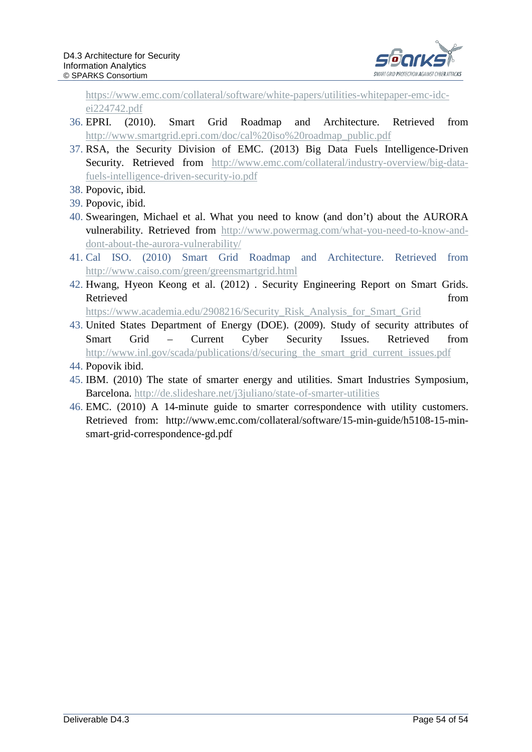https://www.emc.com/collateral/software/white-papers/utilities-whitepaper-emc-idc-ei224742.pdf

36. EPRI. (2010). Smart Grid Roadmap and Architecture. Retrieved from http://www.smartgrid.epri.com/doc/cal%20iso%20roadmap_public.pdf
37. RSA, the Security Division of EMC. (2013) Big Data Fuels Intelligence-Driven Security. Retrieved from http://www.emc.com/collateral/industry-overview/big-data-fuels-intelligence-driven-security-io.pdf
38. Popovic, ibid.
39. Popovic, ibid.
40. Swearingen, Michael et al. What you need to know (and don't) about the AURORA vulnerability. Retrieved from http://www.powermag.com/what-you-need-to-know-and-dont-about-the-aurora-vulnerability/
41. Cal ISO. (2010) Smart Grid Roadmap and Architecture. Retrieved from http://www.caiso.com/green/greensmartgrid.html
42. Hwang, Hyeon Keong et al. (2012) . Security Engineering Report on Smart Grids. Retrieved from https://www.academia.edu/2908216/Security_Risk_Analysis_for_Smart_Grid
43. United States Department of Energy (DOE). (2009). Study of security attributes of Smart Grid – Current Cyber Security Issues. Retrieved from http://www.inl.gov/scada/publications/d/securing_the_smart_grid_current_issues.pdf
44. Popovik ibid.
45. IBM. (2010) The state of smarter energy and utilities. Smart Industries Symposium, Barcelona. http://de.slideshare.net/j3juliano/state-of-smarter-utilities
46. EMC. (2010) A 14-minute guide to smarter correspondence with utility customers. Retrieved from: http://www.emc.com/collateral/software/15-min-guide/h5108-15-min-smart-grid-correspondence-gd.pdf